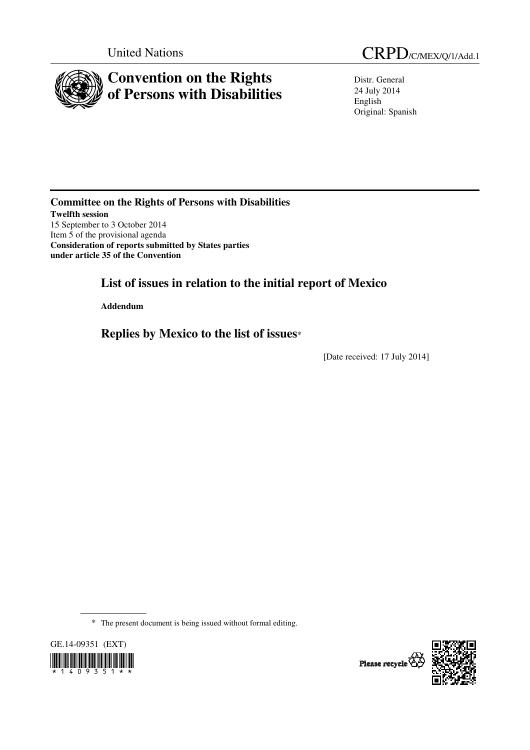United Nations CRPD/C/MEX/Q/1/Add.1

# Convention on the Rights of Persons with Disabilities

Distr. General
24 July 2014
English
Original: Spanish

**Committee on the Rights of Persons with Disabilities**
**Twelfth session**
15 September to 3 October 2014
Item 5 of the provisional agenda
**Consideration of reports submitted by States parties under article 35 of the Convention**

## List of issues in relation to the initial report of Mexico

**Addendum**

## Replies by Mexico to the list of issues*

[Date received: 17 July 2014]

\* The present document is being issued without formal editing.

GE.14-09351 (EXT)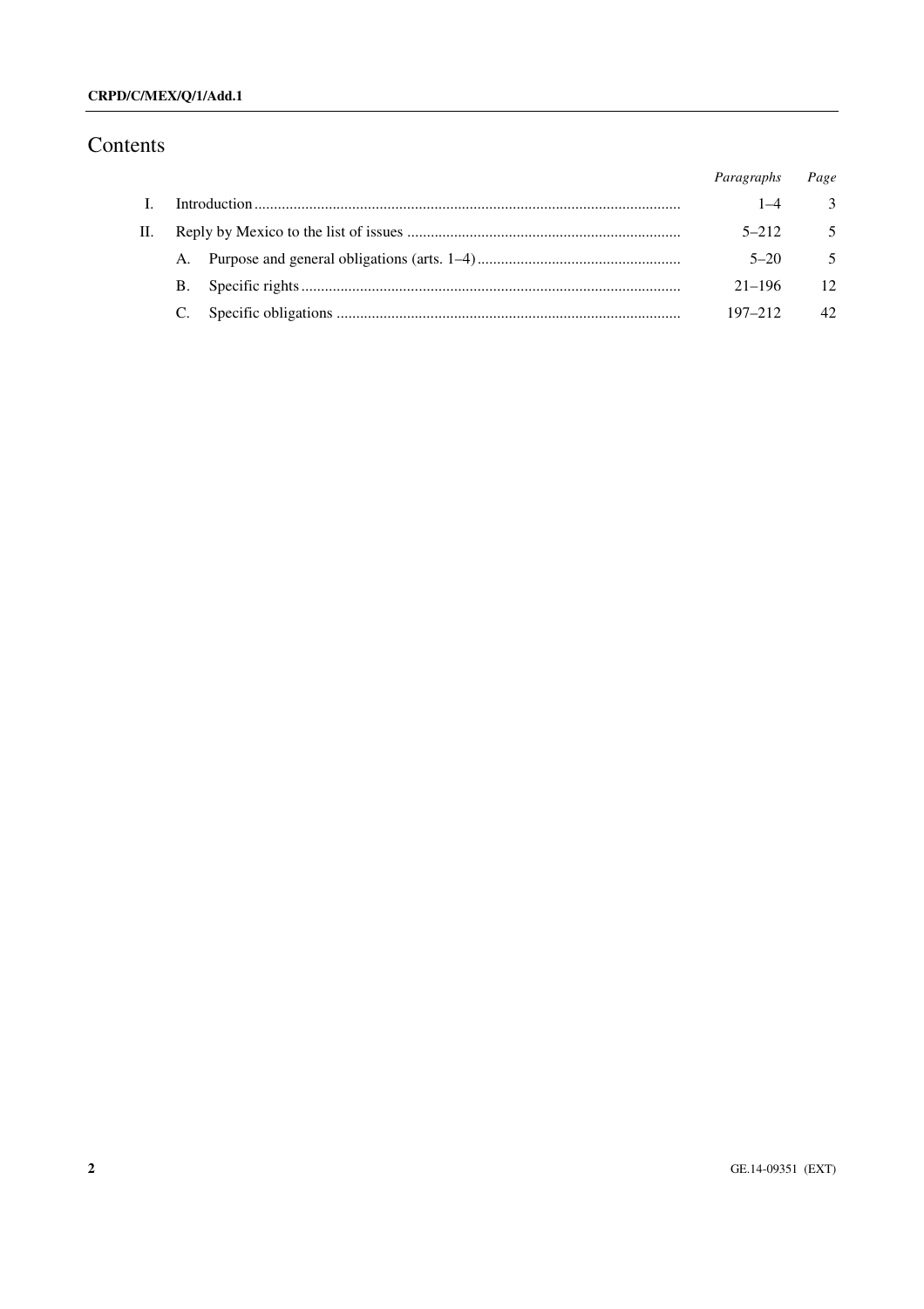# Contents

| | | Paragraphs | Page |
|---|---|---|---|
| I. | Introduction | 1–4 | 3 |
| II. | Reply by Mexico to the list of issues | 5–212 | 5 |
| | A. Purpose and general obligations (arts. 1–4) | 5–20 | 5 |
| | B. Specific rights | 21–196 | 12 |
| | C. Specific obligations | 197–212 | 42 |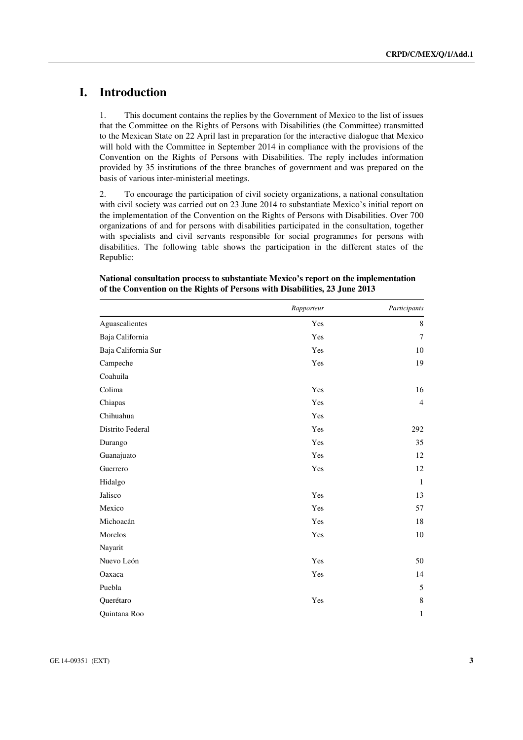# I. Introduction

1. This document contains the replies by the Government of Mexico to the list of issues that the Committee on the Rights of Persons with Disabilities (the Committee) transmitted to the Mexican State on 22 April last in preparation for the interactive dialogue that Mexico will hold with the Committee in September 2014 in compliance with the provisions of the Convention on the Rights of Persons with Disabilities. The reply includes information provided by 35 institutions of the three branches of government and was prepared on the basis of various inter-ministerial meetings.

2. To encourage the participation of civil society organizations, a national consultation with civil society was carried out on 23 June 2014 to substantiate Mexico's initial report on the implementation of the Convention on the Rights of Persons with Disabilities. Over 700 organizations of and for persons with disabilities participated in the consultation, together with specialists and civil servants responsible for social programmes for persons with disabilities. The following table shows the participation in the different states of the Republic:

**National consultation process to substantiate Mexico's report on the implementation of the Convention on the Rights of Persons with Disabilities, 23 June 2013**

| | *Rapporteur* | *Participants* |
|---|---|---|
| Aguascalientes | Yes | 8 |
| Baja California | Yes | 7 |
| Baja California Sur | Yes | 10 |
| Campeche | Yes | 19 |
| Coahuila | | |
| Colima | Yes | 16 |
| Chiapas | Yes | 4 |
| Chihuahua | Yes | |
| Distrito Federal | Yes | 292 |
| Durango | Yes | 35 |
| Guanajuato | Yes | 12 |
| Guerrero | Yes | 12 |
| Hidalgo | | 1 |
| Jalisco | Yes | 13 |
| Mexico | Yes | 57 |
| Michoacán | Yes | 18 |
| Morelos | Yes | 10 |
| Nayarit | | |
| Nuevo León | Yes | 50 |
| Oaxaca | Yes | 14 |
| Puebla | | 5 |
| Querétaro | Yes | 8 |
| Quintana Roo | | 1 |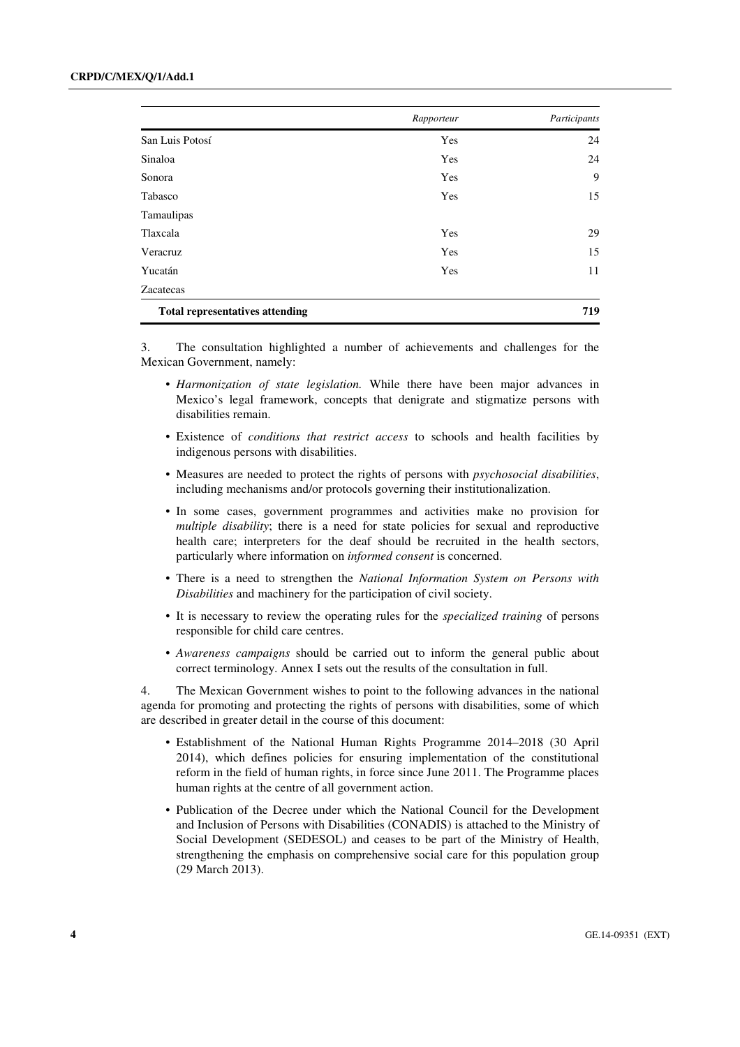| | *Rapporteur* | *Participants* |
|---|---|---|
| San Luis Potosí | Yes | 24 |
| Sinaloa | Yes | 24 |
| Sonora | Yes | 9 |
| Tabasco | Yes | 15 |
| Tamaulipas | | |
| Tlaxcala | Yes | 29 |
| Veracruz | Yes | 15 |
| Yucatán | Yes | 11 |
| Zacatecas | | |
| **Total representatives attending** | | **719** |

3. The consultation highlighted a number of achievements and challenges for the Mexican Government, namely:

- *Harmonization of state legislation.* While there have been major advances in Mexico's legal framework, concepts that denigrate and stigmatize persons with disabilities remain.
- Existence of *conditions that restrict access* to schools and health facilities by indigenous persons with disabilities.
- Measures are needed to protect the rights of persons with *psychosocial disabilities*, including mechanisms and/or protocols governing their institutionalization.
- In some cases, government programmes and activities make no provision for *multiple disability*; there is a need for state policies for sexual and reproductive health care; interpreters for the deaf should be recruited in the health sectors, particularly where information on *informed consent* is concerned.
- There is a need to strengthen the *National Information System on Persons with Disabilities* and machinery for the participation of civil society.
- It is necessary to review the operating rules for the *specialized training* of persons responsible for child care centres.
- *Awareness campaigns* should be carried out to inform the general public about correct terminology. Annex I sets out the results of the consultation in full.

4. The Mexican Government wishes to point to the following advances in the national agenda for promoting and protecting the rights of persons with disabilities, some of which are described in greater detail in the course of this document:

- Establishment of the National Human Rights Programme 2014–2018 (30 April 2014), which defines policies for ensuring implementation of the constitutional reform in the field of human rights, in force since June 2011. The Programme places human rights at the centre of all government action.
- Publication of the Decree under which the National Council for the Development and Inclusion of Persons with Disabilities (CONADIS) is attached to the Ministry of Social Development (SEDESOL) and ceases to be part of the Ministry of Health, strengthening the emphasis on comprehensive social care for this population group (29 March 2013).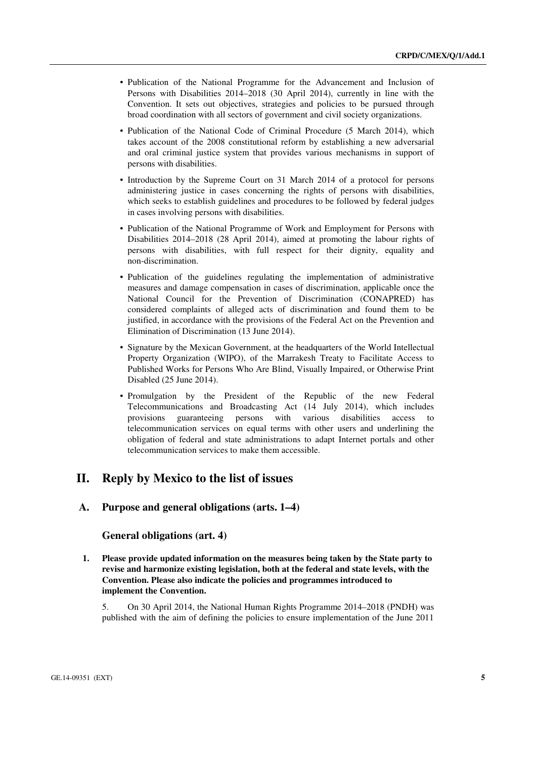- Publication of the National Programme for the Advancement and Inclusion of Persons with Disabilities 2014–2018 (30 April 2014), currently in line with the Convention. It sets out objectives, strategies and policies to be pursued through broad coordination with all sectors of government and civil society organizations.
- Publication of the National Code of Criminal Procedure (5 March 2014), which takes account of the 2008 constitutional reform by establishing a new adversarial and oral criminal justice system that provides various mechanisms in support of persons with disabilities.
- Introduction by the Supreme Court on 31 March 2014 of a protocol for persons administering justice in cases concerning the rights of persons with disabilities, which seeks to establish guidelines and procedures to be followed by federal judges in cases involving persons with disabilities.
- Publication of the National Programme of Work and Employment for Persons with Disabilities 2014–2018 (28 April 2014), aimed at promoting the labour rights of persons with disabilities, with full respect for their dignity, equality and non-discrimination.
- Publication of the guidelines regulating the implementation of administrative measures and damage compensation in cases of discrimination, applicable once the National Council for the Prevention of Discrimination (CONAPRED) has considered complaints of alleged acts of discrimination and found them to be justified, in accordance with the provisions of the Federal Act on the Prevention and Elimination of Discrimination (13 June 2014).
- Signature by the Mexican Government, at the headquarters of the World Intellectual Property Organization (WIPO), of the Marrakesh Treaty to Facilitate Access to Published Works for Persons Who Are Blind, Visually Impaired, or Otherwise Print Disabled (25 June 2014).
- Promulgation by the President of the Republic of the new Federal Telecommunications and Broadcasting Act (14 July 2014), which includes provisions guaranteeing persons with various disabilities access to telecommunication services on equal terms with other users and underlining the obligation of federal and state administrations to adapt Internet portals and other telecommunication services to make them accessible.

# II. Reply by Mexico to the list of issues

## A. Purpose and general obligations (arts. 1–4)

### General obligations (art. 4)

**1. Please provide updated information on the measures being taken by the State party to revise and harmonize existing legislation, both at the federal and state levels, with the Convention. Please also indicate the policies and programmes introduced to implement the Convention.**

5. On 30 April 2014, the National Human Rights Programme 2014–2018 (PNDH) was published with the aim of defining the policies to ensure implementation of the June 2011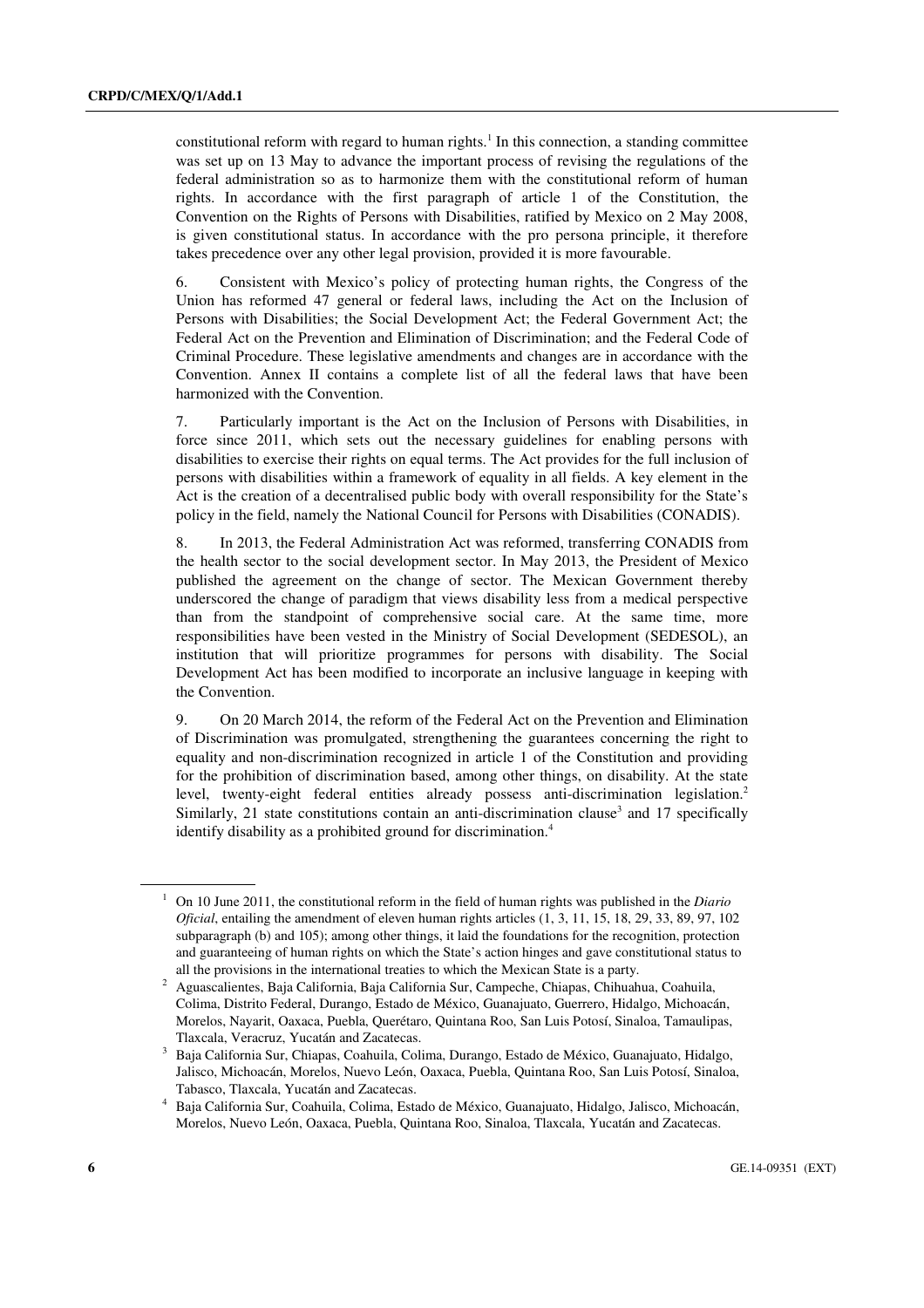constitutional reform with regard to human rights.[1] In this connection, a standing committee was set up on 13 May to advance the important process of revising the regulations of the federal administration so as to harmonize them with the constitutional reform of human rights. In accordance with the first paragraph of article 1 of the Constitution, the Convention on the Rights of Persons with Disabilities, ratified by Mexico on 2 May 2008, is given constitutional status. In accordance with the pro persona principle, it therefore takes precedence over any other legal provision, provided it is more favourable.

6. Consistent with Mexico's policy of protecting human rights, the Congress of the Union has reformed 47 general or federal laws, including the Act on the Inclusion of Persons with Disabilities; the Social Development Act; the Federal Government Act; the Federal Act on the Prevention and Elimination of Discrimination; and the Federal Code of Criminal Procedure. These legislative amendments and changes are in accordance with the Convention. Annex II contains a complete list of all the federal laws that have been harmonized with the Convention.

7. Particularly important is the Act on the Inclusion of Persons with Disabilities, in force since 2011, which sets out the necessary guidelines for enabling persons with disabilities to exercise their rights on equal terms. The Act provides for the full inclusion of persons with disabilities within a framework of equality in all fields. A key element in the Act is the creation of a decentralised public body with overall responsibility for the State's policy in the field, namely the National Council for Persons with Disabilities (CONADIS).

8. In 2013, the Federal Administration Act was reformed, transferring CONADIS from the health sector to the social development sector. In May 2013, the President of Mexico published the agreement on the change of sector. The Mexican Government thereby underscored the change of paradigm that views disability less from a medical perspective than from the standpoint of comprehensive social care. At the same time, more responsibilities have been vested in the Ministry of Social Development (SEDESOL), an institution that will prioritize programmes for persons with disability. The Social Development Act has been modified to incorporate an inclusive language in keeping with the Convention.

9. On 20 March 2014, the reform of the Federal Act on the Prevention and Elimination of Discrimination was promulgated, strengthening the guarantees concerning the right to equality and non-discrimination recognized in article 1 of the Constitution and providing for the prohibition of discrimination based, among other things, on disability. At the state level, twenty-eight federal entities already possess anti-discrimination legislation.[2] Similarly, 21 state constitutions contain an anti-discrimination clause[3] and 17 specifically identify disability as a prohibited ground for discrimination.[4]

---

[1] On 10 June 2011, the constitutional reform in the field of human rights was published in the *Diario Oficial*, entailing the amendment of eleven human rights articles (1, 3, 11, 15, 18, 29, 33, 89, 97, 102 subparagraph (b) and 105); among other things, it laid the foundations for the recognition, protection and guaranteeing of human rights on which the State's action hinges and gave constitutional status to all the provisions in the international treaties to which the Mexican State is a party.

[2] Aguascalientes, Baja California, Baja California Sur, Campeche, Chiapas, Chihuahua, Coahuila, Colima, Distrito Federal, Durango, Estado de México, Guanajuato, Guerrero, Hidalgo, Michoacán, Morelos, Nayarit, Oaxaca, Puebla, Querétaro, Quintana Roo, San Luis Potosí, Sinaloa, Tamaulipas, Tlaxcala, Veracruz, Yucatán and Zacatecas.

[3] Baja California Sur, Chiapas, Coahuila, Colima, Durango, Estado de México, Guanajuato, Hidalgo, Jalisco, Michoacán, Morelos, Nuevo León, Oaxaca, Puebla, Quintana Roo, San Luis Potosí, Sinaloa, Tabasco, Tlaxcala, Yucatán and Zacatecas.

[4] Baja California Sur, Coahuila, Colima, Estado de México, Guanajuato, Hidalgo, Jalisco, Michoacán, Morelos, Nuevo León, Oaxaca, Puebla, Quintana Roo, Sinaloa, Tlaxcala, Yucatán and Zacatecas.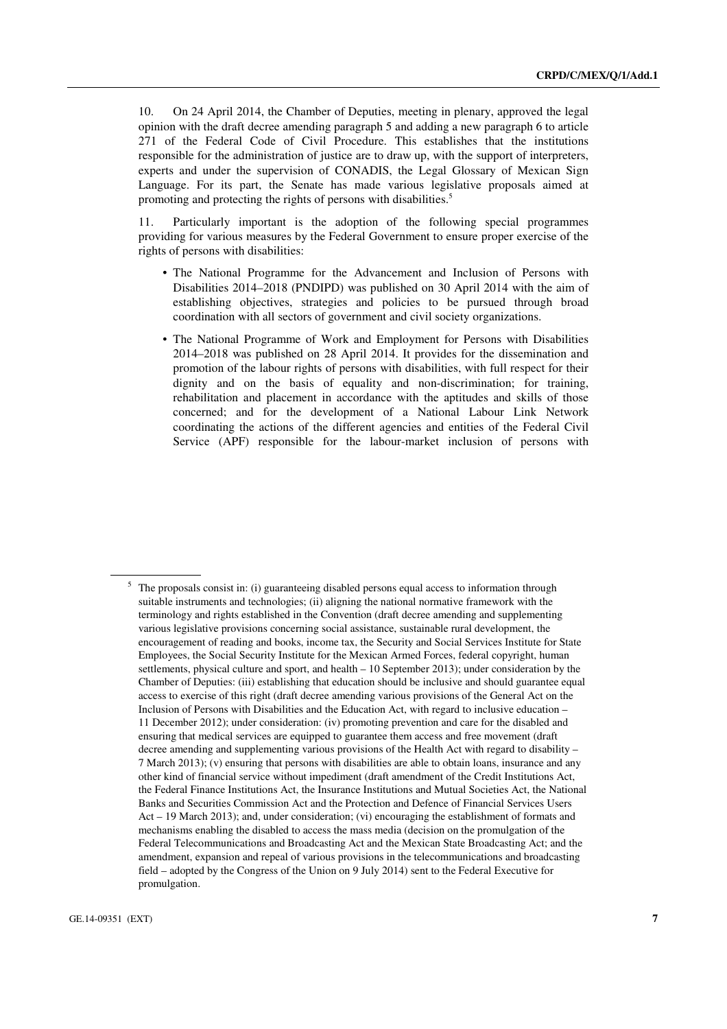10. On 24 April 2014, the Chamber of Deputies, meeting in plenary, approved the legal opinion with the draft decree amending paragraph 5 and adding a new paragraph 6 to article 271 of the Federal Code of Civil Procedure. This establishes that the institutions responsible for the administration of justice are to draw up, with the support of interpreters, experts and under the supervision of CONADIS, the Legal Glossary of Mexican Sign Language. For its part, the Senate has made various legislative proposals aimed at promoting and protecting the rights of persons with disabilities.[5]

11. Particularly important is the adoption of the following special programmes providing for various measures by the Federal Government to ensure proper exercise of the rights of persons with disabilities:

- The National Programme for the Advancement and Inclusion of Persons with Disabilities 2014–2018 (PNDIPD) was published on 30 April 2014 with the aim of establishing objectives, strategies and policies to be pursued through broad coordination with all sectors of government and civil society organizations.
- The National Programme of Work and Employment for Persons with Disabilities 2014–2018 was published on 28 April 2014. It provides for the dissemination and promotion of the labour rights of persons with disabilities, with full respect for their dignity and on the basis of equality and non-discrimination; for training, rehabilitation and placement in accordance with the aptitudes and skills of those concerned; and for the development of a National Labour Link Network coordinating the actions of the different agencies and entities of the Federal Civil Service (APF) responsible for the labour-market inclusion of persons with

[5] The proposals consist in: (i) guaranteeing disabled persons equal access to information through suitable instruments and technologies; (ii) aligning the national normative framework with the terminology and rights established in the Convention (draft decree amending and supplementing various legislative provisions concerning social assistance, sustainable rural development, the encouragement of reading and books, income tax, the Security and Social Services Institute for State Employees, the Social Security Institute for the Mexican Armed Forces, federal copyright, human settlements, physical culture and sport, and health – 10 September 2013); under consideration by the Chamber of Deputies: (iii) establishing that education should be inclusive and should guarantee equal access to exercise of this right (draft decree amending various provisions of the General Act on the Inclusion of Persons with Disabilities and the Education Act, with regard to inclusive education – 11 December 2012); under consideration: (iv) promoting prevention and care for the disabled and ensuring that medical services are equipped to guarantee them access and free movement (draft decree amending and supplementing various provisions of the Health Act with regard to disability – 7 March 2013); (v) ensuring that persons with disabilities are able to obtain loans, insurance and any other kind of financial service without impediment (draft amendment of the Credit Institutions Act, the Federal Finance Institutions Act, the Insurance Institutions and Mutual Societies Act, the National Banks and Securities Commission Act and the Protection and Defence of Financial Services Users Act – 19 March 2013); and, under consideration; (vi) encouraging the establishment of formats and mechanisms enabling the disabled to access the mass media (decision on the promulgation of the Federal Telecommunications and Broadcasting Act and the Mexican State Broadcasting Act; and the amendment, expansion and repeal of various provisions in the telecommunications and broadcasting field – adopted by the Congress of the Union on 9 July 2014) sent to the Federal Executive for promulgation.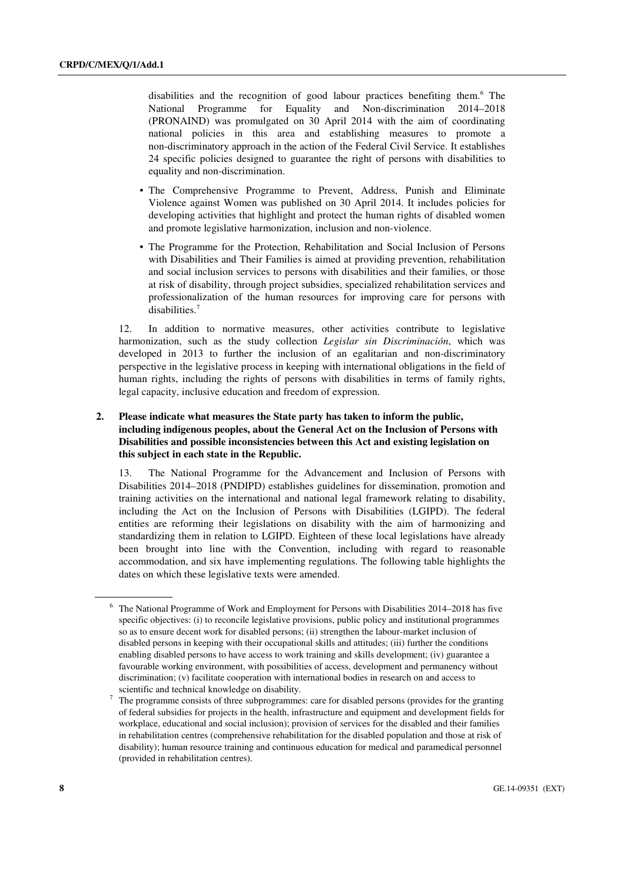disabilities and the recognition of good labour practices benefiting them.[6] The National Programme for Equality and Non-discrimination 2014–2018 (PRONAIND) was promulgated on 30 April 2014 with the aim of coordinating national policies in this area and establishing measures to promote a non-discriminatory approach in the action of the Federal Civil Service. It establishes 24 specific policies designed to guarantee the right of persons with disabilities to equality and non-discrimination.

- The Comprehensive Programme to Prevent, Address, Punish and Eliminate Violence against Women was published on 30 April 2014. It includes policies for developing activities that highlight and protect the human rights of disabled women and promote legislative harmonization, inclusion and non-violence.
- The Programme for the Protection, Rehabilitation and Social Inclusion of Persons with Disabilities and Their Families is aimed at providing prevention, rehabilitation and social inclusion services to persons with disabilities and their families, or those at risk of disability, through project subsidies, specialized rehabilitation services and professionalization of the human resources for improving care for persons with disabilities.[7]

12. In addition to normative measures, other activities contribute to legislative harmonization, such as the study collection *Legislar sin Discriminación*, which was developed in 2013 to further the inclusion of an egalitarian and non-discriminatory perspective in the legislative process in keeping with international obligations in the field of human rights, including the rights of persons with disabilities in terms of family rights, legal capacity, inclusive education and freedom of expression.

**2. Please indicate what measures the State party has taken to inform the public, including indigenous peoples, about the General Act on the Inclusion of Persons with Disabilities and possible inconsistencies between this Act and existing legislation on this subject in each state in the Republic.**

13. The National Programme for the Advancement and Inclusion of Persons with Disabilities 2014–2018 (PNDIPD) establishes guidelines for dissemination, promotion and training activities on the international and national legal framework relating to disability, including the Act on the Inclusion of Persons with Disabilities (LGIPD). The federal entities are reforming their legislations on disability with the aim of harmonizing and standardizing them in relation to LGIPD. Eighteen of these local legislations have already been brought into line with the Convention, including with regard to reasonable accommodation, and six have implementing regulations. The following table highlights the dates on which these legislative texts were amended.

---

[6] The National Programme of Work and Employment for Persons with Disabilities 2014–2018 has five specific objectives: (i) to reconcile legislative provisions, public policy and institutional programmes so as to ensure decent work for disabled persons; (ii) strengthen the labour-market inclusion of disabled persons in keeping with their occupational skills and attitudes; (iii) further the conditions enabling disabled persons to have access to work training and skills development; (iv) guarantee a favourable working environment, with possibilities of access, development and permanency without discrimination; (v) facilitate cooperation with international bodies in research on and access to scientific and technical knowledge on disability.

[7] The programme consists of three subprogrammes: care for disabled persons (provides for the granting of federal subsidies for projects in the health, infrastructure and equipment and development fields for workplace, educational and social inclusion); provision of services for the disabled and their families in rehabilitation centres (comprehensive rehabilitation for the disabled population and those at risk of disability); human resource training and continuous education for medical and paramedical personnel (provided in rehabilitation centres).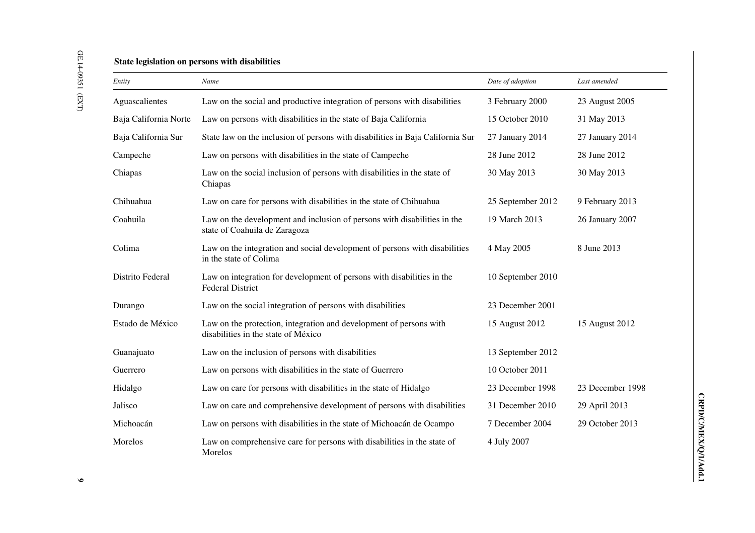**State legislation on persons with disabilities**

| *Entity* | *Name* | *Date of adoption* | *Last amended* |
|---|---|---|---|
| Aguascalientes | Law on the social and productive integration of persons with disabilities | 3 February 2000 | 23 August 2005 |
| Baja California Norte | Law on persons with disabilities in the state of Baja California | 15 October 2010 | 31 May 2013 |
| Baja California Sur | State law on the inclusion of persons with disabilities in Baja California Sur | 27 January 2014 | 27 January 2014 |
| Campeche | Law on persons with disabilities in the state of Campeche | 28 June 2012 | 28 June 2012 |
| Chiapas | Law on the social inclusion of persons with disabilities in the state of Chiapas | 30 May 2013 | 30 May 2013 |
| Chihuahua | Law on care for persons with disabilities in the state of Chihuahua | 25 September 2012 | 9 February 2013 |
| Coahuila | Law on the development and inclusion of persons with disabilities in the state of Coahuila de Zaragoza | 19 March 2013 | 26 January 2007 |
| Colima | Law on the integration and social development of persons with disabilities in the state of Colima | 4 May 2005 | 8 June 2013 |
| Distrito Federal | Law on integration for development of persons with disabilities in the Federal District | 10 September 2010 | |
| Durango | Law on the social integration of persons with disabilities | 23 December 2001 | |
| Estado de México | Law on the protection, integration and development of persons with disabilities in the state of México | 15 August 2012 | 15 August 2012 |
| Guanajuato | Law on the inclusion of persons with disabilities | 13 September 2012 | |
| Guerrero | Law on persons with disabilities in the state of Guerrero | 10 October 2011 | |
| Hidalgo | Law on care for persons with disabilities in the state of Hidalgo | 23 December 1998 | 23 December 1998 |
| Jalisco | Law on care and comprehensive development of persons with disabilities | 31 December 2010 | 29 April 2013 |
| Michoacán | Law on persons with disabilities in the state of Michoacán de Ocampo | 7 December 2004 | 29 October 2013 |
| Morelos | Law on comprehensive care for persons with disabilities in the state of Morelos | 4 July 2007 | |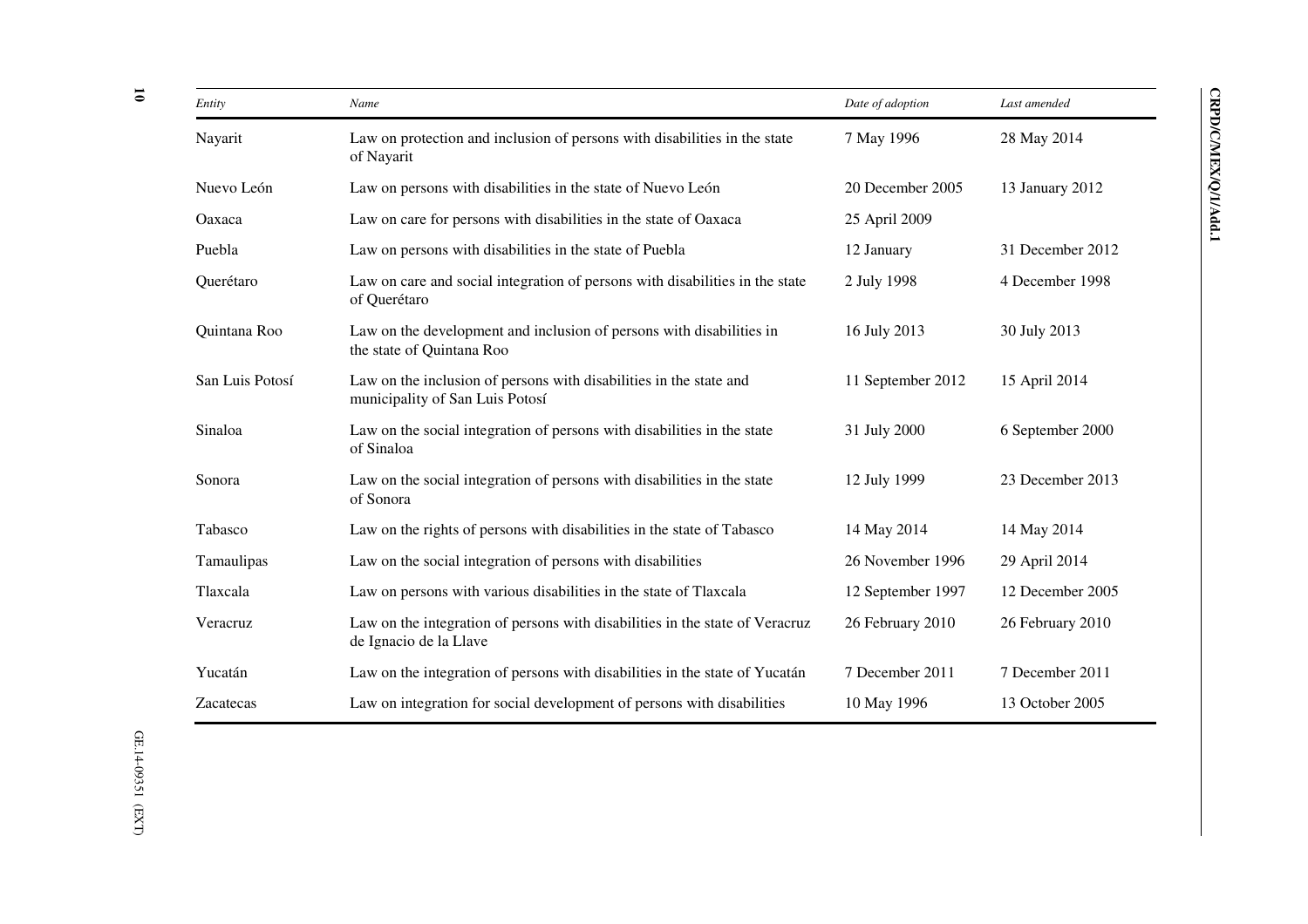| Entity | Name | Date of adoption | Last amended |
|---|---|---|---|
| Nayarit | Law on protection and inclusion of persons with disabilities in the state of Nayarit | 7 May 1996 | 28 May 2014 |
| Nuevo León | Law on persons with disabilities in the state of Nuevo León | 20 December 2005 | 13 January 2012 |
| Oaxaca | Law on care for persons with disabilities in the state of Oaxaca | 25 April 2009 | |
| Puebla | Law on persons with disabilities in the state of Puebla | 12 January | 31 December 2012 |
| Querétaro | Law on care and social integration of persons with disabilities in the state of Querétaro | 2 July 1998 | 4 December 1998 |
| Quintana Roo | Law on the development and inclusion of persons with disabilities in the state of Quintana Roo | 16 July 2013 | 30 July 2013 |
| San Luis Potosí | Law on the inclusion of persons with disabilities in the state and municipality of San Luis Potosí | 11 September 2012 | 15 April 2014 |
| Sinaloa | Law on the social integration of persons with disabilities in the state of Sinaloa | 31 July 2000 | 6 September 2000 |
| Sonora | Law on the social integration of persons with disabilities in the state of Sonora | 12 July 1999 | 23 December 2013 |
| Tabasco | Law on the rights of persons with disabilities in the state of Tabasco | 14 May 2014 | 14 May 2014 |
| Tamaulipas | Law on the social integration of persons with disabilities | 26 November 1996 | 29 April 2014 |
| Tlaxcala | Law on persons with various disabilities in the state of Tlaxcala | 12 September 1997 | 12 December 2005 |
| Veracruz | Law on the integration of persons with disabilities in the state of Veracruz de Ignacio de la Llave | 26 February 2010 | 26 February 2010 |
| Yucatán | Law on the integration of persons with disabilities in the state of Yucatán | 7 December 2011 | 7 December 2011 |
| Zacatecas | Law on integration for social development of persons with disabilities | 10 May 1996 | 13 October 2005 |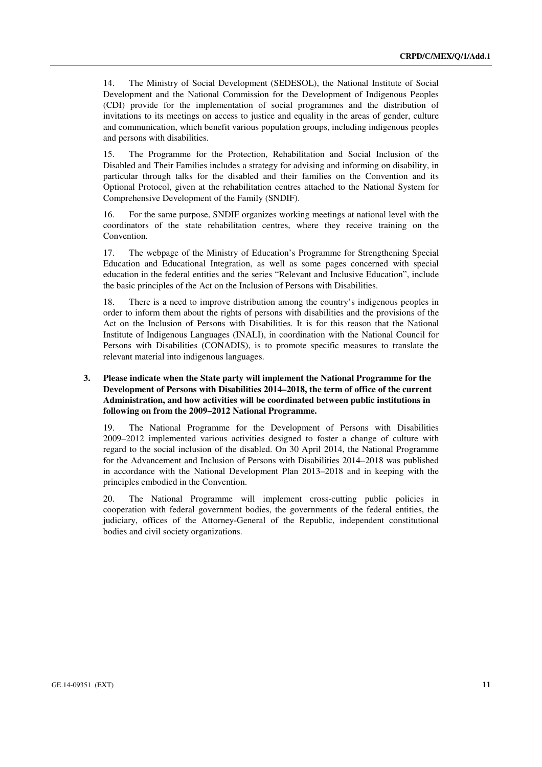14. The Ministry of Social Development (SEDESOL), the National Institute of Social Development and the National Commission for the Development of Indigenous Peoples (CDI) provide for the implementation of social programmes and the distribution of invitations to its meetings on access to justice and equality in the areas of gender, culture and communication, which benefit various population groups, including indigenous peoples and persons with disabilities.

15. The Programme for the Protection, Rehabilitation and Social Inclusion of the Disabled and Their Families includes a strategy for advising and informing on disability, in particular through talks for the disabled and their families on the Convention and its Optional Protocol, given at the rehabilitation centres attached to the National System for Comprehensive Development of the Family (SNDIF).

16. For the same purpose, SNDIF organizes working meetings at national level with the coordinators of the state rehabilitation centres, where they receive training on the Convention.

17. The webpage of the Ministry of Education's Programme for Strengthening Special Education and Educational Integration, as well as some pages concerned with special education in the federal entities and the series "Relevant and Inclusive Education", include the basic principles of the Act on the Inclusion of Persons with Disabilities.

18. There is a need to improve distribution among the country's indigenous peoples in order to inform them about the rights of persons with disabilities and the provisions of the Act on the Inclusion of Persons with Disabilities. It is for this reason that the National Institute of Indigenous Languages (INALI), in coordination with the National Council for Persons with Disabilities (CONADIS), is to promote specific measures to translate the relevant material into indigenous languages.

**3. Please indicate when the State party will implement the National Programme for the Development of Persons with Disabilities 2014–2018, the term of office of the current Administration, and how activities will be coordinated between public institutions in following on from the 2009–2012 National Programme.**

19. The National Programme for the Development of Persons with Disabilities 2009–2012 implemented various activities designed to foster a change of culture with regard to the social inclusion of the disabled. On 30 April 2014, the National Programme for the Advancement and Inclusion of Persons with Disabilities 2014–2018 was published in accordance with the National Development Plan 2013–2018 and in keeping with the principles embodied in the Convention.

20. The National Programme will implement cross-cutting public policies in cooperation with federal government bodies, the governments of the federal entities, the judiciary, offices of the Attorney-General of the Republic, independent constitutional bodies and civil society organizations.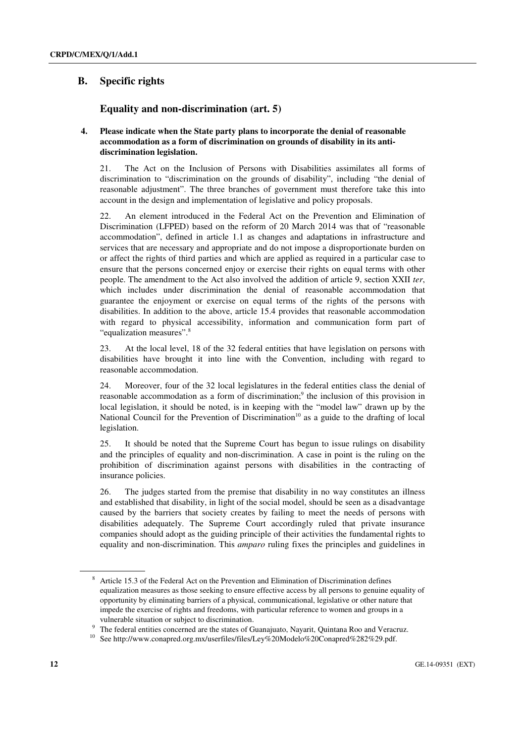## B. Specific rights

### Equality and non-discrimination (art. 5)

**4. Please indicate when the State party plans to incorporate the denial of reasonable accommodation as a form of discrimination on grounds of disability in its anti-discrimination legislation.**

21. The Act on the Inclusion of Persons with Disabilities assimilates all forms of discrimination to "discrimination on the grounds of disability", including "the denial of reasonable adjustment". The three branches of government must therefore take this into account in the design and implementation of legislative and policy proposals.

22. An element introduced in the Federal Act on the Prevention and Elimination of Discrimination (LFPED) based on the reform of 20 March 2014 was that of "reasonable accommodation", defined in article 1.1 as changes and adaptations in infrastructure and services that are necessary and appropriate and do not impose a disproportionate burden on or affect the rights of third parties and which are applied as required in a particular case to ensure that the persons concerned enjoy or exercise their rights on equal terms with other people. The amendment to the Act also involved the addition of article 9, section XXII *ter*, which includes under discrimination the denial of reasonable accommodation that guarantee the enjoyment or exercise on equal terms of the rights of the persons with disabilities. In addition to the above, article 15.4 provides that reasonable accommodation with regard to physical accessibility, information and communication form part of "equalization measures".[8]

23. At the local level, 18 of the 32 federal entities that have legislation on persons with disabilities have brought it into line with the Convention, including with regard to reasonable accommodation.

24. Moreover, four of the 32 local legislatures in the federal entities class the denial of reasonable accommodation as a form of discrimination;[9] the inclusion of this provision in local legislation, it should be noted, is in keeping with the "model law" drawn up by the National Council for the Prevention of Discrimination[10] as a guide to the drafting of local legislation.

25. It should be noted that the Supreme Court has begun to issue rulings on disability and the principles of equality and non-discrimination. A case in point is the ruling on the prohibition of discrimination against persons with disabilities in the contracting of insurance policies.

26. The judges started from the premise that disability in no way constitutes an illness and established that disability, in light of the social model, should be seen as a disadvantage caused by the barriers that society creates by failing to meet the needs of persons with disabilities adequately. The Supreme Court accordingly ruled that private insurance companies should adopt as the guiding principle of their activities the fundamental rights to equality and non-discrimination. This *amparo* ruling fixes the principles and guidelines in

---

[8] Article 15.3 of the Federal Act on the Prevention and Elimination of Discrimination defines equalization measures as those seeking to ensure effective access by all persons to genuine equality of opportunity by eliminating barriers of a physical, communicational, legislative or other nature that impede the exercise of rights and freedoms, with particular reference to women and groups in a vulnerable situation or subject to discrimination.

[9] The federal entities concerned are the states of Guanajuato, Nayarit, Quintana Roo and Veracruz.

[10] See http://www.conapred.org.mx/userfiles/files/Ley%20Modelo%20Conapred%282%29.pdf.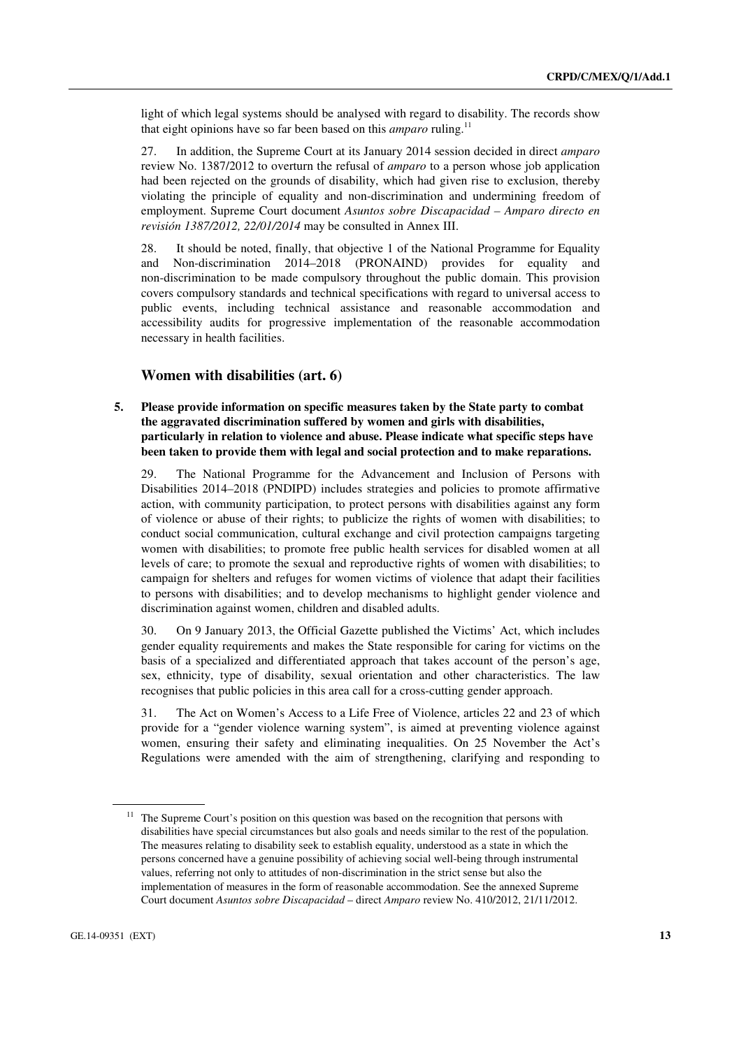light of which legal systems should be analysed with regard to disability. The records show that eight opinions have so far been based on this *amparo* ruling.[11]

27. In addition, the Supreme Court at its January 2014 session decided in direct *amparo* review No. 1387/2012 to overturn the refusal of *amparo* to a person whose job application had been rejected on the grounds of disability, which had given rise to exclusion, thereby violating the principle of equality and non-discrimination and undermining freedom of employment. Supreme Court document *Asuntos sobre Discapacidad – Amparo directo en revisión 1387/2012, 22/01/2014* may be consulted in Annex III.

28. It should be noted, finally, that objective 1 of the National Programme for Equality and Non-discrimination 2014–2018 (PRONAIND) provides for equality and non-discrimination to be made compulsory throughout the public domain. This provision covers compulsory standards and technical specifications with regard to universal access to public events, including technical assistance and reasonable accommodation and accessibility audits for progressive implementation of the reasonable accommodation necessary in health facilities.

### Women with disabilities (art. 6)

**5. Please provide information on specific measures taken by the State party to combat the aggravated discrimination suffered by women and girls with disabilities, particularly in relation to violence and abuse. Please indicate what specific steps have been taken to provide them with legal and social protection and to make reparations.**

29. The National Programme for the Advancement and Inclusion of Persons with Disabilities 2014–2018 (PNDIPD) includes strategies and policies to promote affirmative action, with community participation, to protect persons with disabilities against any form of violence or abuse of their rights; to publicize the rights of women with disabilities; to conduct social communication, cultural exchange and civil protection campaigns targeting women with disabilities; to promote free public health services for disabled women at all levels of care; to promote the sexual and reproductive rights of women with disabilities; to campaign for shelters and refuges for women victims of violence that adapt their facilities to persons with disabilities; and to develop mechanisms to highlight gender violence and discrimination against women, children and disabled adults.

30. On 9 January 2013, the Official Gazette published the Victims' Act, which includes gender equality requirements and makes the State responsible for caring for victims on the basis of a specialized and differentiated approach that takes account of the person's age, sex, ethnicity, type of disability, sexual orientation and other characteristics. The law recognises that public policies in this area call for a cross-cutting gender approach.

31. The Act on Women's Access to a Life Free of Violence, articles 22 and 23 of which provide for a "gender violence warning system", is aimed at preventing violence against women, ensuring their safety and eliminating inequalities. On 25 November the Act's Regulations were amended with the aim of strengthening, clarifying and responding to

---

[11] The Supreme Court's position on this question was based on the recognition that persons with disabilities have special circumstances but also goals and needs similar to the rest of the population. The measures relating to disability seek to establish equality, understood as a state in which the persons concerned have a genuine possibility of achieving social well-being through instrumental values, referring not only to attitudes of non-discrimination in the strict sense but also the implementation of measures in the form of reasonable accommodation. See the annexed Supreme Court document *Asuntos sobre Discapacidad* – direct *Amparo* review No. 410/2012, 21/11/2012.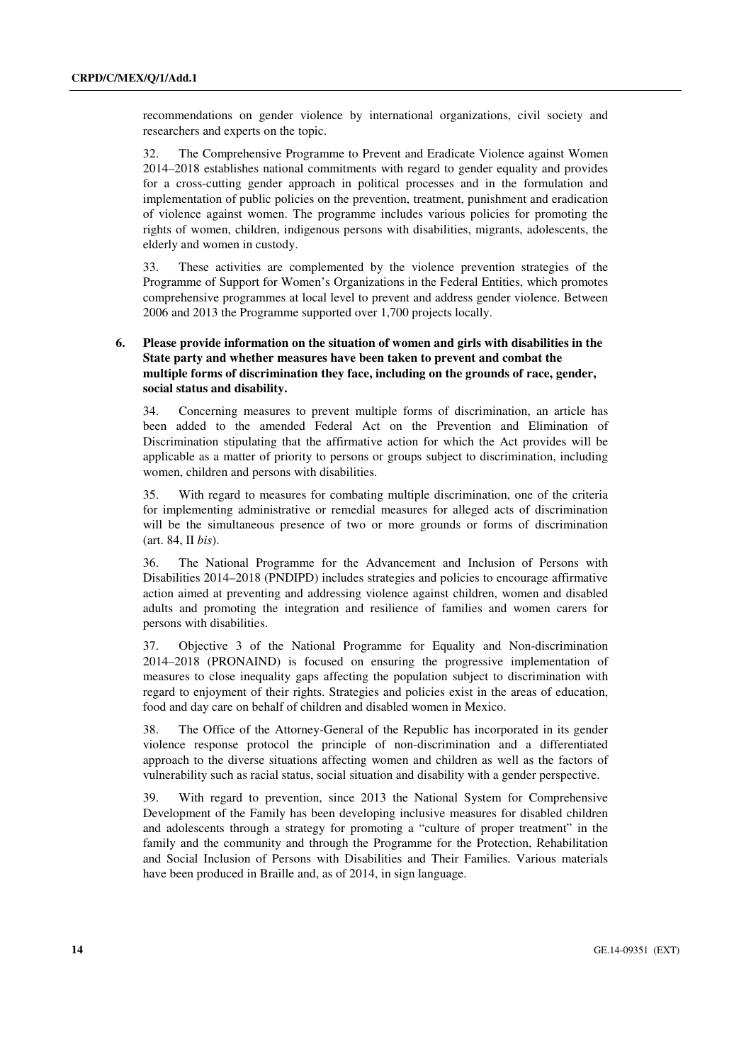recommendations on gender violence by international organizations, civil society and researchers and experts on the topic.

32. The Comprehensive Programme to Prevent and Eradicate Violence against Women 2014–2018 establishes national commitments with regard to gender equality and provides for a cross-cutting gender approach in political processes and in the formulation and implementation of public policies on the prevention, treatment, punishment and eradication of violence against women. The programme includes various policies for promoting the rights of women, children, indigenous persons with disabilities, migrants, adolescents, the elderly and women in custody.

33. These activities are complemented by the violence prevention strategies of the Programme of Support for Women's Organizations in the Federal Entities, which promotes comprehensive programmes at local level to prevent and address gender violence. Between 2006 and 2013 the Programme supported over 1,700 projects locally.

**6. Please provide information on the situation of women and girls with disabilities in the State party and whether measures have been taken to prevent and combat the multiple forms of discrimination they face, including on the grounds of race, gender, social status and disability.**

34. Concerning measures to prevent multiple forms of discrimination, an article has been added to the amended Federal Act on the Prevention and Elimination of Discrimination stipulating that the affirmative action for which the Act provides will be applicable as a matter of priority to persons or groups subject to discrimination, including women, children and persons with disabilities.

35. With regard to measures for combating multiple discrimination, one of the criteria for implementing administrative or remedial measures for alleged acts of discrimination will be the simultaneous presence of two or more grounds or forms of discrimination (art. 84, II *bis*).

36. The National Programme for the Advancement and Inclusion of Persons with Disabilities 2014–2018 (PNDIPD) includes strategies and policies to encourage affirmative action aimed at preventing and addressing violence against children, women and disabled adults and promoting the integration and resilience of families and women carers for persons with disabilities.

37. Objective 3 of the National Programme for Equality and Non-discrimination 2014–2018 (PRONAIND) is focused on ensuring the progressive implementation of measures to close inequality gaps affecting the population subject to discrimination with regard to enjoyment of their rights. Strategies and policies exist in the areas of education, food and day care on behalf of children and disabled women in Mexico.

38. The Office of the Attorney-General of the Republic has incorporated in its gender violence response protocol the principle of non-discrimination and a differentiated approach to the diverse situations affecting women and children as well as the factors of vulnerability such as racial status, social situation and disability with a gender perspective.

39. With regard to prevention, since 2013 the National System for Comprehensive Development of the Family has been developing inclusive measures for disabled children and adolescents through a strategy for promoting a "culture of proper treatment" in the family and the community and through the Programme for the Protection, Rehabilitation and Social Inclusion of Persons with Disabilities and Their Families. Various materials have been produced in Braille and, as of 2014, in sign language.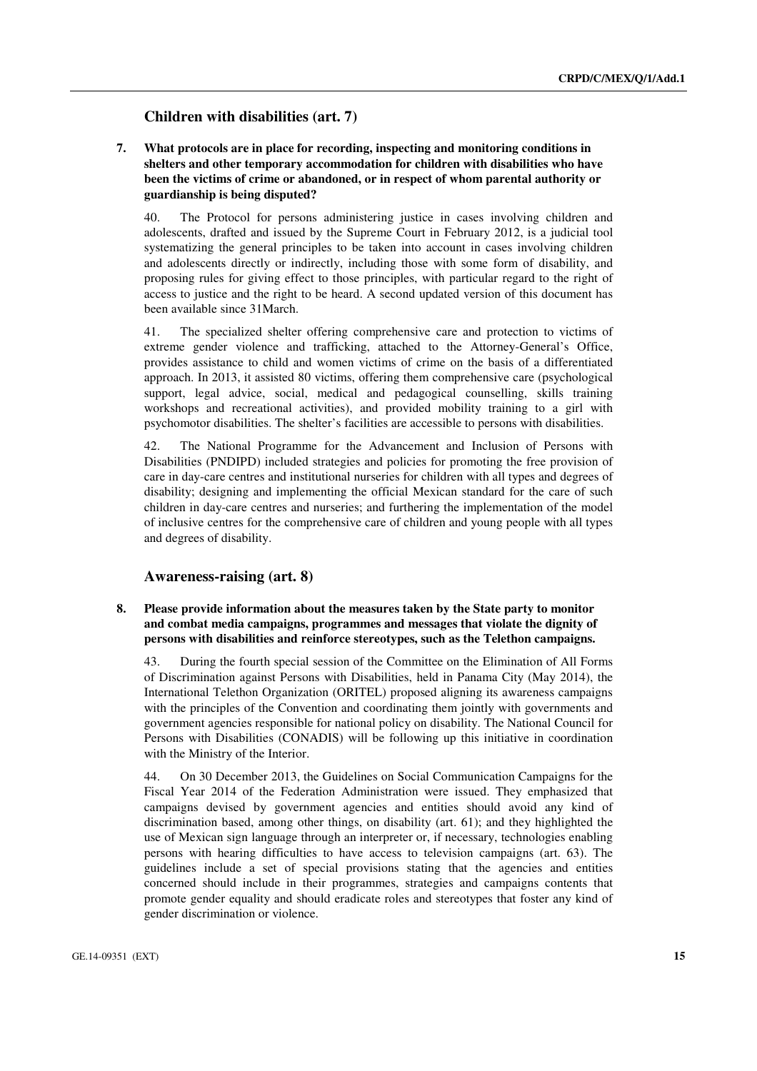## Children with disabilities (art. 7)

**7. What protocols are in place for recording, inspecting and monitoring conditions in shelters and other temporary accommodation for children with disabilities who have been the victims of crime or abandoned, or in respect of whom parental authority or guardianship is being disputed?**

40. The Protocol for persons administering justice in cases involving children and adolescents, drafted and issued by the Supreme Court in February 2012, is a judicial tool systematizing the general principles to be taken into account in cases involving children and adolescents directly or indirectly, including those with some form of disability, and proposing rules for giving effect to those principles, with particular regard to the right of access to justice and the right to be heard. A second updated version of this document has been available since 31March.

41. The specialized shelter offering comprehensive care and protection to victims of extreme gender violence and trafficking, attached to the Attorney-General's Office, provides assistance to child and women victims of crime on the basis of a differentiated approach. In 2013, it assisted 80 victims, offering them comprehensive care (psychological support, legal advice, social, medical and pedagogical counselling, skills training workshops and recreational activities), and provided mobility training to a girl with psychomotor disabilities. The shelter's facilities are accessible to persons with disabilities.

42. The National Programme for the Advancement and Inclusion of Persons with Disabilities (PNDIPD) included strategies and policies for promoting the free provision of care in day-care centres and institutional nurseries for children with all types and degrees of disability; designing and implementing the official Mexican standard for the care of such children in day-care centres and nurseries; and furthering the implementation of the model of inclusive centres for the comprehensive care of children and young people with all types and degrees of disability.

## Awareness-raising (art. 8)

**8. Please provide information about the measures taken by the State party to monitor and combat media campaigns, programmes and messages that violate the dignity of persons with disabilities and reinforce stereotypes, such as the Telethon campaigns.**

43. During the fourth special session of the Committee on the Elimination of All Forms of Discrimination against Persons with Disabilities, held in Panama City (May 2014), the International Telethon Organization (ORITEL) proposed aligning its awareness campaigns with the principles of the Convention and coordinating them jointly with governments and government agencies responsible for national policy on disability. The National Council for Persons with Disabilities (CONADIS) will be following up this initiative in coordination with the Ministry of the Interior.

44. On 30 December 2013, the Guidelines on Social Communication Campaigns for the Fiscal Year 2014 of the Federation Administration were issued. They emphasized that campaigns devised by government agencies and entities should avoid any kind of discrimination based, among other things, on disability (art. 61); and they highlighted the use of Mexican sign language through an interpreter or, if necessary, technologies enabling persons with hearing difficulties to have access to television campaigns (art. 63). The guidelines include a set of special provisions stating that the agencies and entities concerned should include in their programmes, strategies and campaigns contents that promote gender equality and should eradicate roles and stereotypes that foster any kind of gender discrimination or violence.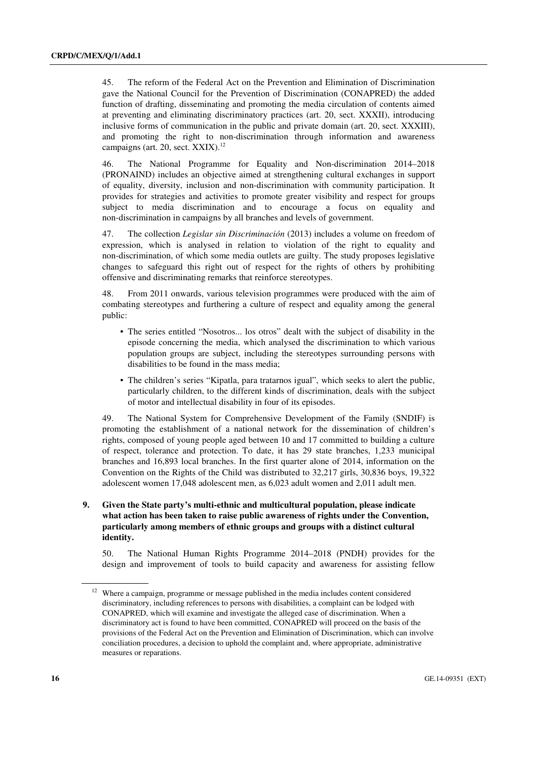45. The reform of the Federal Act on the Prevention and Elimination of Discrimination gave the National Council for the Prevention of Discrimination (CONAPRED) the added function of drafting, disseminating and promoting the media circulation of contents aimed at preventing and eliminating discriminatory practices (art. 20, sect. XXXII), introducing inclusive forms of communication in the public and private domain (art. 20, sect. XXXIII), and promoting the right to non-discrimination through information and awareness campaigns (art. 20, sect. XXIX).[12]

46. The National Programme for Equality and Non-discrimination 2014–2018 (PRONAIND) includes an objective aimed at strengthening cultural exchanges in support of equality, diversity, inclusion and non-discrimination with community participation. It provides for strategies and activities to promote greater visibility and respect for groups subject to media discrimination and to encourage a focus on equality and non-discrimination in campaigns by all branches and levels of government.

47. The collection *Legislar sin Discriminación* (2013) includes a volume on freedom of expression, which is analysed in relation to violation of the right to equality and non-discrimination, of which some media outlets are guilty. The study proposes legislative changes to safeguard this right out of respect for the rights of others by prohibiting offensive and discriminating remarks that reinforce stereotypes.

48. From 2011 onwards, various television programmes were produced with the aim of combating stereotypes and furthering a culture of respect and equality among the general public:

- The series entitled "Nosotros... los otros" dealt with the subject of disability in the episode concerning the media, which analysed the discrimination to which various population groups are subject, including the stereotypes surrounding persons with disabilities to be found in the mass media;
- The children's series "Kipatla, para tratarnos igual", which seeks to alert the public, particularly children, to the different kinds of discrimination, deals with the subject of motor and intellectual disability in four of its episodes.

49. The National System for Comprehensive Development of the Family (SNDIF) is promoting the establishment of a national network for the dissemination of children's rights, composed of young people aged between 10 and 17 committed to building a culture of respect, tolerance and protection. To date, it has 29 state branches, 1,233 municipal branches and 16,893 local branches. In the first quarter alone of 2014, information on the Convention on the Rights of the Child was distributed to 32,217 girls, 30,836 boys, 19,322 adolescent women 17,048 adolescent men, as 6,023 adult women and 2,011 adult men.

**9. Given the State party's multi-ethnic and multicultural population, please indicate what action has been taken to raise public awareness of rights under the Convention, particularly among members of ethnic groups and groups with a distinct cultural identity.**

50. The National Human Rights Programme 2014–2018 (PNDH) provides for the design and improvement of tools to build capacity and awareness for assisting fellow

[12] Where a campaign, programme or message published in the media includes content considered discriminatory, including references to persons with disabilities, a complaint can be lodged with CONAPRED, which will examine and investigate the alleged case of discrimination. When a discriminatory act is found to have been committed, CONAPRED will proceed on the basis of the provisions of the Federal Act on the Prevention and Elimination of Discrimination, which can involve conciliation procedures, a decision to uphold the complaint and, where appropriate, administrative measures or reparations.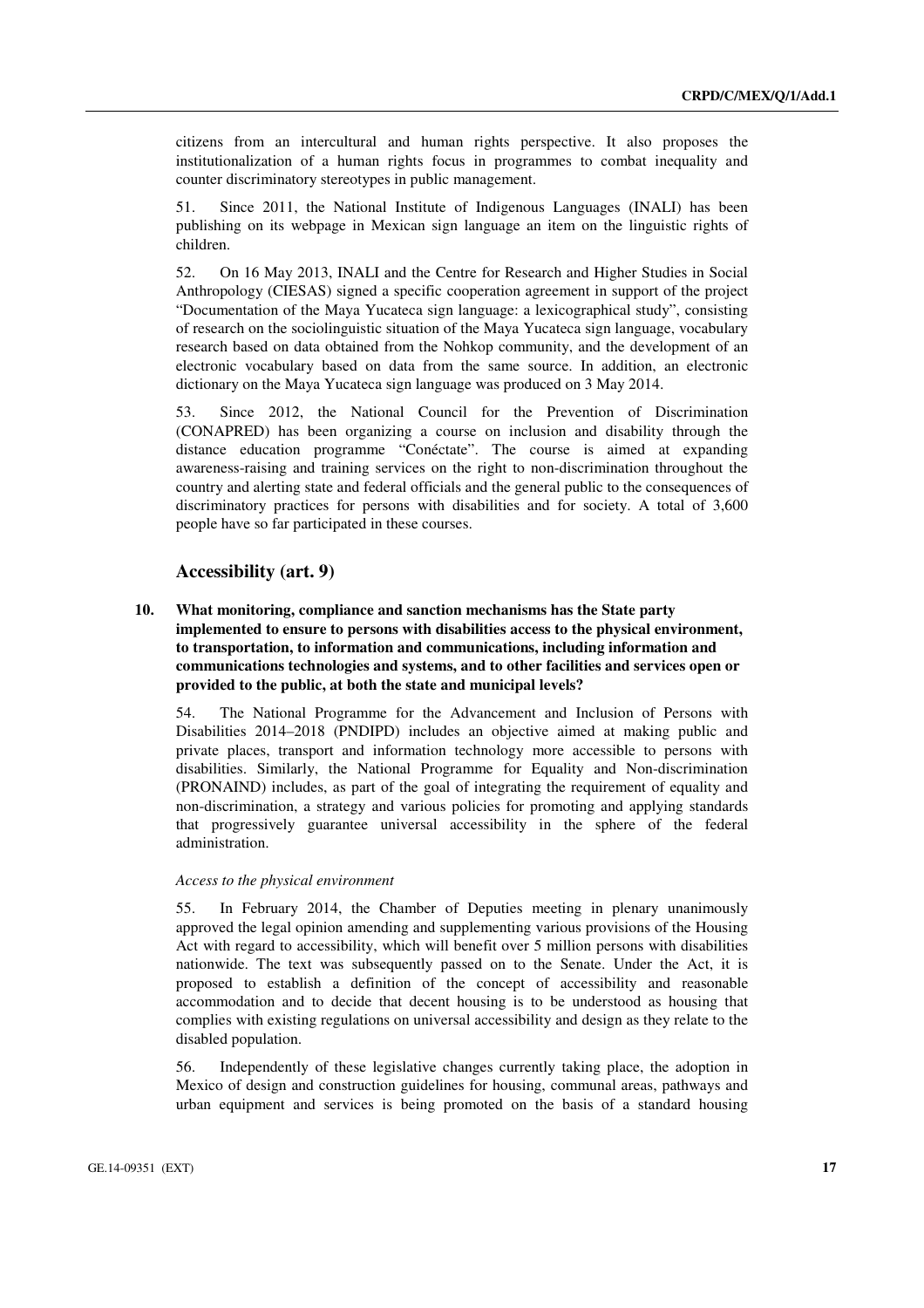citizens from an intercultural and human rights perspective. It also proposes the institutionalization of a human rights focus in programmes to combat inequality and counter discriminatory stereotypes in public management.

51. Since 2011, the National Institute of Indigenous Languages (INALI) has been publishing on its webpage in Mexican sign language an item on the linguistic rights of children.

52. On 16 May 2013, INALI and the Centre for Research and Higher Studies in Social Anthropology (CIESAS) signed a specific cooperation agreement in support of the project "Documentation of the Maya Yucateca sign language: a lexicographical study", consisting of research on the sociolinguistic situation of the Maya Yucateca sign language, vocabulary research based on data obtained from the Nohkop community, and the development of an electronic vocabulary based on data from the same source. In addition, an electronic dictionary on the Maya Yucateca sign language was produced on 3 May 2014.

53. Since 2012, the National Council for the Prevention of Discrimination (CONAPRED) has been organizing a course on inclusion and disability through the distance education programme "Conéctate". The course is aimed at expanding awareness-raising and training services on the right to non-discrimination throughout the country and alerting state and federal officials and the general public to the consequences of discriminatory practices for persons with disabilities and for society. A total of 3,600 people have so far participated in these courses.

## Accessibility (art. 9)

**10. What monitoring, compliance and sanction mechanisms has the State party implemented to ensure to persons with disabilities access to the physical environment, to transportation, to information and communications, including information and communications technologies and systems, and to other facilities and services open or provided to the public, at both the state and municipal levels?**

54. The National Programme for the Advancement and Inclusion of Persons with Disabilities 2014–2018 (PNDIPD) includes an objective aimed at making public and private places, transport and information technology more accessible to persons with disabilities. Similarly, the National Programme for Equality and Non-discrimination (PRONAIND) includes, as part of the goal of integrating the requirement of equality and non-discrimination, a strategy and various policies for promoting and applying standards that progressively guarantee universal accessibility in the sphere of the federal administration.

*Access to the physical environment*

55. In February 2014, the Chamber of Deputies meeting in plenary unanimously approved the legal opinion amending and supplementing various provisions of the Housing Act with regard to accessibility, which will benefit over 5 million persons with disabilities nationwide. The text was subsequently passed on to the Senate. Under the Act, it is proposed to establish a definition of the concept of accessibility and reasonable accommodation and to decide that decent housing is to be understood as housing that complies with existing regulations on universal accessibility and design as they relate to the disabled population.

56. Independently of these legislative changes currently taking place, the adoption in Mexico of design and construction guidelines for housing, communal areas, pathways and urban equipment and services is being promoted on the basis of a standard housing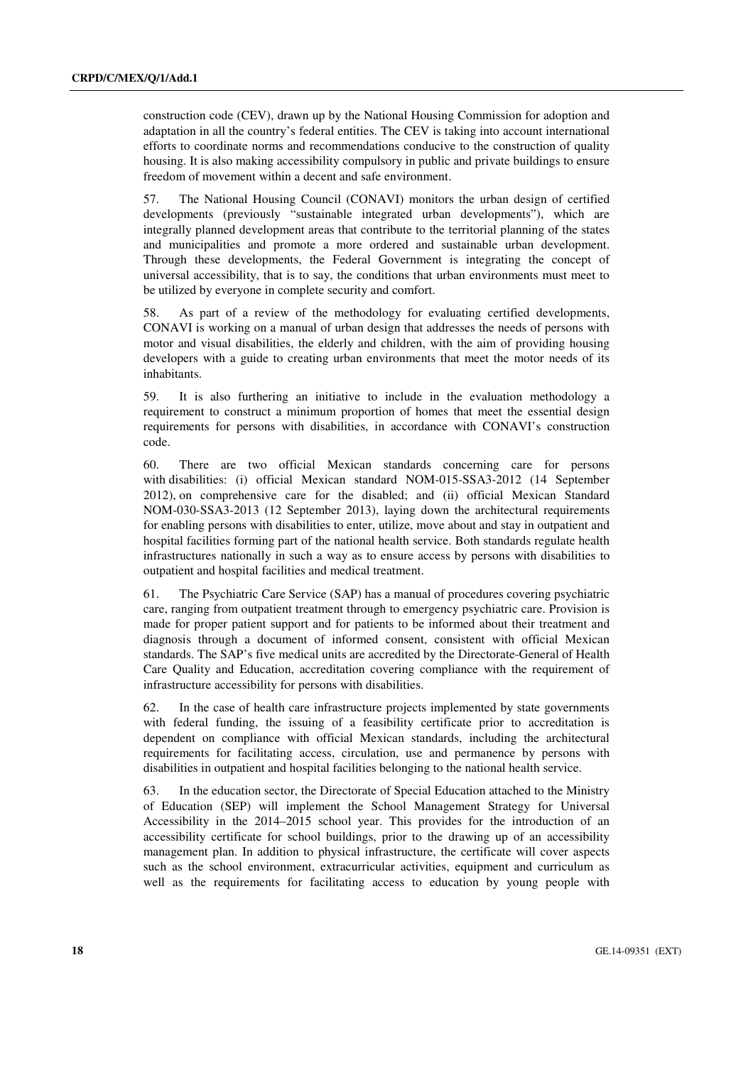construction code (CEV), drawn up by the National Housing Commission for adoption and adaptation in all the country's federal entities. The CEV is taking into account international efforts to coordinate norms and recommendations conducive to the construction of quality housing. It is also making accessibility compulsory in public and private buildings to ensure freedom of movement within a decent and safe environment.

57. The National Housing Council (CONAVI) monitors the urban design of certified developments (previously "sustainable integrated urban developments"), which are integrally planned development areas that contribute to the territorial planning of the states and municipalities and promote a more ordered and sustainable urban development. Through these developments, the Federal Government is integrating the concept of universal accessibility, that is to say, the conditions that urban environments must meet to be utilized by everyone in complete security and comfort.

58. As part of a review of the methodology for evaluating certified developments, CONAVI is working on a manual of urban design that addresses the needs of persons with motor and visual disabilities, the elderly and children, with the aim of providing housing developers with a guide to creating urban environments that meet the motor needs of its inhabitants.

59. It is also furthering an initiative to include in the evaluation methodology a requirement to construct a minimum proportion of homes that meet the essential design requirements for persons with disabilities, in accordance with CONAVI's construction code.

60. There are two official Mexican standards concerning care for persons with disabilities: (i) official Mexican standard NOM-015-SSA3-2012 (14 September 2012), on comprehensive care for the disabled; and (ii) official Mexican Standard NOM-030-SSA3-2013 (12 September 2013), laying down the architectural requirements for enabling persons with disabilities to enter, utilize, move about and stay in outpatient and hospital facilities forming part of the national health service. Both standards regulate health infrastructures nationally in such a way as to ensure access by persons with disabilities to outpatient and hospital facilities and medical treatment.

61. The Psychiatric Care Service (SAP) has a manual of procedures covering psychiatric care, ranging from outpatient treatment through to emergency psychiatric care. Provision is made for proper patient support and for patients to be informed about their treatment and diagnosis through a document of informed consent, consistent with official Mexican standards. The SAP's five medical units are accredited by the Directorate-General of Health Care Quality and Education, accreditation covering compliance with the requirement of infrastructure accessibility for persons with disabilities.

62. In the case of health care infrastructure projects implemented by state governments with federal funding, the issuing of a feasibility certificate prior to accreditation is dependent on compliance with official Mexican standards, including the architectural requirements for facilitating access, circulation, use and permanence by persons with disabilities in outpatient and hospital facilities belonging to the national health service.

63. In the education sector, the Directorate of Special Education attached to the Ministry of Education (SEP) will implement the School Management Strategy for Universal Accessibility in the 2014–2015 school year. This provides for the introduction of an accessibility certificate for school buildings, prior to the drawing up of an accessibility management plan. In addition to physical infrastructure, the certificate will cover aspects such as the school environment, extracurricular activities, equipment and curriculum as well as the requirements for facilitating access to education by young people with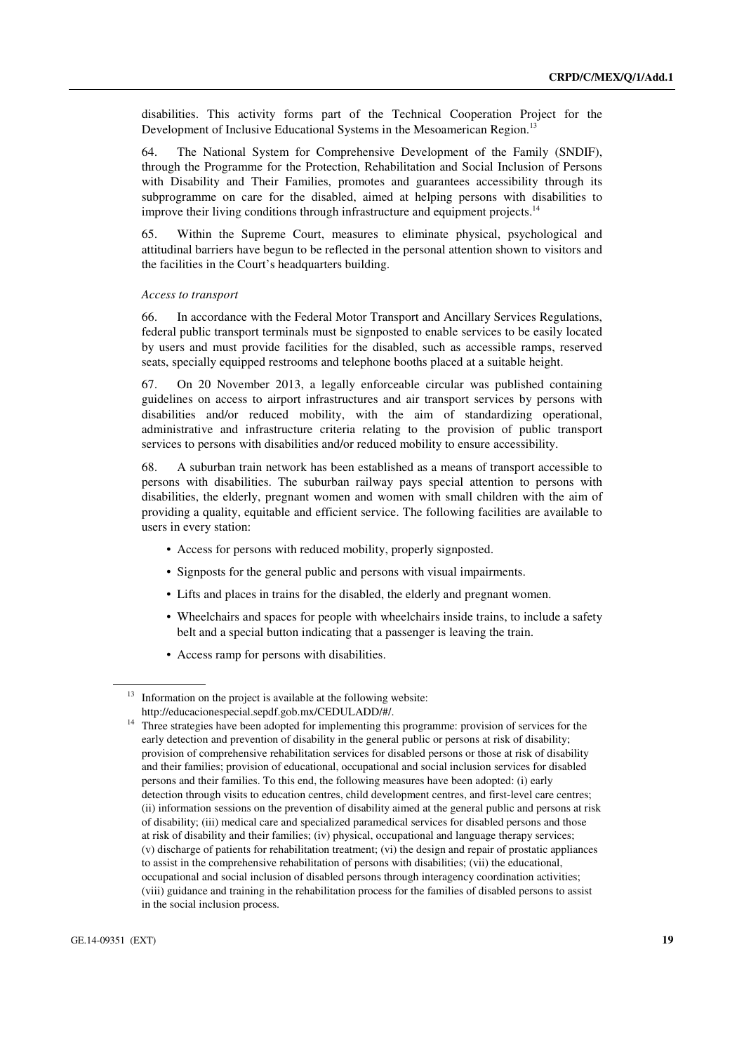disabilities. This activity forms part of the Technical Cooperation Project for the Development of Inclusive Educational Systems in the Mesoamerican Region.[13]

64. The National System for Comprehensive Development of the Family (SNDIF), through the Programme for the Protection, Rehabilitation and Social Inclusion of Persons with Disability and Their Families, promotes and guarantees accessibility through its subprogramme on care for the disabled, aimed at helping persons with disabilities to improve their living conditions through infrastructure and equipment projects.[14]

65. Within the Supreme Court, measures to eliminate physical, psychological and attitudinal barriers have begun to be reflected in the personal attention shown to visitors and the facilities in the Court's headquarters building.

*Access to transport*

66. In accordance with the Federal Motor Transport and Ancillary Services Regulations, federal public transport terminals must be signposted to enable services to be easily located by users and must provide facilities for the disabled, such as accessible ramps, reserved seats, specially equipped restrooms and telephone booths placed at a suitable height.

67. On 20 November 2013, a legally enforceable circular was published containing guidelines on access to airport infrastructures and air transport services by persons with disabilities and/or reduced mobility, with the aim of standardizing operational, administrative and infrastructure criteria relating to the provision of public transport services to persons with disabilities and/or reduced mobility to ensure accessibility.

68. A suburban train network has been established as a means of transport accessible to persons with disabilities. The suburban railway pays special attention to persons with disabilities, the elderly, pregnant women and women with small children with the aim of providing a quality, equitable and efficient service. The following facilities are available to users in every station:

- Access for persons with reduced mobility, properly signposted.
- Signposts for the general public and persons with visual impairments.
- Lifts and places in trains for the disabled, the elderly and pregnant women.
- Wheelchairs and spaces for people with wheelchairs inside trains, to include a safety belt and a special button indicating that a passenger is leaving the train.
- Access ramp for persons with disabilities.

---

[13] Information on the project is available at the following website: http://educacionespecial.sepdf.gob.mx/CEDULADD/#/.

[14] Three strategies have been adopted for implementing this programme: provision of services for the early detection and prevention of disability in the general public or persons at risk of disability; provision of comprehensive rehabilitation services for disabled persons or those at risk of disability and their families; provision of educational, occupational and social inclusion services for disabled persons and their families. To this end, the following measures have been adopted: (i) early detection through visits to education centres, child development centres, and first-level care centres; (ii) information sessions on the prevention of disability aimed at the general public and persons at risk of disability; (iii) medical care and specialized paramedical services for disabled persons and those at risk of disability and their families; (iv) physical, occupational and language therapy services; (v) discharge of patients for rehabilitation treatment; (vi) the design and repair of prostatic appliances to assist in the comprehensive rehabilitation of persons with disabilities; (vii) the educational, occupational and social inclusion of disabled persons through interagency coordination activities; (viii) guidance and training in the rehabilitation process for the families of disabled persons to assist in the social inclusion process.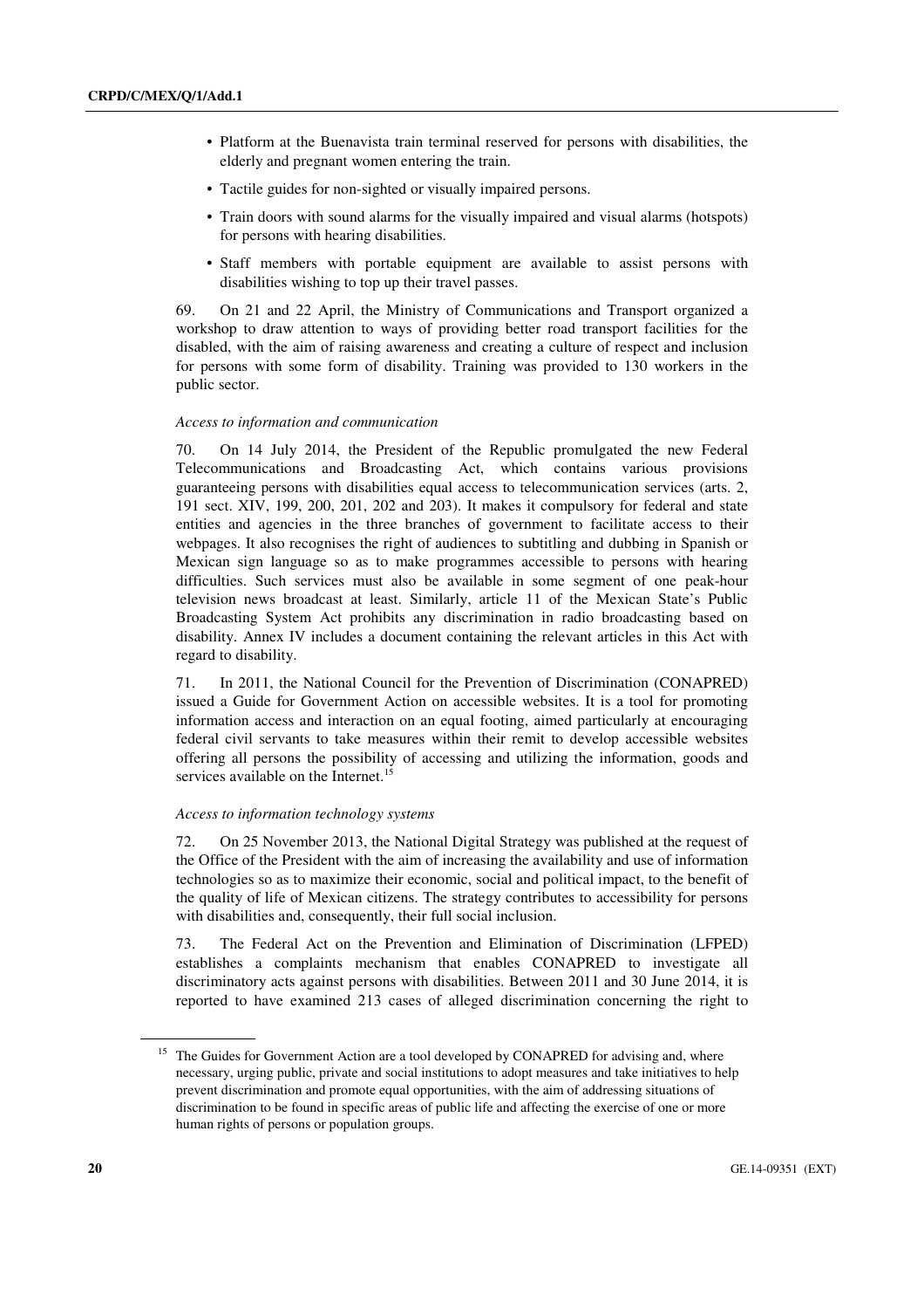- Platform at the Buenavista train terminal reserved for persons with disabilities, the elderly and pregnant women entering the train.
- Tactile guides for non-sighted or visually impaired persons.
- Train doors with sound alarms for the visually impaired and visual alarms (hotspots) for persons with hearing disabilities.
- Staff members with portable equipment are available to assist persons with disabilities wishing to top up their travel passes.

69. On 21 and 22 April, the Ministry of Communications and Transport organized a workshop to draw attention to ways of providing better road transport facilities for the disabled, with the aim of raising awareness and creating a culture of respect and inclusion for persons with some form of disability. Training was provided to 130 workers in the public sector.

*Access to information and communication*

70. On 14 July 2014, the President of the Republic promulgated the new Federal Telecommunications and Broadcasting Act, which contains various provisions guaranteeing persons with disabilities equal access to telecommunication services (arts. 2, 191 sect. XIV, 199, 200, 201, 202 and 203). It makes it compulsory for federal and state entities and agencies in the three branches of government to facilitate access to their webpages. It also recognises the right of audiences to subtitling and dubbing in Spanish or Mexican sign language so as to make programmes accessible to persons with hearing difficulties. Such services must also be available in some segment of one peak-hour television news broadcast at least. Similarly, article 11 of the Mexican State's Public Broadcasting System Act prohibits any discrimination in radio broadcasting based on disability. Annex IV includes a document containing the relevant articles in this Act with regard to disability.

71. In 2011, the National Council for the Prevention of Discrimination (CONAPRED) issued a Guide for Government Action on accessible websites. It is a tool for promoting information access and interaction on an equal footing, aimed particularly at encouraging federal civil servants to take measures within their remit to develop accessible websites offering all persons the possibility of accessing and utilizing the information, goods and services available on the Internet.[15]

*Access to information technology systems*

72. On 25 November 2013, the National Digital Strategy was published at the request of the Office of the President with the aim of increasing the availability and use of information technologies so as to maximize their economic, social and political impact, to the benefit of the quality of life of Mexican citizens. The strategy contributes to accessibility for persons with disabilities and, consequently, their full social inclusion.

73. The Federal Act on the Prevention and Elimination of Discrimination (LFPED) establishes a complaints mechanism that enables CONAPRED to investigate all discriminatory acts against persons with disabilities. Between 2011 and 30 June 2014, it is reported to have examined 213 cases of alleged discrimination concerning the right to

[15] The Guides for Government Action are a tool developed by CONAPRED for advising and, where necessary, urging public, private and social institutions to adopt measures and take initiatives to help prevent discrimination and promote equal opportunities, with the aim of addressing situations of discrimination to be found in specific areas of public life and affecting the exercise of one or more human rights of persons or population groups.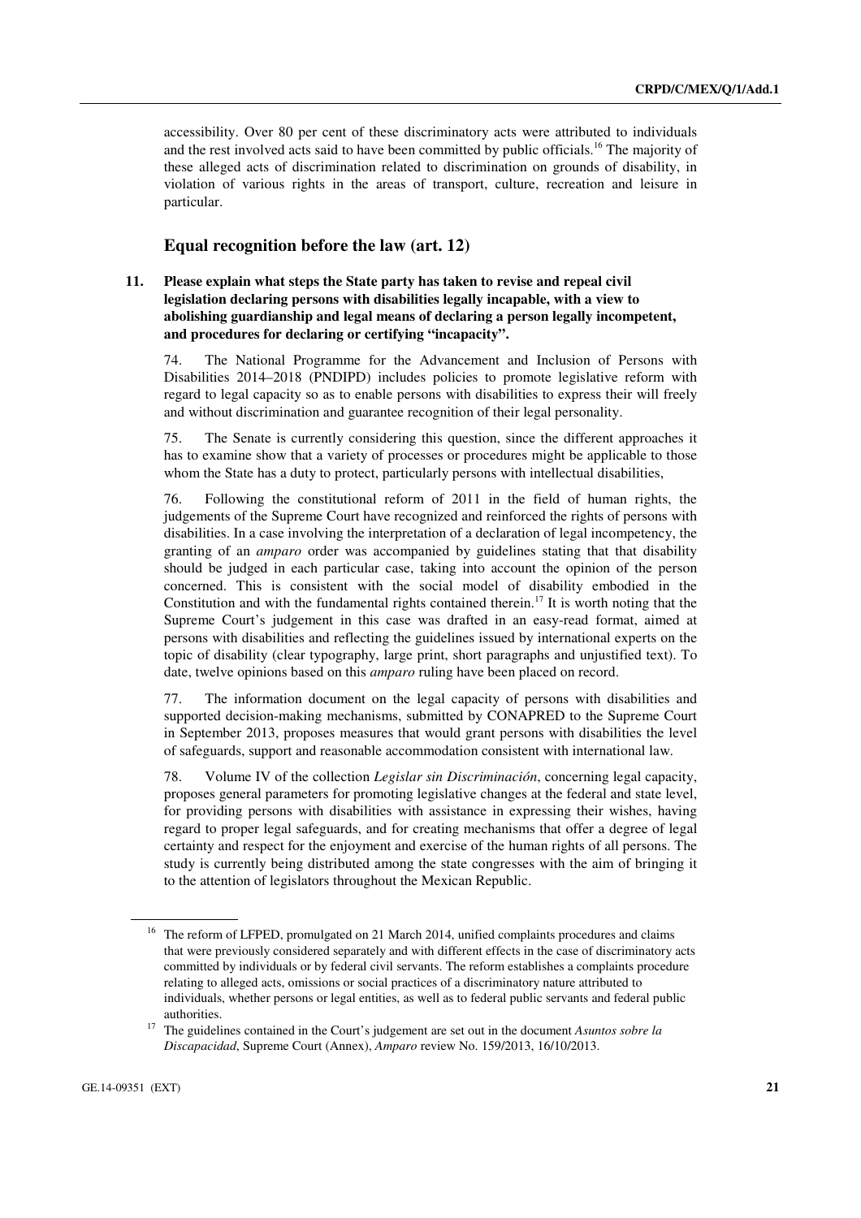accessibility. Over 80 per cent of these discriminatory acts were attributed to individuals and the rest involved acts said to have been committed by public officials.[16] The majority of these alleged acts of discrimination related to discrimination on grounds of disability, in violation of various rights in the areas of transport, culture, recreation and leisure in particular.

## Equal recognition before the law (art. 12)

**11. Please explain what steps the State party has taken to revise and repeal civil legislation declaring persons with disabilities legally incapable, with a view to abolishing guardianship and legal means of declaring a person legally incompetent, and procedures for declaring or certifying "incapacity".**

74. The National Programme for the Advancement and Inclusion of Persons with Disabilities 2014–2018 (PNDIPD) includes policies to promote legislative reform with regard to legal capacity so as to enable persons with disabilities to express their will freely and without discrimination and guarantee recognition of their legal personality.

75. The Senate is currently considering this question, since the different approaches it has to examine show that a variety of processes or procedures might be applicable to those whom the State has a duty to protect, particularly persons with intellectual disabilities,

76. Following the constitutional reform of 2011 in the field of human rights, the judgements of the Supreme Court have recognized and reinforced the rights of persons with disabilities. In a case involving the interpretation of a declaration of legal incompetency, the granting of an *amparo* order was accompanied by guidelines stating that that disability should be judged in each particular case, taking into account the opinion of the person concerned. This is consistent with the social model of disability embodied in the Constitution and with the fundamental rights contained therein.[17] It is worth noting that the Supreme Court's judgement in this case was drafted in an easy-read format, aimed at persons with disabilities and reflecting the guidelines issued by international experts on the topic of disability (clear typography, large print, short paragraphs and unjustified text). To date, twelve opinions based on this *amparo* ruling have been placed on record.

77. The information document on the legal capacity of persons with disabilities and supported decision-making mechanisms, submitted by CONAPRED to the Supreme Court in September 2013, proposes measures that would grant persons with disabilities the level of safeguards, support and reasonable accommodation consistent with international law.

78. Volume IV of the collection *Legislar sin Discriminación*, concerning legal capacity, proposes general parameters for promoting legislative changes at the federal and state level, for providing persons with disabilities with assistance in expressing their wishes, having regard to proper legal safeguards, and for creating mechanisms that offer a degree of legal certainty and respect for the enjoyment and exercise of the human rights of all persons. The study is currently being distributed among the state congresses with the aim of bringing it to the attention of legislators throughout the Mexican Republic.

---

[16] The reform of LFPED, promulgated on 21 March 2014, unified complaints procedures and claims that were previously considered separately and with different effects in the case of discriminatory acts committed by individuals or by federal civil servants. The reform establishes a complaints procedure relating to alleged acts, omissions or social practices of a discriminatory nature attributed to individuals, whether persons or legal entities, as well as to federal public servants and federal public authorities.

[17] The guidelines contained in the Court's judgement are set out in the document *Asuntos sobre la Discapacidad*, Supreme Court (Annex), *Amparo* review No. 159/2013, 16/10/2013.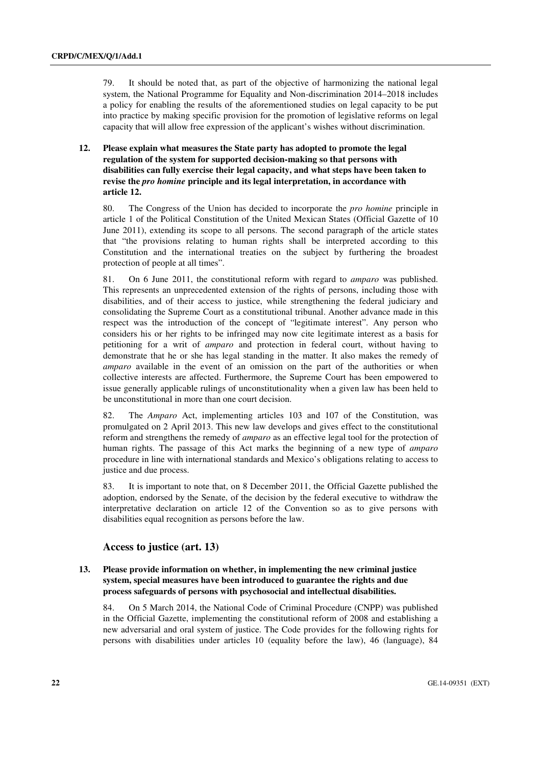79. It should be noted that, as part of the objective of harmonizing the national legal system, the National Programme for Equality and Non-discrimination 2014–2018 includes a policy for enabling the results of the aforementioned studies on legal capacity to be put into practice by making specific provision for the promotion of legislative reforms on legal capacity that will allow free expression of the applicant's wishes without discrimination.

**12. Please explain what measures the State party has adopted to promote the legal regulation of the system for supported decision-making so that persons with disabilities can fully exercise their legal capacity, and what steps have been taken to revise the *pro homine* principle and its legal interpretation, in accordance with article 12.**

80. The Congress of the Union has decided to incorporate the *pro homine* principle in article 1 of the Political Constitution of the United Mexican States (Official Gazette of 10 June 2011), extending its scope to all persons. The second paragraph of the article states that "the provisions relating to human rights shall be interpreted according to this Constitution and the international treaties on the subject by furthering the broadest protection of people at all times".

81. On 6 June 2011, the constitutional reform with regard to *amparo* was published. This represents an unprecedented extension of the rights of persons, including those with disabilities, and of their access to justice, while strengthening the federal judiciary and consolidating the Supreme Court as a constitutional tribunal. Another advance made in this respect was the introduction of the concept of "legitimate interest". Any person who considers his or her rights to be infringed may now cite legitimate interest as a basis for petitioning for a writ of *amparo* and protection in federal court, without having to demonstrate that he or she has legal standing in the matter. It also makes the remedy of *amparo* available in the event of an omission on the part of the authorities or when collective interests are affected. Furthermore, the Supreme Court has been empowered to issue generally applicable rulings of unconstitutionality when a given law has been held to be unconstitutional in more than one court decision.

82. The *Amparo* Act, implementing articles 103 and 107 of the Constitution, was promulgated on 2 April 2013. This new law develops and gives effect to the constitutional reform and strengthens the remedy of *amparo* as an effective legal tool for the protection of human rights. The passage of this Act marks the beginning of a new type of *amparo* procedure in line with international standards and Mexico's obligations relating to access to justice and due process.

83. It is important to note that, on 8 December 2011, the Official Gazette published the adoption, endorsed by the Senate, of the decision by the federal executive to withdraw the interpretative declaration on article 12 of the Convention so as to give persons with disabilities equal recognition as persons before the law.

## Access to justice (art. 13)

**13. Please provide information on whether, in implementing the new criminal justice system, special measures have been introduced to guarantee the rights and due process safeguards of persons with psychosocial and intellectual disabilities.**

84. On 5 March 2014, the National Code of Criminal Procedure (CNPP) was published in the Official Gazette, implementing the constitutional reform of 2008 and establishing a new adversarial and oral system of justice. The Code provides for the following rights for persons with disabilities under articles 10 (equality before the law), 46 (language), 84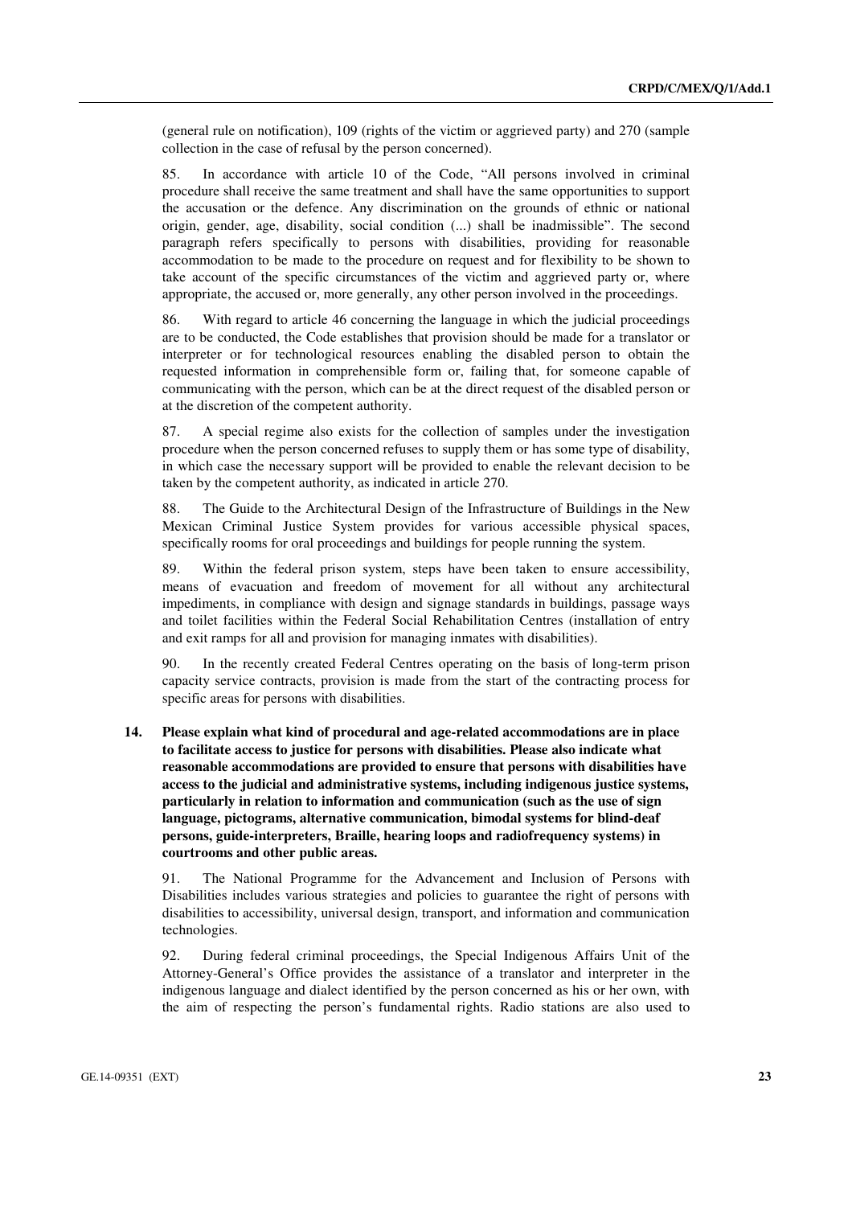(general rule on notification), 109 (rights of the victim or aggrieved party) and 270 (sample collection in the case of refusal by the person concerned).

85. In accordance with article 10 of the Code, "All persons involved in criminal procedure shall receive the same treatment and shall have the same opportunities to support the accusation or the defence. Any discrimination on the grounds of ethnic or national origin, gender, age, disability, social condition (...) shall be inadmissible". The second paragraph refers specifically to persons with disabilities, providing for reasonable accommodation to be made to the procedure on request and for flexibility to be shown to take account of the specific circumstances of the victim and aggrieved party or, where appropriate, the accused or, more generally, any other person involved in the proceedings.

86. With regard to article 46 concerning the language in which the judicial proceedings are to be conducted, the Code establishes that provision should be made for a translator or interpreter or for technological resources enabling the disabled person to obtain the requested information in comprehensible form or, failing that, for someone capable of communicating with the person, which can be at the direct request of the disabled person or at the discretion of the competent authority.

87. A special regime also exists for the collection of samples under the investigation procedure when the person concerned refuses to supply them or has some type of disability, in which case the necessary support will be provided to enable the relevant decision to be taken by the competent authority, as indicated in article 270.

88. The Guide to the Architectural Design of the Infrastructure of Buildings in the New Mexican Criminal Justice System provides for various accessible physical spaces, specifically rooms for oral proceedings and buildings for people running the system.

89. Within the federal prison system, steps have been taken to ensure accessibility, means of evacuation and freedom of movement for all without any architectural impediments, in compliance with design and signage standards in buildings, passage ways and toilet facilities within the Federal Social Rehabilitation Centres (installation of entry and exit ramps for all and provision for managing inmates with disabilities).

90. In the recently created Federal Centres operating on the basis of long-term prison capacity service contracts, provision is made from the start of the contracting process for specific areas for persons with disabilities.

**14. Please explain what kind of procedural and age-related accommodations are in place to facilitate access to justice for persons with disabilities. Please also indicate what reasonable accommodations are provided to ensure that persons with disabilities have access to the judicial and administrative systems, including indigenous justice systems, particularly in relation to information and communication (such as the use of sign language, pictograms, alternative communication, bimodal systems for blind-deaf persons, guide-interpreters, Braille, hearing loops and radiofrequency systems) in courtrooms and other public areas.**

91. The National Programme for the Advancement and Inclusion of Persons with Disabilities includes various strategies and policies to guarantee the right of persons with disabilities to accessibility, universal design, transport, and information and communication technologies.

92. During federal criminal proceedings, the Special Indigenous Affairs Unit of the Attorney-General's Office provides the assistance of a translator and interpreter in the indigenous language and dialect identified by the person concerned as his or her own, with the aim of respecting the person's fundamental rights. Radio stations are also used to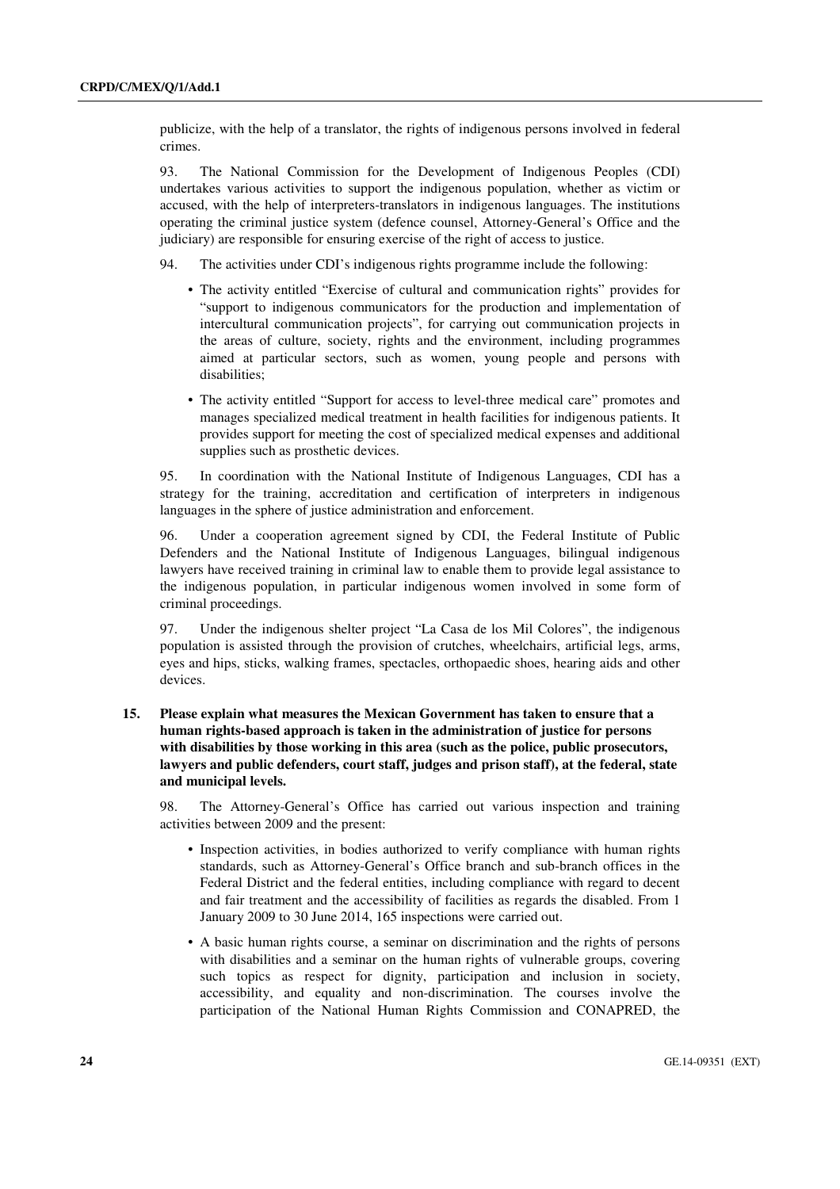publicize, with the help of a translator, the rights of indigenous persons involved in federal crimes.

93. The National Commission for the Development of Indigenous Peoples (CDI) undertakes various activities to support the indigenous population, whether as victim or accused, with the help of interpreters-translators in indigenous languages. The institutions operating the criminal justice system (defence counsel, Attorney-General's Office and the judiciary) are responsible for ensuring exercise of the right of access to justice.

94. The activities under CDI's indigenous rights programme include the following:

- The activity entitled "Exercise of cultural and communication rights" provides for "support to indigenous communicators for the production and implementation of intercultural communication projects", for carrying out communication projects in the areas of culture, society, rights and the environment, including programmes aimed at particular sectors, such as women, young people and persons with disabilities;
- The activity entitled "Support for access to level-three medical care" promotes and manages specialized medical treatment in health facilities for indigenous patients. It provides support for meeting the cost of specialized medical expenses and additional supplies such as prosthetic devices.

95. In coordination with the National Institute of Indigenous Languages, CDI has a strategy for the training, accreditation and certification of interpreters in indigenous languages in the sphere of justice administration and enforcement.

96. Under a cooperation agreement signed by CDI, the Federal Institute of Public Defenders and the National Institute of Indigenous Languages, bilingual indigenous lawyers have received training in criminal law to enable them to provide legal assistance to the indigenous population, in particular indigenous women involved in some form of criminal proceedings.

97. Under the indigenous shelter project "La Casa de los Mil Colores", the indigenous population is assisted through the provision of crutches, wheelchairs, artificial legs, arms, eyes and hips, sticks, walking frames, spectacles, orthopaedic shoes, hearing aids and other devices.

**15. Please explain what measures the Mexican Government has taken to ensure that a human rights-based approach is taken in the administration of justice for persons with disabilities by those working in this area (such as the police, public prosecutors, lawyers and public defenders, court staff, judges and prison staff), at the federal, state and municipal levels.**

98. The Attorney-General's Office has carried out various inspection and training activities between 2009 and the present:

- Inspection activities, in bodies authorized to verify compliance with human rights standards, such as Attorney-General's Office branch and sub-branch offices in the Federal District and the federal entities, including compliance with regard to decent and fair treatment and the accessibility of facilities as regards the disabled. From 1 January 2009 to 30 June 2014, 165 inspections were carried out.
- A basic human rights course, a seminar on discrimination and the rights of persons with disabilities and a seminar on the human rights of vulnerable groups, covering such topics as respect for dignity, participation and inclusion in society, accessibility, and equality and non-discrimination. The courses involve the participation of the National Human Rights Commission and CONAPRED, the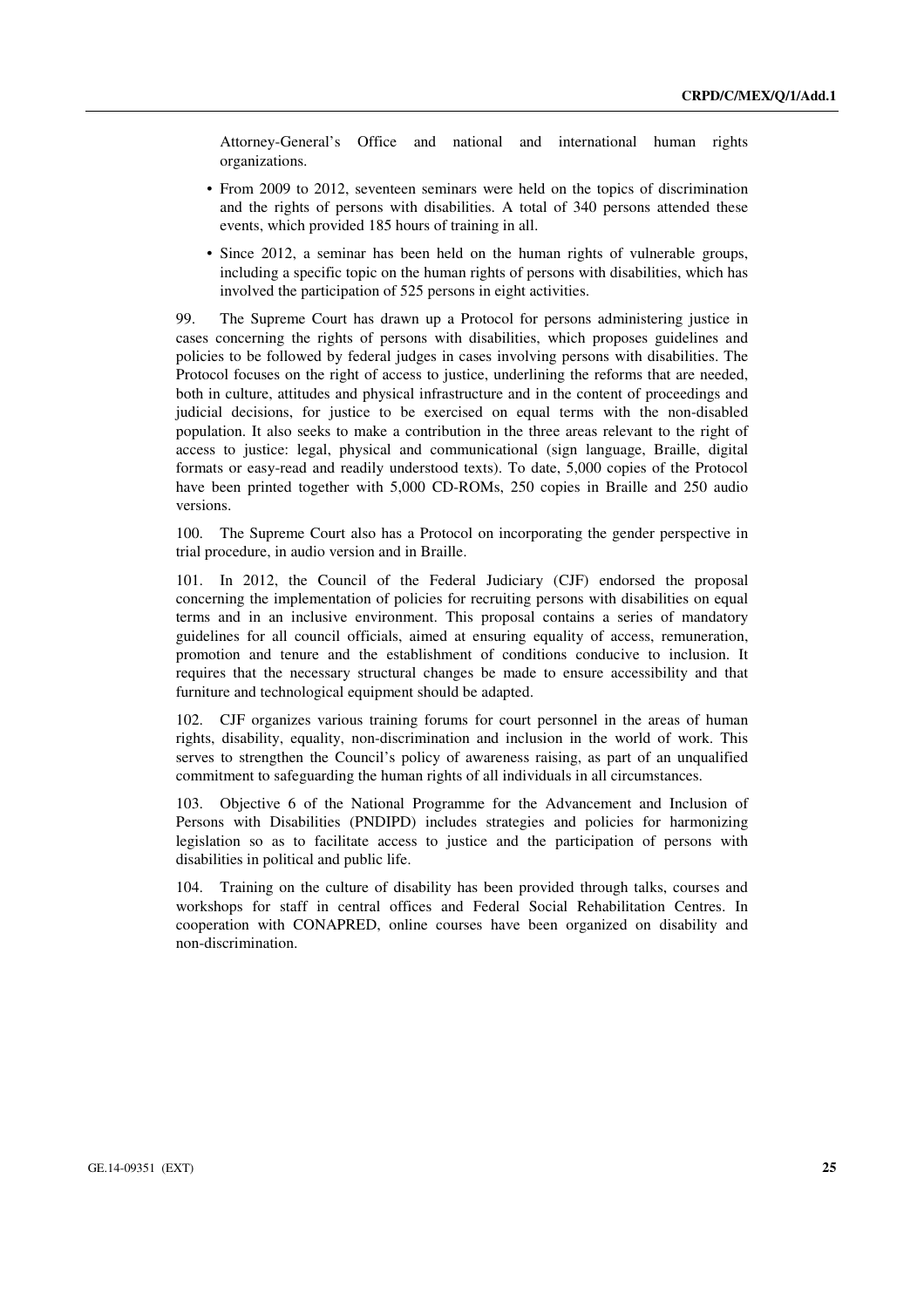Attorney-General's Office and national and international human rights organizations.

- From 2009 to 2012, seventeen seminars were held on the topics of discrimination and the rights of persons with disabilities. A total of 340 persons attended these events, which provided 185 hours of training in all.
- Since 2012, a seminar has been held on the human rights of vulnerable groups, including a specific topic on the human rights of persons with disabilities, which has involved the participation of 525 persons in eight activities.

99. The Supreme Court has drawn up a Protocol for persons administering justice in cases concerning the rights of persons with disabilities, which proposes guidelines and policies to be followed by federal judges in cases involving persons with disabilities. The Protocol focuses on the right of access to justice, underlining the reforms that are needed, both in culture, attitudes and physical infrastructure and in the content of proceedings and judicial decisions, for justice to be exercised on equal terms with the non-disabled population. It also seeks to make a contribution in the three areas relevant to the right of access to justice: legal, physical and communicational (sign language, Braille, digital formats or easy-read and readily understood texts). To date, 5,000 copies of the Protocol have been printed together with 5,000 CD-ROMs, 250 copies in Braille and 250 audio versions.

100. The Supreme Court also has a Protocol on incorporating the gender perspective in trial procedure, in audio version and in Braille.

101. In 2012, the Council of the Federal Judiciary (CJF) endorsed the proposal concerning the implementation of policies for recruiting persons with disabilities on equal terms and in an inclusive environment. This proposal contains a series of mandatory guidelines for all council officials, aimed at ensuring equality of access, remuneration, promotion and tenure and the establishment of conditions conducive to inclusion. It requires that the necessary structural changes be made to ensure accessibility and that furniture and technological equipment should be adapted.

102. CJF organizes various training forums for court personnel in the areas of human rights, disability, equality, non-discrimination and inclusion in the world of work. This serves to strengthen the Council's policy of awareness raising, as part of an unqualified commitment to safeguarding the human rights of all individuals in all circumstances.

103. Objective 6 of the National Programme for the Advancement and Inclusion of Persons with Disabilities (PNDIPD) includes strategies and policies for harmonizing legislation so as to facilitate access to justice and the participation of persons with disabilities in political and public life.

104. Training on the culture of disability has been provided through talks, courses and workshops for staff in central offices and Federal Social Rehabilitation Centres. In cooperation with CONAPRED, online courses have been organized on disability and non-discrimination.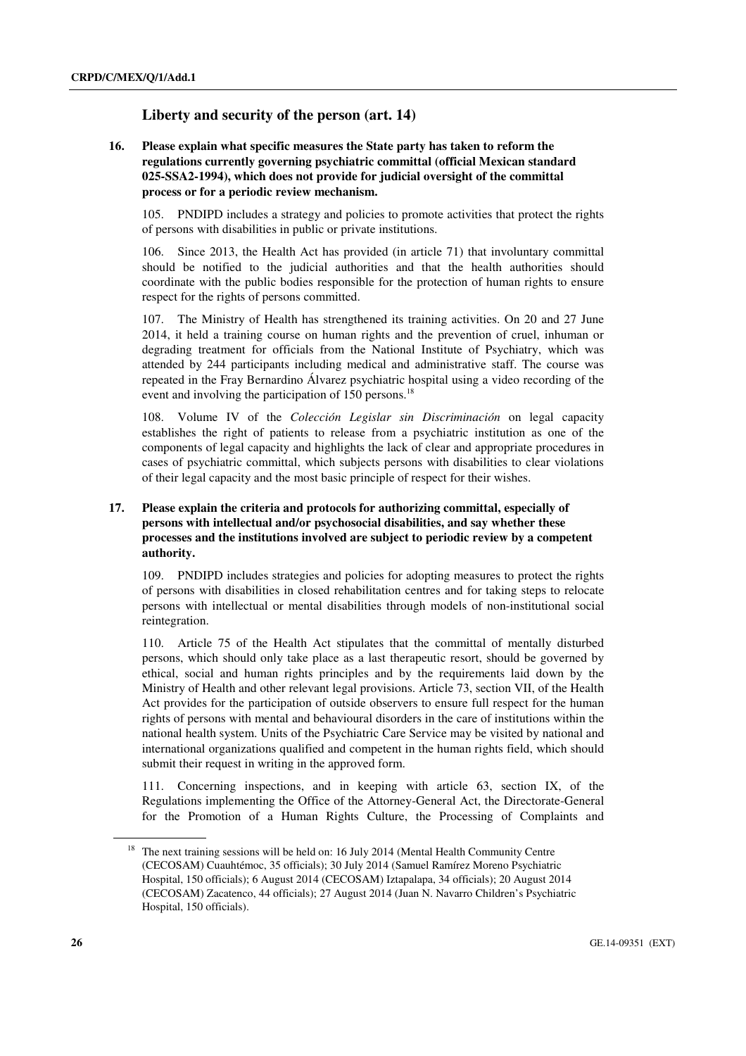## Liberty and security of the person (art. 14)

**16. Please explain what specific measures the State party has taken to reform the regulations currently governing psychiatric committal (official Mexican standard 025-SSA2-1994), which does not provide for judicial oversight of the committal process or for a periodic review mechanism.**

105. PNDIPD includes a strategy and policies to promote activities that protect the rights of persons with disabilities in public or private institutions.

106. Since 2013, the Health Act has provided (in article 71) that involuntary committal should be notified to the judicial authorities and that the health authorities should coordinate with the public bodies responsible for the protection of human rights to ensure respect for the rights of persons committed.

107. The Ministry of Health has strengthened its training activities. On 20 and 27 June 2014, it held a training course on human rights and the prevention of cruel, inhuman or degrading treatment for officials from the National Institute of Psychiatry, which was attended by 244 participants including medical and administrative staff. The course was repeated in the Fray Bernardino Álvarez psychiatric hospital using a video recording of the event and involving the participation of 150 persons.[18]

108. Volume IV of the *Colección Legislar sin Discriminación* on legal capacity establishes the right of patients to release from a psychiatric institution as one of the components of legal capacity and highlights the lack of clear and appropriate procedures in cases of psychiatric committal, which subjects persons with disabilities to clear violations of their legal capacity and the most basic principle of respect for their wishes.

**17. Please explain the criteria and protocols for authorizing committal, especially of persons with intellectual and/or psychosocial disabilities, and say whether these processes and the institutions involved are subject to periodic review by a competent authority.**

109. PNDIPD includes strategies and policies for adopting measures to protect the rights of persons with disabilities in closed rehabilitation centres and for taking steps to relocate persons with intellectual or mental disabilities through models of non-institutional social reintegration.

110. Article 75 of the Health Act stipulates that the committal of mentally disturbed persons, which should only take place as a last therapeutic resort, should be governed by ethical, social and human rights principles and by the requirements laid down by the Ministry of Health and other relevant legal provisions. Article 73, section VII, of the Health Act provides for the participation of outside observers to ensure full respect for the human rights of persons with mental and behavioural disorders in the care of institutions within the national health system. Units of the Psychiatric Care Service may be visited by national and international organizations qualified and competent in the human rights field, which should submit their request in writing in the approved form.

111. Concerning inspections, and in keeping with article 63, section IX, of the Regulations implementing the Office of the Attorney-General Act, the Directorate-General for the Promotion of a Human Rights Culture, the Processing of Complaints and

---

[18] The next training sessions will be held on: 16 July 2014 (Mental Health Community Centre (CECOSAM) Cuauhtémoc, 35 officials); 30 July 2014 (Samuel Ramírez Moreno Psychiatric Hospital, 150 officials); 6 August 2014 (CECOSAM) Iztapalapa, 34 officials); 20 August 2014 (CECOSAM) Zacatenco, 44 officials); 27 August 2014 (Juan N. Navarro Children's Psychiatric Hospital, 150 officials).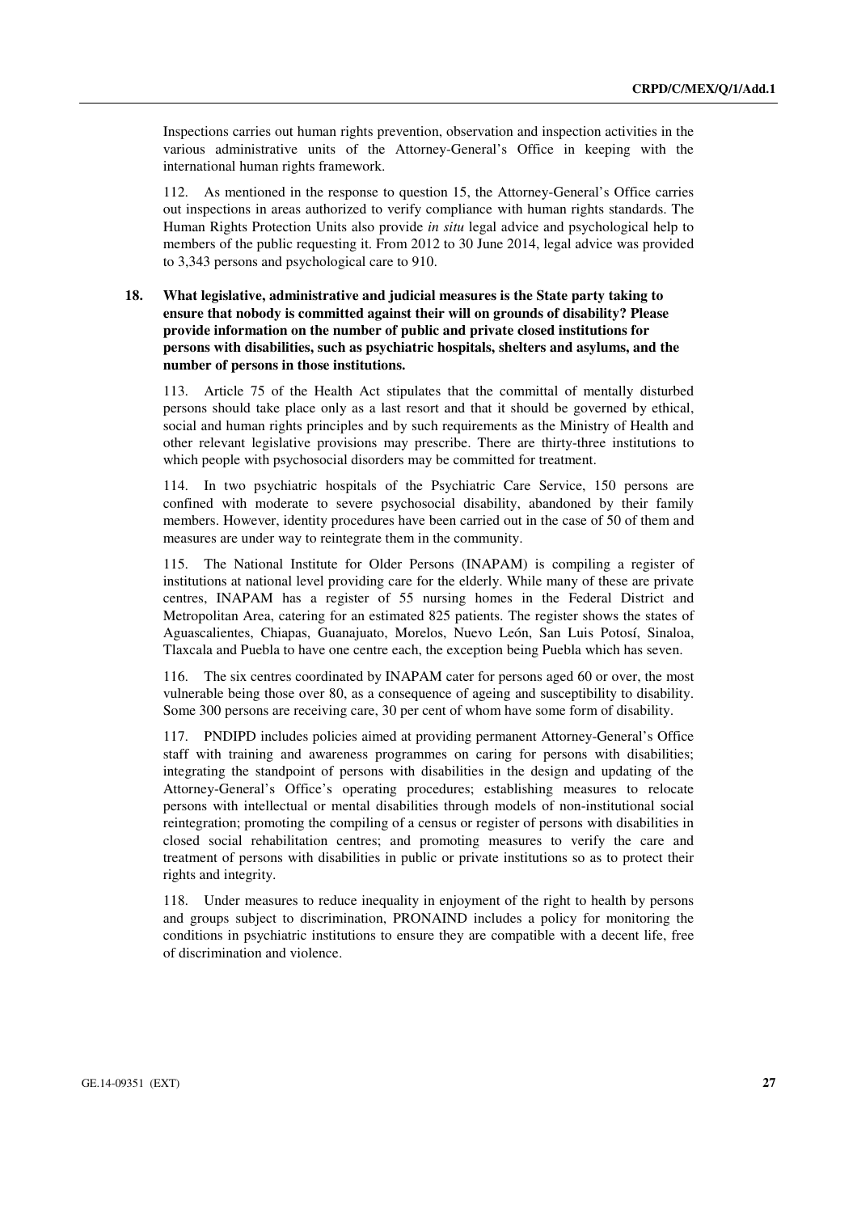Inspections carries out human rights prevention, observation and inspection activities in the various administrative units of the Attorney-General's Office in keeping with the international human rights framework.

112. As mentioned in the response to question 15, the Attorney-General's Office carries out inspections in areas authorized to verify compliance with human rights standards. The Human Rights Protection Units also provide *in situ* legal advice and psychological help to members of the public requesting it. From 2012 to 30 June 2014, legal advice was provided to 3,343 persons and psychological care to 910.

**18. What legislative, administrative and judicial measures is the State party taking to ensure that nobody is committed against their will on grounds of disability? Please provide information on the number of public and private closed institutions for persons with disabilities, such as psychiatric hospitals, shelters and asylums, and the number of persons in those institutions.**

113. Article 75 of the Health Act stipulates that the committal of mentally disturbed persons should take place only as a last resort and that it should be governed by ethical, social and human rights principles and by such requirements as the Ministry of Health and other relevant legislative provisions may prescribe. There are thirty-three institutions to which people with psychosocial disorders may be committed for treatment.

114. In two psychiatric hospitals of the Psychiatric Care Service, 150 persons are confined with moderate to severe psychosocial disability, abandoned by their family members. However, identity procedures have been carried out in the case of 50 of them and measures are under way to reintegrate them in the community.

115. The National Institute for Older Persons (INAPAM) is compiling a register of institutions at national level providing care for the elderly. While many of these are private centres, INAPAM has a register of 55 nursing homes in the Federal District and Metropolitan Area, catering for an estimated 825 patients. The register shows the states of Aguascalientes, Chiapas, Guanajuato, Morelos, Nuevo León, San Luis Potosí, Sinaloa, Tlaxcala and Puebla to have one centre each, the exception being Puebla which has seven.

116. The six centres coordinated by INAPAM cater for persons aged 60 or over, the most vulnerable being those over 80, as a consequence of ageing and susceptibility to disability. Some 300 persons are receiving care, 30 per cent of whom have some form of disability.

117. PNDIPD includes policies aimed at providing permanent Attorney-General's Office staff with training and awareness programmes on caring for persons with disabilities; integrating the standpoint of persons with disabilities in the design and updating of the Attorney-General's Office's operating procedures; establishing measures to relocate persons with intellectual or mental disabilities through models of non-institutional social reintegration; promoting the compiling of a census or register of persons with disabilities in closed social rehabilitation centres; and promoting measures to verify the care and treatment of persons with disabilities in public or private institutions so as to protect their rights and integrity.

118. Under measures to reduce inequality in enjoyment of the right to health by persons and groups subject to discrimination, PRONAIND includes a policy for monitoring the conditions in psychiatric institutions to ensure they are compatible with a decent life, free of discrimination and violence.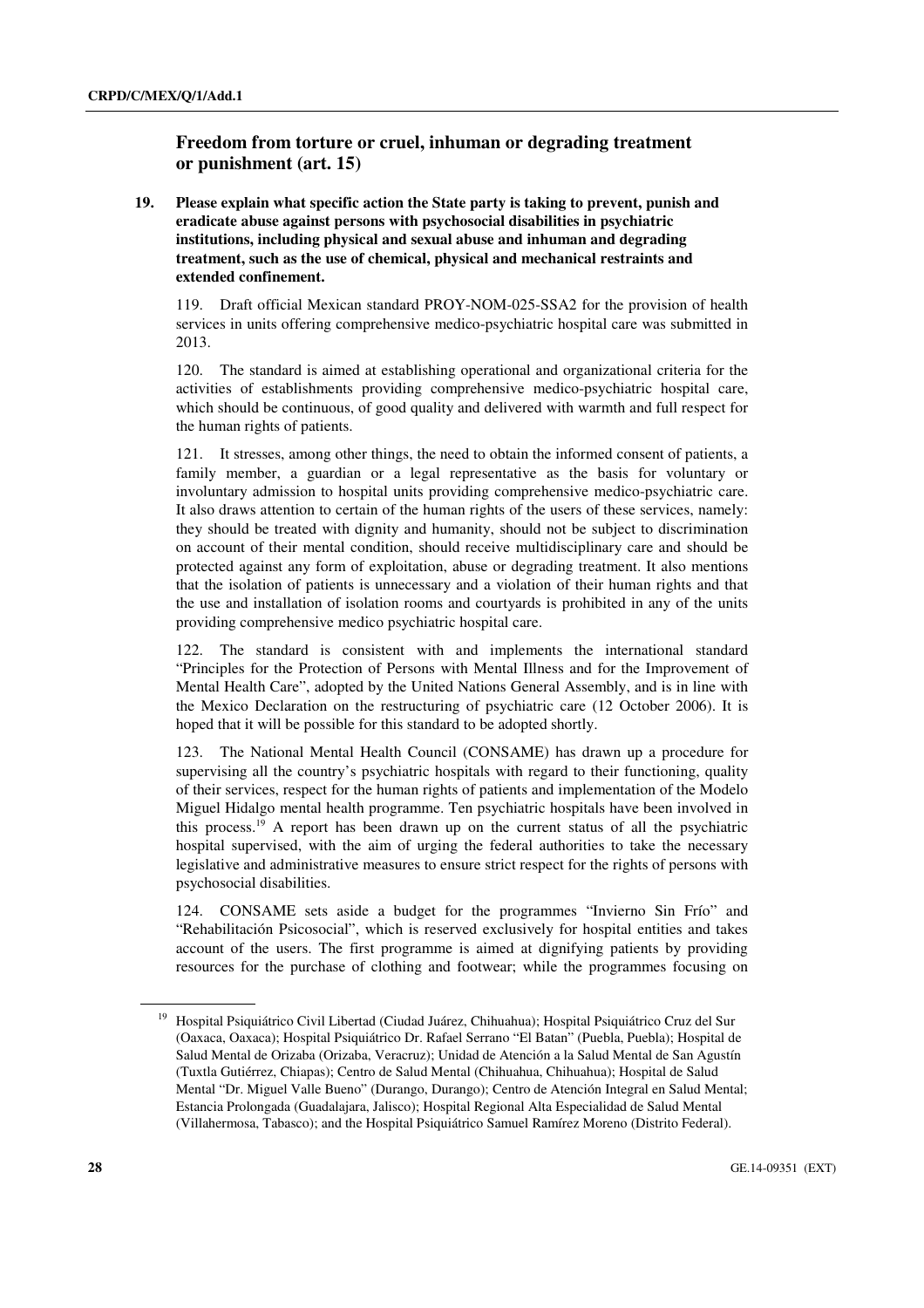## Freedom from torture or cruel, inhuman or degrading treatment or punishment (art. 15)

**19. Please explain what specific action the State party is taking to prevent, punish and eradicate abuse against persons with psychosocial disabilities in psychiatric institutions, including physical and sexual abuse and inhuman and degrading treatment, such as the use of chemical, physical and mechanical restraints and extended confinement.**

119. Draft official Mexican standard PROY-NOM-025-SSA2 for the provision of health services in units offering comprehensive medico-psychiatric hospital care was submitted in 2013.

120. The standard is aimed at establishing operational and organizational criteria for the activities of establishments providing comprehensive medico-psychiatric hospital care, which should be continuous, of good quality and delivered with warmth and full respect for the human rights of patients.

121. It stresses, among other things, the need to obtain the informed consent of patients, a family member, a guardian or a legal representative as the basis for voluntary or involuntary admission to hospital units providing comprehensive medico-psychiatric care. It also draws attention to certain of the human rights of the users of these services, namely: they should be treated with dignity and humanity, should not be subject to discrimination on account of their mental condition, should receive multidisciplinary care and should be protected against any form of exploitation, abuse or degrading treatment. It also mentions that the isolation of patients is unnecessary and a violation of their human rights and that the use and installation of isolation rooms and courtyards is prohibited in any of the units providing comprehensive medico psychiatric hospital care.

122. The standard is consistent with and implements the international standard "Principles for the Protection of Persons with Mental Illness and for the Improvement of Mental Health Care", adopted by the United Nations General Assembly, and is in line with the Mexico Declaration on the restructuring of psychiatric care (12 October 2006). It is hoped that it will be possible for this standard to be adopted shortly.

123. The National Mental Health Council (CONSAME) has drawn up a procedure for supervising all the country's psychiatric hospitals with regard to their functioning, quality of their services, respect for the human rights of patients and implementation of the Modelo Miguel Hidalgo mental health programme. Ten psychiatric hospitals have been involved in this process.[19] A report has been drawn up on the current status of all the psychiatric hospital supervised, with the aim of urging the federal authorities to take the necessary legislative and administrative measures to ensure strict respect for the rights of persons with psychosocial disabilities.

124. CONSAME sets aside a budget for the programmes "Invierno Sin Frío" and "Rehabilitación Psicosocial", which is reserved exclusively for hospital entities and takes account of the users. The first programme is aimed at dignifying patients by providing resources for the purchase of clothing and footwear; while the programmes focusing on

---

[19] Hospital Psiquiátrico Civil Libertad (Ciudad Juárez, Chihuahua); Hospital Psiquiátrico Cruz del Sur (Oaxaca, Oaxaca); Hospital Psiquiátrico Dr. Rafael Serrano "El Batan" (Puebla, Puebla); Hospital de Salud Mental de Orizaba (Orizaba, Veracruz); Unidad de Atención a la Salud Mental de San Agustín (Tuxtla Gutiérrez, Chiapas); Centro de Salud Mental (Chihuahua, Chihuahua); Hospital de Salud Mental "Dr. Miguel Valle Bueno" (Durango, Durango); Centro de Atención Integral en Salud Mental; Estancia Prolongada (Guadalajara, Jalisco); Hospital Regional Alta Especialidad de Salud Mental (Villahermosa, Tabasco); and the Hospital Psiquiátrico Samuel Ramírez Moreno (Distrito Federal).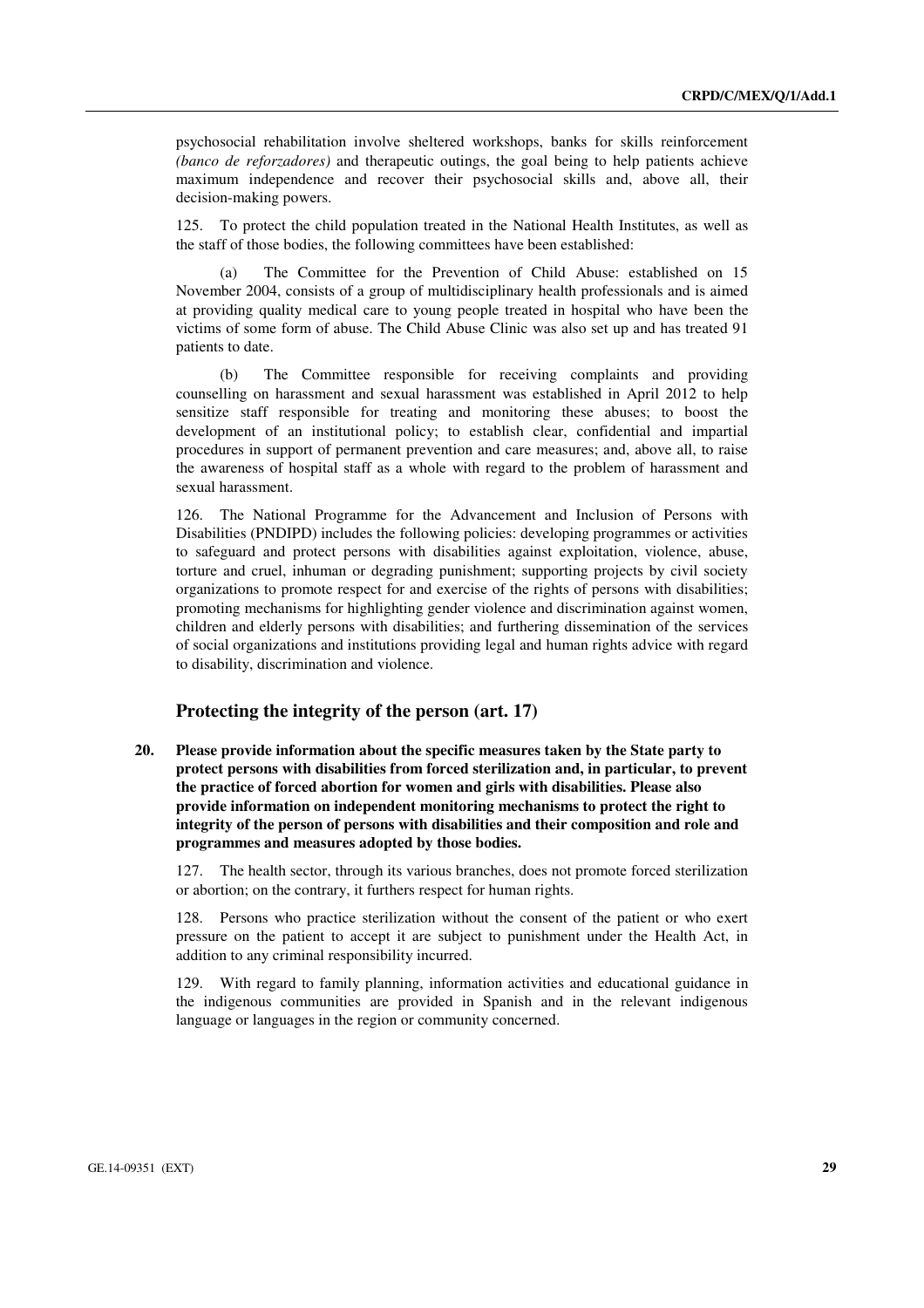psychosocial rehabilitation involve sheltered workshops, banks for skills reinforcement *(banco de reforzadores)* and therapeutic outings, the goal being to help patients achieve maximum independence and recover their psychosocial skills and, above all, their decision-making powers.

125. To protect the child population treated in the National Health Institutes, as well as the staff of those bodies, the following committees have been established:

(a) The Committee for the Prevention of Child Abuse: established on 15 November 2004, consists of a group of multidisciplinary health professionals and is aimed at providing quality medical care to young people treated in hospital who have been the victims of some form of abuse. The Child Abuse Clinic was also set up and has treated 91 patients to date.

(b) The Committee responsible for receiving complaints and providing counselling on harassment and sexual harassment was established in April 2012 to help sensitize staff responsible for treating and monitoring these abuses; to boost the development of an institutional policy; to establish clear, confidential and impartial procedures in support of permanent prevention and care measures; and, above all, to raise the awareness of hospital staff as a whole with regard to the problem of harassment and sexual harassment.

126. The National Programme for the Advancement and Inclusion of Persons with Disabilities (PNDIPD) includes the following policies: developing programmes or activities to safeguard and protect persons with disabilities against exploitation, violence, abuse, torture and cruel, inhuman or degrading punishment; supporting projects by civil society organizations to promote respect for and exercise of the rights of persons with disabilities; promoting mechanisms for highlighting gender violence and discrimination against women, children and elderly persons with disabilities; and furthering dissemination of the services of social organizations and institutions providing legal and human rights advice with regard to disability, discrimination and violence.

## Protecting the integrity of the person (art. 17)

**20. Please provide information about the specific measures taken by the State party to protect persons with disabilities from forced sterilization and, in particular, to prevent the practice of forced abortion for women and girls with disabilities. Please also provide information on independent monitoring mechanisms to protect the right to integrity of the person of persons with disabilities and their composition and role and programmes and measures adopted by those bodies.**

127. The health sector, through its various branches, does not promote forced sterilization or abortion; on the contrary, it furthers respect for human rights.

128. Persons who practice sterilization without the consent of the patient or who exert pressure on the patient to accept it are subject to punishment under the Health Act, in addition to any criminal responsibility incurred.

129. With regard to family planning, information activities and educational guidance in the indigenous communities are provided in Spanish and in the relevant indigenous language or languages in the region or community concerned.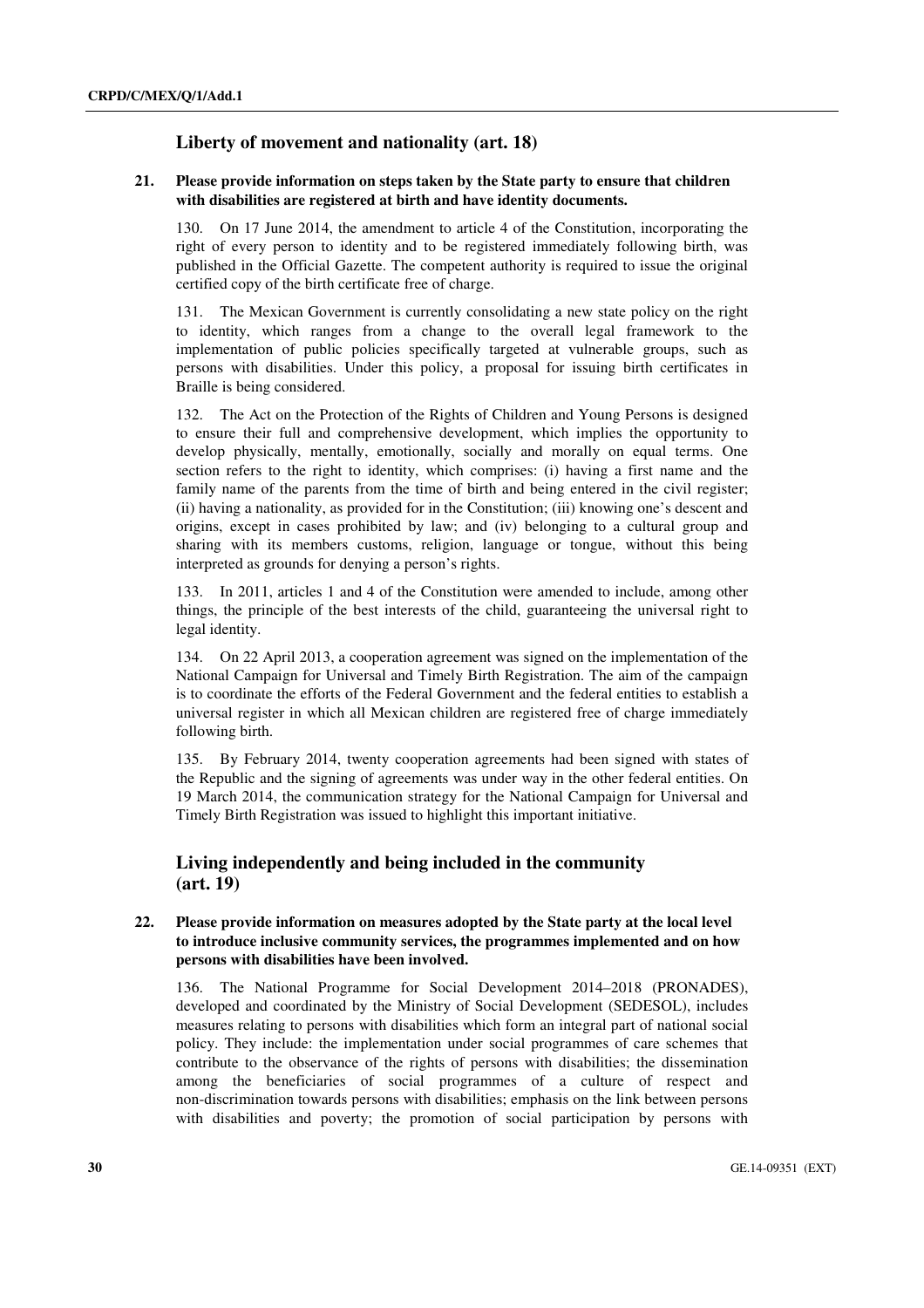## Liberty of movement and nationality (art. 18)

**21. Please provide information on steps taken by the State party to ensure that children with disabilities are registered at birth and have identity documents.**

130. On 17 June 2014, the amendment to article 4 of the Constitution, incorporating the right of every person to identity and to be registered immediately following birth, was published in the Official Gazette. The competent authority is required to issue the original certified copy of the birth certificate free of charge.

131. The Mexican Government is currently consolidating a new state policy on the right to identity, which ranges from a change to the overall legal framework to the implementation of public policies specifically targeted at vulnerable groups, such as persons with disabilities. Under this policy, a proposal for issuing birth certificates in Braille is being considered.

132. The Act on the Protection of the Rights of Children and Young Persons is designed to ensure their full and comprehensive development, which implies the opportunity to develop physically, mentally, emotionally, socially and morally on equal terms. One section refers to the right to identity, which comprises: (i) having a first name and the family name of the parents from the time of birth and being entered in the civil register; (ii) having a nationality, as provided for in the Constitution; (iii) knowing one's descent and origins, except in cases prohibited by law; and (iv) belonging to a cultural group and sharing with its members customs, religion, language or tongue, without this being interpreted as grounds for denying a person's rights.

133. In 2011, articles 1 and 4 of the Constitution were amended to include, among other things, the principle of the best interests of the child, guaranteeing the universal right to legal identity.

134. On 22 April 2013, a cooperation agreement was signed on the implementation of the National Campaign for Universal and Timely Birth Registration. The aim of the campaign is to coordinate the efforts of the Federal Government and the federal entities to establish a universal register in which all Mexican children are registered free of charge immediately following birth.

135. By February 2014, twenty cooperation agreements had been signed with states of the Republic and the signing of agreements was under way in the other federal entities. On 19 March 2014, the communication strategy for the National Campaign for Universal and Timely Birth Registration was issued to highlight this important initiative.

## Living independently and being included in the community (art. 19)

**22. Please provide information on measures adopted by the State party at the local level to introduce inclusive community services, the programmes implemented and on how persons with disabilities have been involved.**

136. The National Programme for Social Development 2014–2018 (PRONADES), developed and coordinated by the Ministry of Social Development (SEDESOL), includes measures relating to persons with disabilities which form an integral part of national social policy. They include: the implementation under social programmes of care schemes that contribute to the observance of the rights of persons with disabilities; the dissemination among the beneficiaries of social programmes of a culture of respect and non-discrimination towards persons with disabilities; emphasis on the link between persons with disabilities and poverty; the promotion of social participation by persons with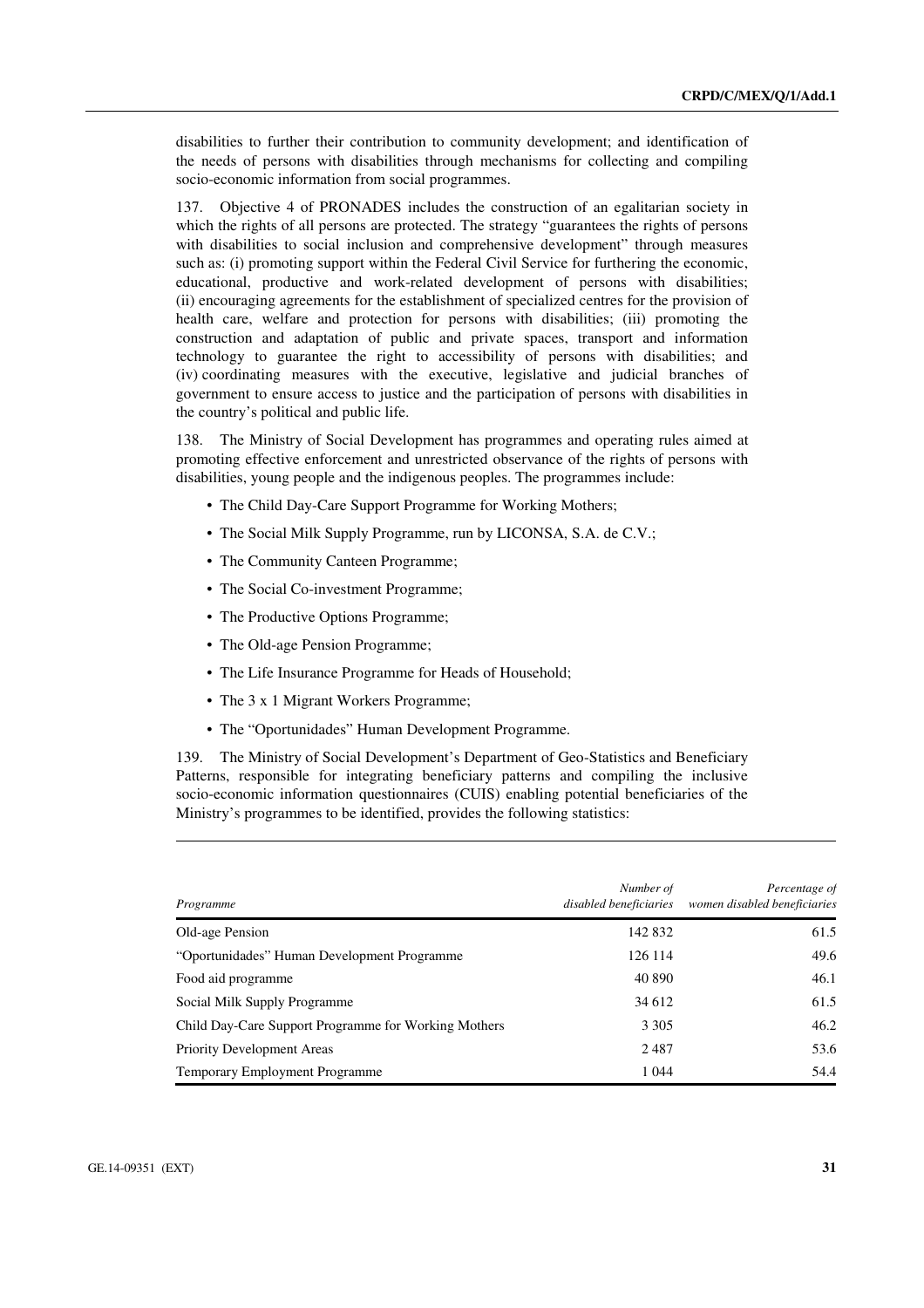disabilities to further their contribution to community development; and identification of the needs of persons with disabilities through mechanisms for collecting and compiling socio-economic information from social programmes.

137. Objective 4 of PRONADES includes the construction of an egalitarian society in which the rights of all persons are protected. The strategy "guarantees the rights of persons with disabilities to social inclusion and comprehensive development" through measures such as: (i) promoting support within the Federal Civil Service for furthering the economic, educational, productive and work-related development of persons with disabilities; (ii) encouraging agreements for the establishment of specialized centres for the provision of health care, welfare and protection for persons with disabilities; (iii) promoting the construction and adaptation of public and private spaces, transport and information technology to guarantee the right to accessibility of persons with disabilities; and (iv) coordinating measures with the executive, legislative and judicial branches of government to ensure access to justice and the participation of persons with disabilities in the country's political and public life.

138. The Ministry of Social Development has programmes and operating rules aimed at promoting effective enforcement and unrestricted observance of the rights of persons with disabilities, young people and the indigenous peoples. The programmes include:

- The Child Day-Care Support Programme for Working Mothers;
- The Social Milk Supply Programme, run by LICONSA, S.A. de C.V.;
- The Community Canteen Programme;
- The Social Co-investment Programme;
- The Productive Options Programme;
- The Old-age Pension Programme;
- The Life Insurance Programme for Heads of Household;
- The 3 x 1 Migrant Workers Programme;
- The "Oportunidades" Human Development Programme.

139. The Ministry of Social Development's Department of Geo-Statistics and Beneficiary Patterns, responsible for integrating beneficiary patterns and compiling the inclusive socio-economic information questionnaires (CUIS) enabling potential beneficiaries of the Ministry's programmes to be identified, provides the following statistics:

| *Programme* | *Number of disabled beneficiaries* | *Percentage of women disabled beneficiaries* |
|---|---:|---:|
| Old-age Pension | 142 832 | 61.5 |
| "Oportunidades" Human Development Programme | 126 114 | 49.6 |
| Food aid programme | 40 890 | 46.1 |
| Social Milk Supply Programme | 34 612 | 61.5 |
| Child Day-Care Support Programme for Working Mothers | 3 305 | 46.2 |
| Priority Development Areas | 2 487 | 53.6 |
| Temporary Employment Programme | 1 044 | 54.4 |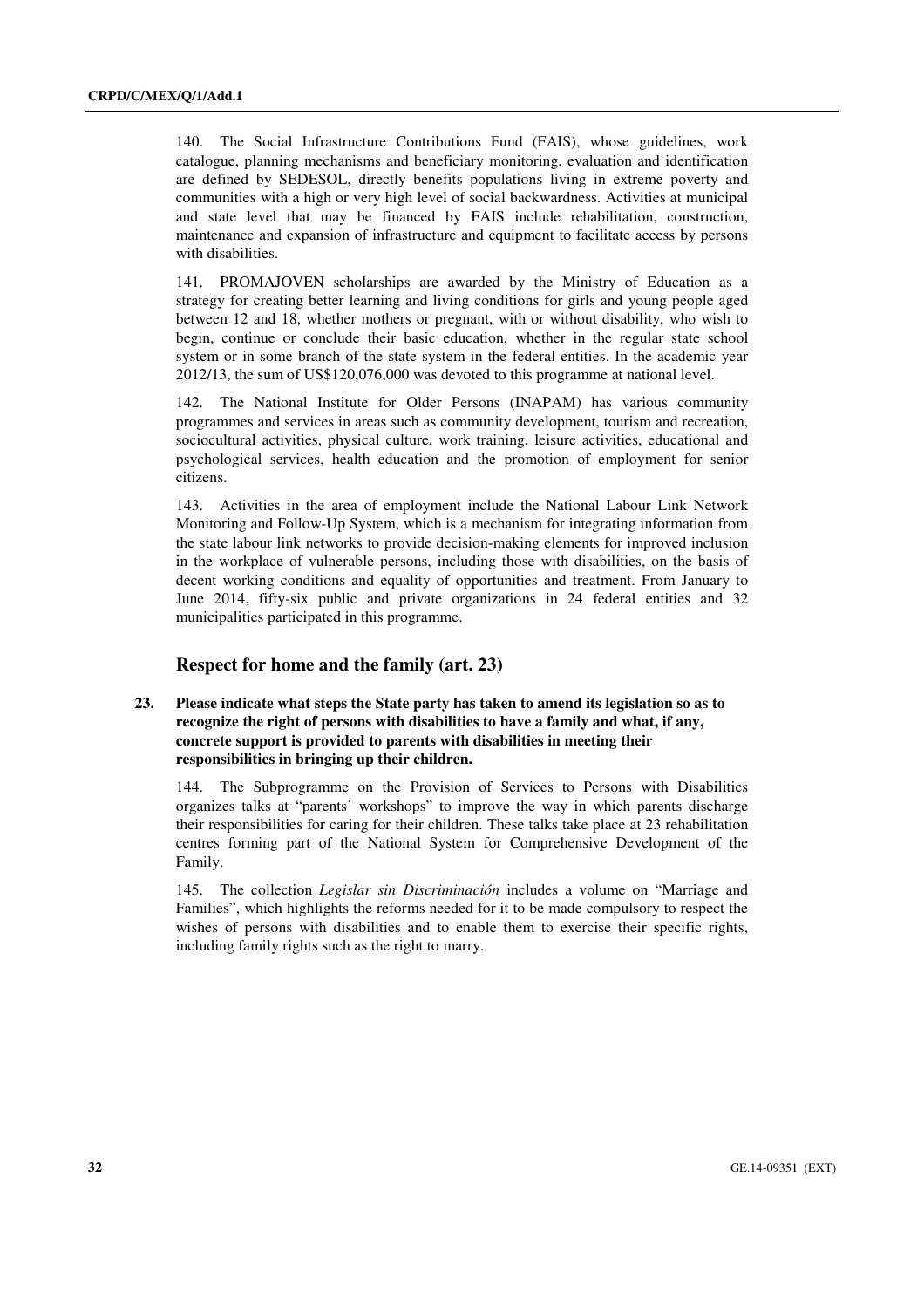140. The Social Infrastructure Contributions Fund (FAIS), whose guidelines, work catalogue, planning mechanisms and beneficiary monitoring, evaluation and identification are defined by SEDESOL, directly benefits populations living in extreme poverty and communities with a high or very high level of social backwardness. Activities at municipal and state level that may be financed by FAIS include rehabilitation, construction, maintenance and expansion of infrastructure and equipment to facilitate access by persons with disabilities.

141. PROMAJOVEN scholarships are awarded by the Ministry of Education as a strategy for creating better learning and living conditions for girls and young people aged between 12 and 18, whether mothers or pregnant, with or without disability, who wish to begin, continue or conclude their basic education, whether in the regular state school system or in some branch of the state system in the federal entities. In the academic year 2012/13, the sum of US$120,076,000 was devoted to this programme at national level.

142. The National Institute for Older Persons (INAPAM) has various community programmes and services in areas such as community development, tourism and recreation, sociocultural activities, physical culture, work training, leisure activities, educational and psychological services, health education and the promotion of employment for senior citizens.

143. Activities in the area of employment include the National Labour Link Network Monitoring and Follow-Up System, which is a mechanism for integrating information from the state labour link networks to provide decision-making elements for improved inclusion in the workplace of vulnerable persons, including those with disabilities, on the basis of decent working conditions and equality of opportunities and treatment. From January to June 2014, fifty-six public and private organizations in 24 federal entities and 32 municipalities participated in this programme.

## Respect for home and the family (art. 23)

**23. Please indicate what steps the State party has taken to amend its legislation so as to recognize the right of persons with disabilities to have a family and what, if any, concrete support is provided to parents with disabilities in meeting their responsibilities in bringing up their children.**

144. The Subprogramme on the Provision of Services to Persons with Disabilities organizes talks at "parents' workshops" to improve the way in which parents discharge their responsibilities for caring for their children. These talks take place at 23 rehabilitation centres forming part of the National System for Comprehensive Development of the Family.

145. The collection *Legislar sin Discriminación* includes a volume on "Marriage and Families", which highlights the reforms needed for it to be made compulsory to respect the wishes of persons with disabilities and to enable them to exercise their specific rights, including family rights such as the right to marry.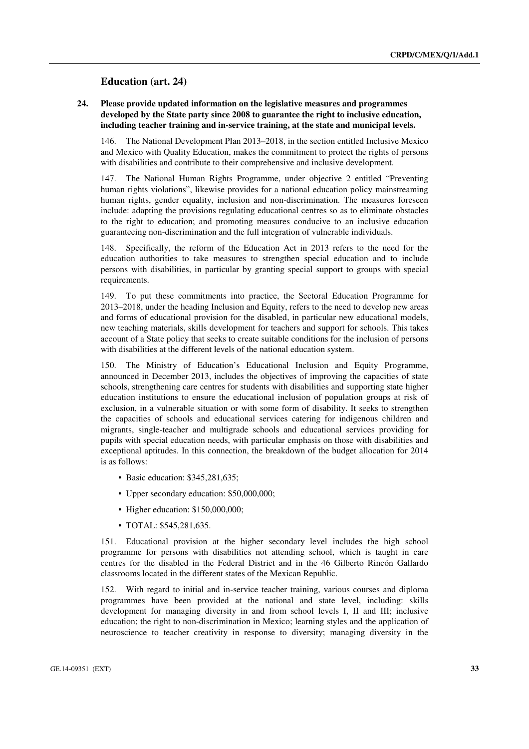## Education (art. 24)

**24. Please provide updated information on the legislative measures and programmes developed by the State party since 2008 to guarantee the right to inclusive education, including teacher training and in-service training, at the state and municipal levels.**

146. The National Development Plan 2013–2018, in the section entitled Inclusive Mexico and Mexico with Quality Education, makes the commitment to protect the rights of persons with disabilities and contribute to their comprehensive and inclusive development.

147. The National Human Rights Programme, under objective 2 entitled "Preventing human rights violations", likewise provides for a national education policy mainstreaming human rights, gender equality, inclusion and non-discrimination. The measures foreseen include: adapting the provisions regulating educational centres so as to eliminate obstacles to the right to education; and promoting measures conducive to an inclusive education guaranteeing non-discrimination and the full integration of vulnerable individuals.

148. Specifically, the reform of the Education Act in 2013 refers to the need for the education authorities to take measures to strengthen special education and to include persons with disabilities, in particular by granting special support to groups with special requirements.

149. To put these commitments into practice, the Sectoral Education Programme for 2013–2018, under the heading Inclusion and Equity, refers to the need to develop new areas and forms of educational provision for the disabled, in particular new educational models, new teaching materials, skills development for teachers and support for schools. This takes account of a State policy that seeks to create suitable conditions for the inclusion of persons with disabilities at the different levels of the national education system.

150. The Ministry of Education's Educational Inclusion and Equity Programme, announced in December 2013, includes the objectives of improving the capacities of state schools, strengthening care centres for students with disabilities and supporting state higher education institutions to ensure the educational inclusion of population groups at risk of exclusion, in a vulnerable situation or with some form of disability. It seeks to strengthen the capacities of schools and educational services catering for indigenous children and migrants, single-teacher and multigrade schools and educational services providing for pupils with special education needs, with particular emphasis on those with disabilities and exceptional aptitudes. In this connection, the breakdown of the budget allocation for 2014 is as follows:

- Basic education: $345,281,635;
- Upper secondary education: $50,000,000;
- Higher education: $150,000,000;
- TOTAL: $545,281,635.

151. Educational provision at the higher secondary level includes the high school programme for persons with disabilities not attending school, which is taught in care centres for the disabled in the Federal District and in the 46 Gilberto Rincón Gallardo classrooms located in the different states of the Mexican Republic.

152. With regard to initial and in-service teacher training, various courses and diploma programmes have been provided at the national and state level, including: skills development for managing diversity in and from school levels I, II and III; inclusive education; the right to non-discrimination in Mexico; learning styles and the application of neuroscience to teacher creativity in response to diversity; managing diversity in the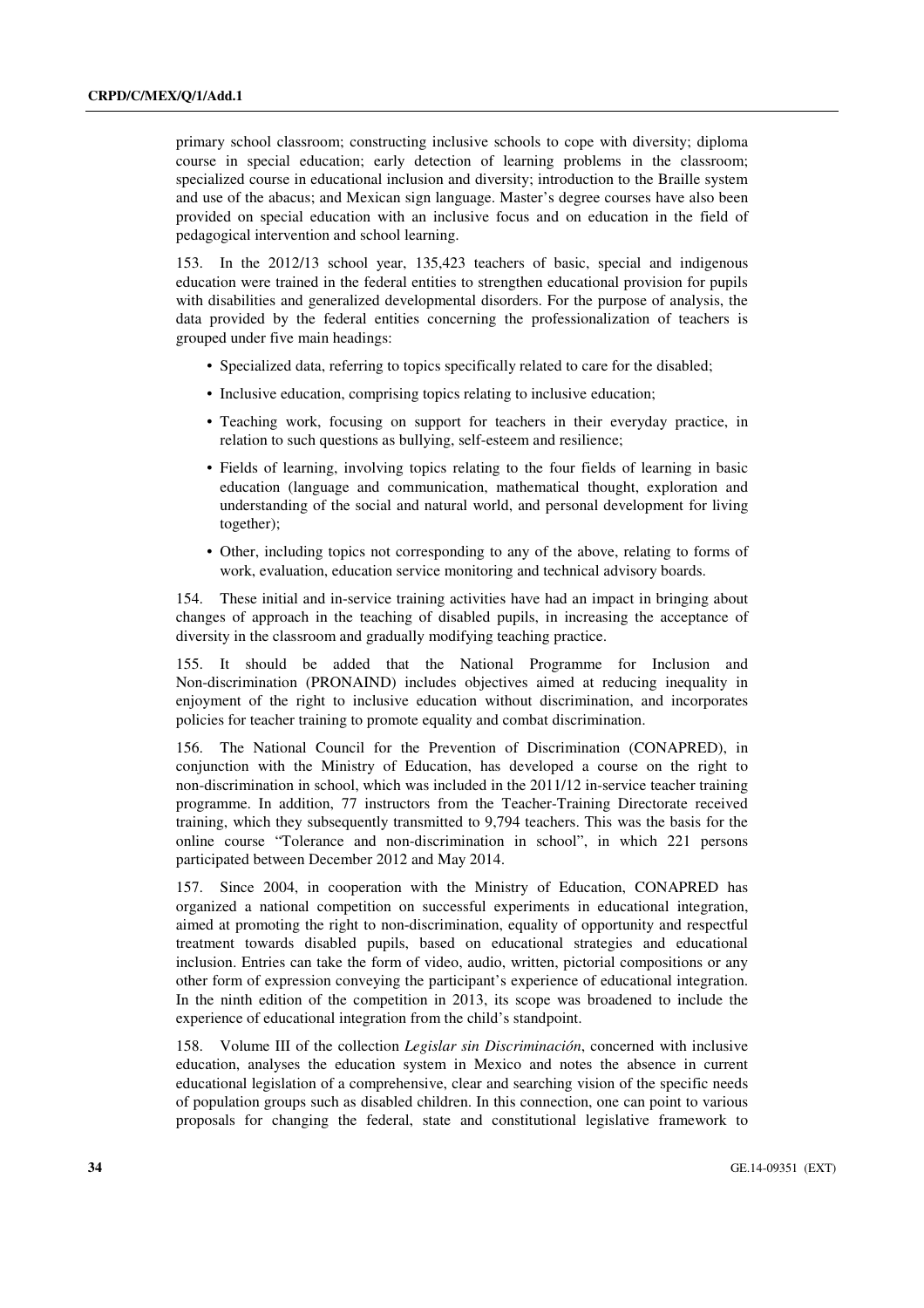primary school classroom; constructing inclusive schools to cope with diversity; diploma course in special education; early detection of learning problems in the classroom; specialized course in educational inclusion and diversity; introduction to the Braille system and use of the abacus; and Mexican sign language. Master's degree courses have also been provided on special education with an inclusive focus and on education in the field of pedagogical intervention and school learning.

153. In the 2012/13 school year, 135,423 teachers of basic, special and indigenous education were trained in the federal entities to strengthen educational provision for pupils with disabilities and generalized developmental disorders. For the purpose of analysis, the data provided by the federal entities concerning the professionalization of teachers is grouped under five main headings:

- Specialized data, referring to topics specifically related to care for the disabled;
- Inclusive education, comprising topics relating to inclusive education;
- Teaching work, focusing on support for teachers in their everyday practice, in relation to such questions as bullying, self-esteem and resilience;
- Fields of learning, involving topics relating to the four fields of learning in basic education (language and communication, mathematical thought, exploration and understanding of the social and natural world, and personal development for living together);
- Other, including topics not corresponding to any of the above, relating to forms of work, evaluation, education service monitoring and technical advisory boards.

154. These initial and in-service training activities have had an impact in bringing about changes of approach in the teaching of disabled pupils, in increasing the acceptance of diversity in the classroom and gradually modifying teaching practice.

155. It should be added that the National Programme for Inclusion and Non-discrimination (PRONAIND) includes objectives aimed at reducing inequality in enjoyment of the right to inclusive education without discrimination, and incorporates policies for teacher training to promote equality and combat discrimination.

156. The National Council for the Prevention of Discrimination (CONAPRED), in conjunction with the Ministry of Education, has developed a course on the right to non-discrimination in school, which was included in the 2011/12 in-service teacher training programme. In addition, 77 instructors from the Teacher-Training Directorate received training, which they subsequently transmitted to 9,794 teachers. This was the basis for the online course "Tolerance and non-discrimination in school", in which 221 persons participated between December 2012 and May 2014.

157. Since 2004, in cooperation with the Ministry of Education, CONAPRED has organized a national competition on successful experiments in educational integration, aimed at promoting the right to non-discrimination, equality of opportunity and respectful treatment towards disabled pupils, based on educational strategies and educational inclusion. Entries can take the form of video, audio, written, pictorial compositions or any other form of expression conveying the participant's experience of educational integration. In the ninth edition of the competition in 2013, its scope was broadened to include the experience of educational integration from the child's standpoint.

158. Volume III of the collection *Legislar sin Discriminación*, concerned with inclusive education, analyses the education system in Mexico and notes the absence in current educational legislation of a comprehensive, clear and searching vision of the specific needs of population groups such as disabled children. In this connection, one can point to various proposals for changing the federal, state and constitutional legislative framework to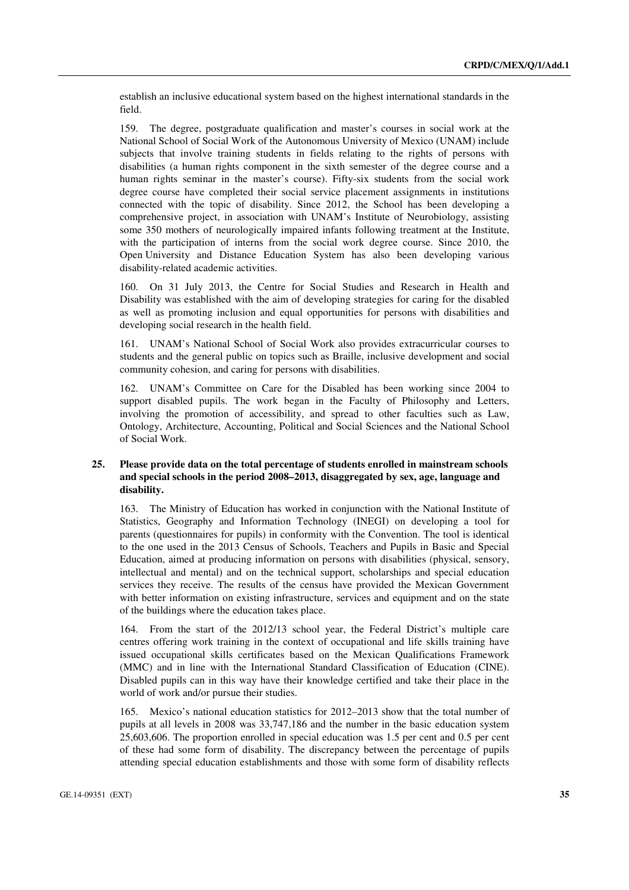establish an inclusive educational system based on the highest international standards in the field.

159. The degree, postgraduate qualification and master's courses in social work at the National School of Social Work of the Autonomous University of Mexico (UNAM) include subjects that involve training students in fields relating to the rights of persons with disabilities (a human rights component in the sixth semester of the degree course and a human rights seminar in the master's course). Fifty-six students from the social work degree course have completed their social service placement assignments in institutions connected with the topic of disability. Since 2012, the School has been developing a comprehensive project, in association with UNAM's Institute of Neurobiology, assisting some 350 mothers of neurologically impaired infants following treatment at the Institute, with the participation of interns from the social work degree course. Since 2010, the Open University and Distance Education System has also been developing various disability-related academic activities.

160. On 31 July 2013, the Centre for Social Studies and Research in Health and Disability was established with the aim of developing strategies for caring for the disabled as well as promoting inclusion and equal opportunities for persons with disabilities and developing social research in the health field.

161. UNAM's National School of Social Work also provides extracurricular courses to students and the general public on topics such as Braille, inclusive development and social community cohesion, and caring for persons with disabilities.

162. UNAM's Committee on Care for the Disabled has been working since 2004 to support disabled pupils. The work began in the Faculty of Philosophy and Letters, involving the promotion of accessibility, and spread to other faculties such as Law, Ontology, Architecture, Accounting, Political and Social Sciences and the National School of Social Work.

**25. Please provide data on the total percentage of students enrolled in mainstream schools and special schools in the period 2008–2013, disaggregated by sex, age, language and disability.**

163. The Ministry of Education has worked in conjunction with the National Institute of Statistics, Geography and Information Technology (INEGI) on developing a tool for parents (questionnaires for pupils) in conformity with the Convention. The tool is identical to the one used in the 2013 Census of Schools, Teachers and Pupils in Basic and Special Education, aimed at producing information on persons with disabilities (physical, sensory, intellectual and mental) and on the technical support, scholarships and special education services they receive. The results of the census have provided the Mexican Government with better information on existing infrastructure, services and equipment and on the state of the buildings where the education takes place.

164. From the start of the 2012/13 school year, the Federal District's multiple care centres offering work training in the context of occupational and life skills training have issued occupational skills certificates based on the Mexican Qualifications Framework (MMC) and in line with the International Standard Classification of Education (CINE). Disabled pupils can in this way have their knowledge certified and take their place in the world of work and/or pursue their studies.

165. Mexico's national education statistics for 2012–2013 show that the total number of pupils at all levels in 2008 was 33,747,186 and the number in the basic education system 25,603,606. The proportion enrolled in special education was 1.5 per cent and 0.5 per cent of these had some form of disability. The discrepancy between the percentage of pupils attending special education establishments and those with some form of disability reflects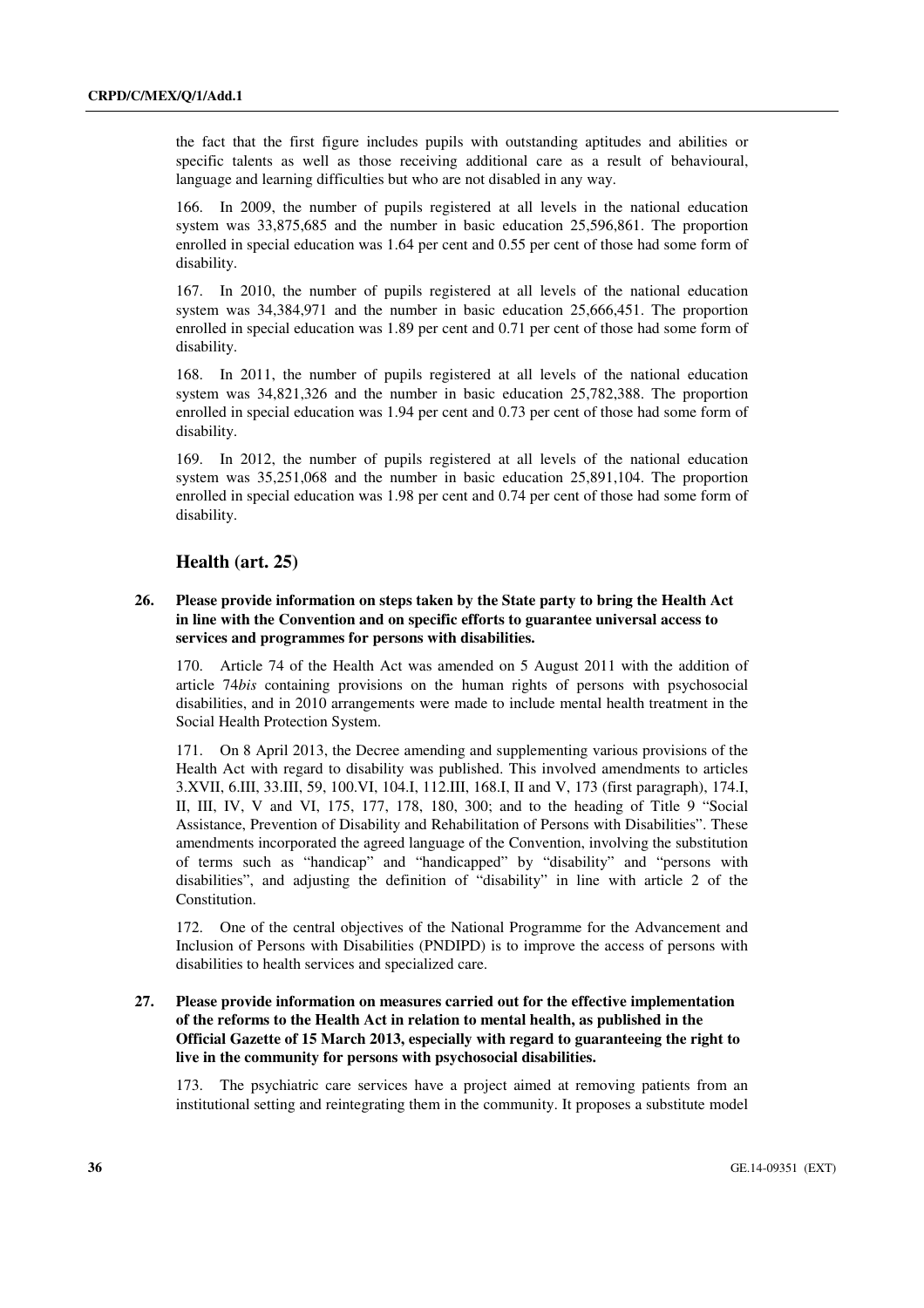the fact that the first figure includes pupils with outstanding aptitudes and abilities or specific talents as well as those receiving additional care as a result of behavioural, language and learning difficulties but who are not disabled in any way.

166. In 2009, the number of pupils registered at all levels in the national education system was 33,875,685 and the number in basic education 25,596,861. The proportion enrolled in special education was 1.64 per cent and 0.55 per cent of those had some form of disability.

167. In 2010, the number of pupils registered at all levels of the national education system was 34,384,971 and the number in basic education 25,666,451. The proportion enrolled in special education was 1.89 per cent and 0.71 per cent of those had some form of disability.

168. In 2011, the number of pupils registered at all levels of the national education system was 34,821,326 and the number in basic education 25,782,388. The proportion enrolled in special education was 1.94 per cent and 0.73 per cent of those had some form of disability.

169. In 2012, the number of pupils registered at all levels of the national education system was 35,251,068 and the number in basic education 25,891,104. The proportion enrolled in special education was 1.98 per cent and 0.74 per cent of those had some form of disability.

## Health (art. 25)

**26. Please provide information on steps taken by the State party to bring the Health Act in line with the Convention and on specific efforts to guarantee universal access to services and programmes for persons with disabilities.**

170. Article 74 of the Health Act was amended on 5 August 2011 with the addition of article 74*bis* containing provisions on the human rights of persons with psychosocial disabilities, and in 2010 arrangements were made to include mental health treatment in the Social Health Protection System.

171. On 8 April 2013, the Decree amending and supplementing various provisions of the Health Act with regard to disability was published. This involved amendments to articles 3.XVII, 6.III, 33.III, 59, 100.VI, 104.I, 112.III, 168.I, II and V, 173 (first paragraph), 174.I, II, III, IV, V and VI, 175, 177, 178, 180, 300; and to the heading of Title 9 “Social Assistance, Prevention of Disability and Rehabilitation of Persons with Disabilities”. These amendments incorporated the agreed language of the Convention, involving the substitution of terms such as “handicap” and “handicapped” by “disability” and “persons with disabilities”, and adjusting the definition of “disability” in line with article 2 of the Constitution.

172. One of the central objectives of the National Programme for the Advancement and Inclusion of Persons with Disabilities (PNDIPD) is to improve the access of persons with disabilities to health services and specialized care.

**27. Please provide information on measures carried out for the effective implementation of the reforms to the Health Act in relation to mental health, as published in the Official Gazette of 15 March 2013, especially with regard to guaranteeing the right to live in the community for persons with psychosocial disabilities.**

173. The psychiatric care services have a project aimed at removing patients from an institutional setting and reintegrating them in the community. It proposes a substitute model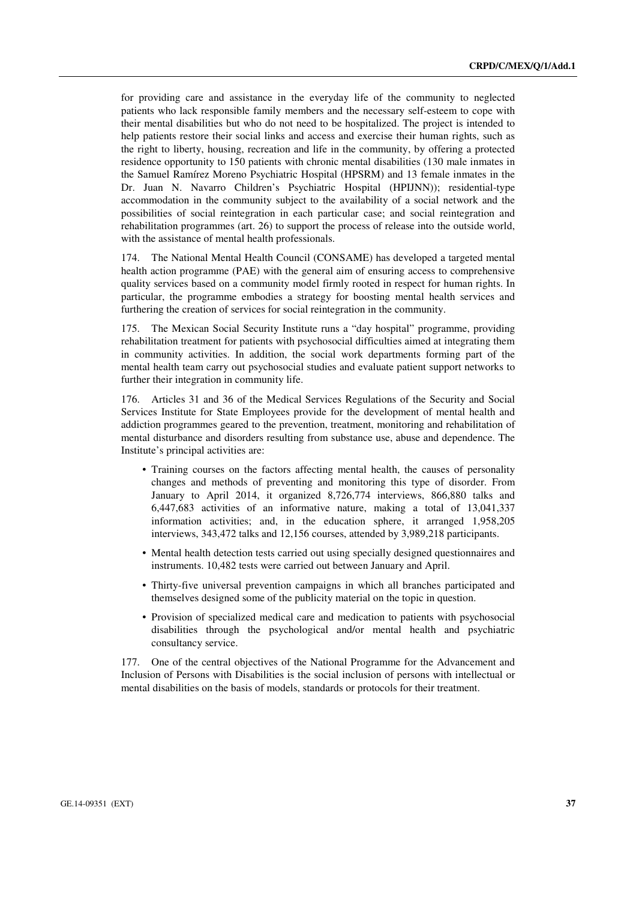for providing care and assistance in the everyday life of the community to neglected patients who lack responsible family members and the necessary self-esteem to cope with their mental disabilities but who do not need to be hospitalized. The project is intended to help patients restore their social links and access and exercise their human rights, such as the right to liberty, housing, recreation and life in the community, by offering a protected residence opportunity to 150 patients with chronic mental disabilities (130 male inmates in the Samuel Ramírez Moreno Psychiatric Hospital (HPSRM) and 13 female inmates in the Dr. Juan N. Navarro Children's Psychiatric Hospital (HPIJNN)); residential-type accommodation in the community subject to the availability of a social network and the possibilities of social reintegration in each particular case; and social reintegration and rehabilitation programmes (art. 26) to support the process of release into the outside world, with the assistance of mental health professionals.

174. The National Mental Health Council (CONSAME) has developed a targeted mental health action programme (PAE) with the general aim of ensuring access to comprehensive quality services based on a community model firmly rooted in respect for human rights. In particular, the programme embodies a strategy for boosting mental health services and furthering the creation of services for social reintegration in the community.

175. The Mexican Social Security Institute runs a "day hospital" programme, providing rehabilitation treatment for patients with psychosocial difficulties aimed at integrating them in community activities. In addition, the social work departments forming part of the mental health team carry out psychosocial studies and evaluate patient support networks to further their integration in community life.

176. Articles 31 and 36 of the Medical Services Regulations of the Security and Social Services Institute for State Employees provide for the development of mental health and addiction programmes geared to the prevention, treatment, monitoring and rehabilitation of mental disturbance and disorders resulting from substance use, abuse and dependence. The Institute's principal activities are:

- Training courses on the factors affecting mental health, the causes of personality changes and methods of preventing and monitoring this type of disorder. From January to April 2014, it organized 8,726,774 interviews, 866,880 talks and 6,447,683 activities of an informative nature, making a total of 13,041,337 information activities; and, in the education sphere, it arranged 1,958,205 interviews, 343,472 talks and 12,156 courses, attended by 3,989,218 participants.
- Mental health detection tests carried out using specially designed questionnaires and instruments. 10,482 tests were carried out between January and April.
- Thirty-five universal prevention campaigns in which all branches participated and themselves designed some of the publicity material on the topic in question.
- Provision of specialized medical care and medication to patients with psychosocial disabilities through the psychological and/or mental health and psychiatric consultancy service.

177. One of the central objectives of the National Programme for the Advancement and Inclusion of Persons with Disabilities is the social inclusion of persons with intellectual or mental disabilities on the basis of models, standards or protocols for their treatment.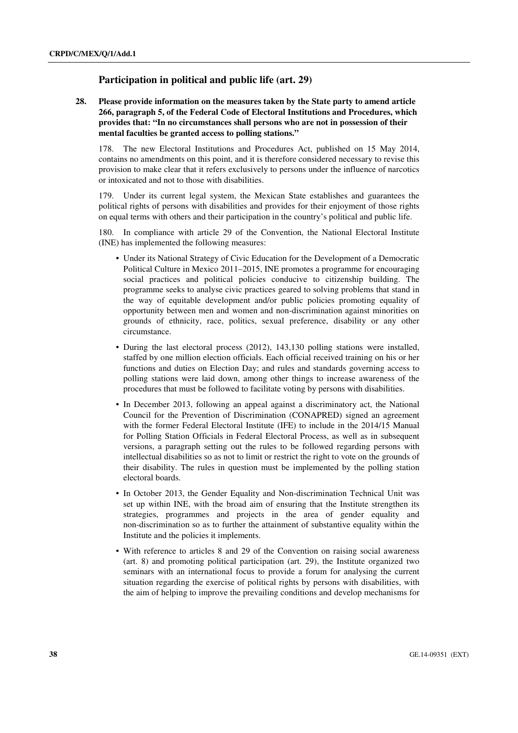## Participation in political and public life (art. 29)

**28. Please provide information on the measures taken by the State party to amend article 266, paragraph 5, of the Federal Code of Electoral Institutions and Procedures, which provides that: "In no circumstances shall persons who are not in possession of their mental faculties be granted access to polling stations."**

178. The new Electoral Institutions and Procedures Act, published on 15 May 2014, contains no amendments on this point, and it is therefore considered necessary to revise this provision to make clear that it refers exclusively to persons under the influence of narcotics or intoxicated and not to those with disabilities.

179. Under its current legal system, the Mexican State establishes and guarantees the political rights of persons with disabilities and provides for their enjoyment of those rights on equal terms with others and their participation in the country's political and public life.

180. In compliance with article 29 of the Convention, the National Electoral Institute (INE) has implemented the following measures:

- Under its National Strategy of Civic Education for the Development of a Democratic Political Culture in Mexico 2011–2015, INE promotes a programme for encouraging social practices and political policies conducive to citizenship building. The programme seeks to analyse civic practices geared to solving problems that stand in the way of equitable development and/or public policies promoting equality of opportunity between men and women and non-discrimination against minorities on grounds of ethnicity, race, politics, sexual preference, disability or any other circumstance.
- During the last electoral process (2012), 143,130 polling stations were installed, staffed by one million election officials. Each official received training on his or her functions and duties on Election Day; and rules and standards governing access to polling stations were laid down, among other things to increase awareness of the procedures that must be followed to facilitate voting by persons with disabilities.
- In December 2013, following an appeal against a discriminatory act, the National Council for the Prevention of Discrimination (CONAPRED) signed an agreement with the former Federal Electoral Institute (IFE) to include in the 2014/15 Manual for Polling Station Officials in Federal Electoral Process, as well as in subsequent versions, a paragraph setting out the rules to be followed regarding persons with intellectual disabilities so as not to limit or restrict the right to vote on the grounds of their disability. The rules in question must be implemented by the polling station electoral boards.
- In October 2013, the Gender Equality and Non-discrimination Technical Unit was set up within INE, with the broad aim of ensuring that the Institute strengthen its strategies, programmes and projects in the area of gender equality and non-discrimination so as to further the attainment of substantive equality within the Institute and the policies it implements.
- With reference to articles 8 and 29 of the Convention on raising social awareness (art. 8) and promoting political participation (art. 29), the Institute organized two seminars with an international focus to provide a forum for analysing the current situation regarding the exercise of political rights by persons with disabilities, with the aim of helping to improve the prevailing conditions and develop mechanisms for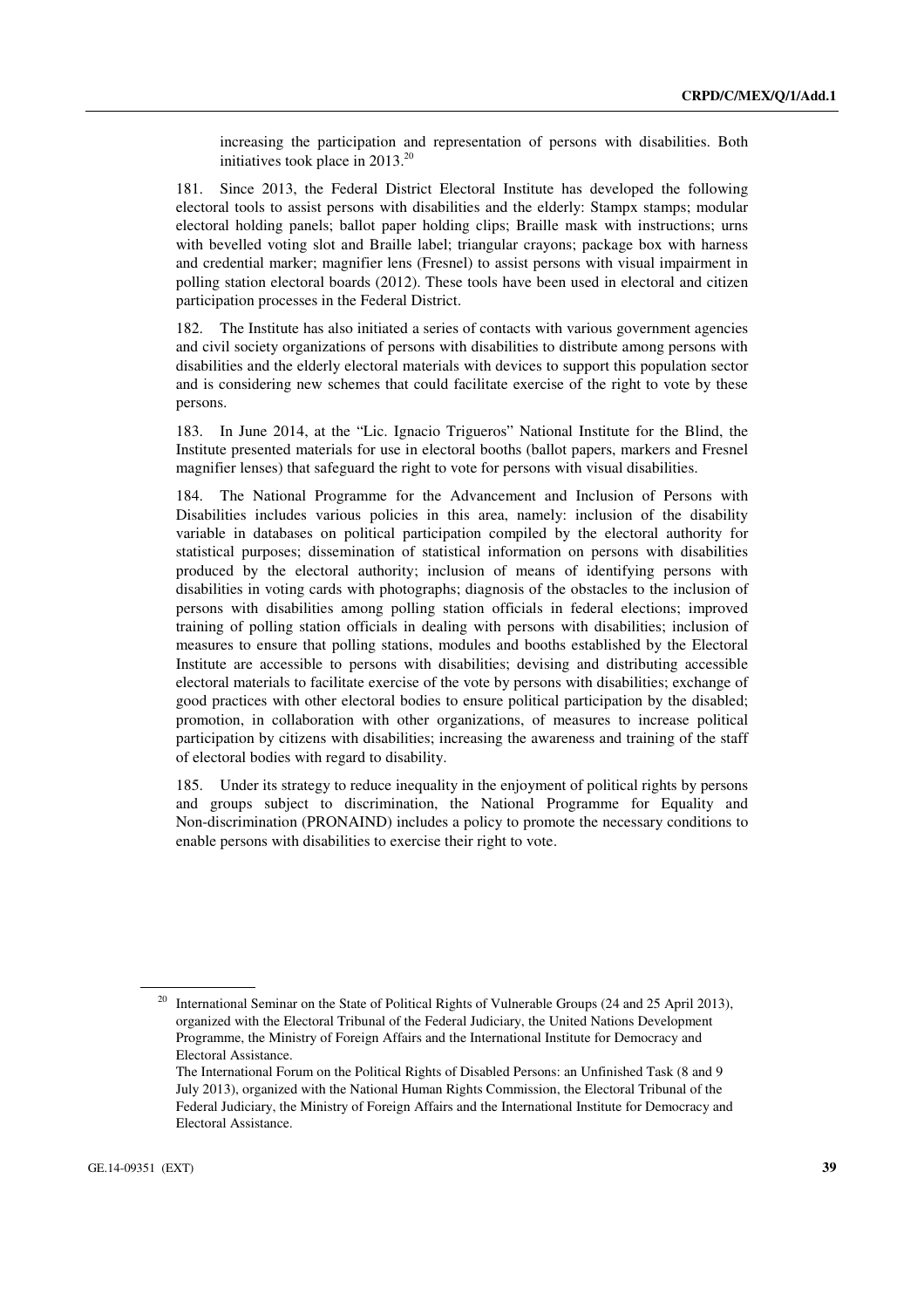increasing the participation and representation of persons with disabilities. Both initiatives took place in 2013.[20]

181. Since 2013, the Federal District Electoral Institute has developed the following electoral tools to assist persons with disabilities and the elderly: Stampx stamps; modular electoral holding panels; ballot paper holding clips; Braille mask with instructions; urns with bevelled voting slot and Braille label; triangular crayons; package box with harness and credential marker; magnifier lens (Fresnel) to assist persons with visual impairment in polling station electoral boards (2012). These tools have been used in electoral and citizen participation processes in the Federal District.

182. The Institute has also initiated a series of contacts with various government agencies and civil society organizations of persons with disabilities to distribute among persons with disabilities and the elderly electoral materials with devices to support this population sector and is considering new schemes that could facilitate exercise of the right to vote by these persons.

183. In June 2014, at the "Lic. Ignacio Trigueros" National Institute for the Blind, the Institute presented materials for use in electoral booths (ballot papers, markers and Fresnel magnifier lenses) that safeguard the right to vote for persons with visual disabilities.

184. The National Programme for the Advancement and Inclusion of Persons with Disabilities includes various policies in this area, namely: inclusion of the disability variable in databases on political participation compiled by the electoral authority for statistical purposes; dissemination of statistical information on persons with disabilities produced by the electoral authority; inclusion of means of identifying persons with disabilities in voting cards with photographs; diagnosis of the obstacles to the inclusion of persons with disabilities among polling station officials in federal elections; improved training of polling station officials in dealing with persons with disabilities; inclusion of measures to ensure that polling stations, modules and booths established by the Electoral Institute are accessible to persons with disabilities; devising and distributing accessible electoral materials to facilitate exercise of the vote by persons with disabilities; exchange of good practices with other electoral bodies to ensure political participation by the disabled; promotion, in collaboration with other organizations, of measures to increase political participation by citizens with disabilities; increasing the awareness and training of the staff of electoral bodies with regard to disability.

185. Under its strategy to reduce inequality in the enjoyment of political rights by persons and groups subject to discrimination, the National Programme for Equality and Non-discrimination (PRONAIND) includes a policy to promote the necessary conditions to enable persons with disabilities to exercise their right to vote.

[20] International Seminar on the State of Political Rights of Vulnerable Groups (24 and 25 April 2013), organized with the Electoral Tribunal of the Federal Judiciary, the United Nations Development Programme, the Ministry of Foreign Affairs and the International Institute for Democracy and Electoral Assistance.
The International Forum on the Political Rights of Disabled Persons: an Unfinished Task (8 and 9 July 2013), organized with the National Human Rights Commission, the Electoral Tribunal of the Federal Judiciary, the Ministry of Foreign Affairs and the International Institute for Democracy and Electoral Assistance.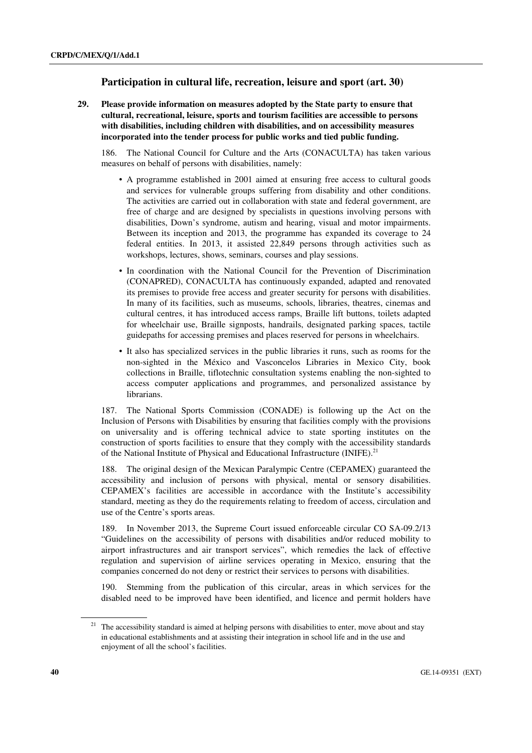## Participation in cultural life, recreation, leisure and sport (art. 30)

**29. Please provide information on measures adopted by the State party to ensure that cultural, recreational, leisure, sports and tourism facilities are accessible to persons with disabilities, including children with disabilities, and on accessibility measures incorporated into the tender process for public works and tied public funding.**

186. The National Council for Culture and the Arts (CONACULTA) has taken various measures on behalf of persons with disabilities, namely:

- A programme established in 2001 aimed at ensuring free access to cultural goods and services for vulnerable groups suffering from disability and other conditions. The activities are carried out in collaboration with state and federal government, are free of charge and are designed by specialists in questions involving persons with disabilities, Down's syndrome, autism and hearing, visual and motor impairments. Between its inception and 2013, the programme has expanded its coverage to 24 federal entities. In 2013, it assisted 22,849 persons through activities such as workshops, lectures, shows, seminars, courses and play sessions.
- In coordination with the National Council for the Prevention of Discrimination (CONAPRED), CONACULTA has continuously expanded, adapted and renovated its premises to provide free access and greater security for persons with disabilities. In many of its facilities, such as museums, schools, libraries, theatres, cinemas and cultural centres, it has introduced access ramps, Braille lift buttons, toilets adapted for wheelchair use, Braille signposts, handrails, designated parking spaces, tactile guidepaths for accessing premises and places reserved for persons in wheelchairs.
- It also has specialized services in the public libraries it runs, such as rooms for the non-sighted in the México and Vasconcelos Libraries in Mexico City, book collections in Braille, tiflotechnic consultation systems enabling the non-sighted to access computer applications and programmes, and personalized assistance by librarians.

187. The National Sports Commission (CONADE) is following up the Act on the Inclusion of Persons with Disabilities by ensuring that facilities comply with the provisions on universality and is offering technical advice to state sporting institutes on the construction of sports facilities to ensure that they comply with the accessibility standards of the National Institute of Physical and Educational Infrastructure (INIFE).[21]

188. The original design of the Mexican Paralympic Centre (CEPAMEX) guaranteed the accessibility and inclusion of persons with physical, mental or sensory disabilities. CEPAMEX's facilities are accessible in accordance with the Institute's accessibility standard, meeting as they do the requirements relating to freedom of access, circulation and use of the Centre's sports areas.

189. In November 2013, the Supreme Court issued enforceable circular CO SA-09.2/13 "Guidelines on the accessibility of persons with disabilities and/or reduced mobility to airport infrastructures and air transport services", which remedies the lack of effective regulation and supervision of airline services operating in Mexico, ensuring that the companies concerned do not deny or restrict their services to persons with disabilities.

190. Stemming from the publication of this circular, areas in which services for the disabled need to be improved have been identified, and licence and permit holders have

---

[21] The accessibility standard is aimed at helping persons with disabilities to enter, move about and stay in educational establishments and at assisting their integration in school life and in the use and enjoyment of all the school's facilities.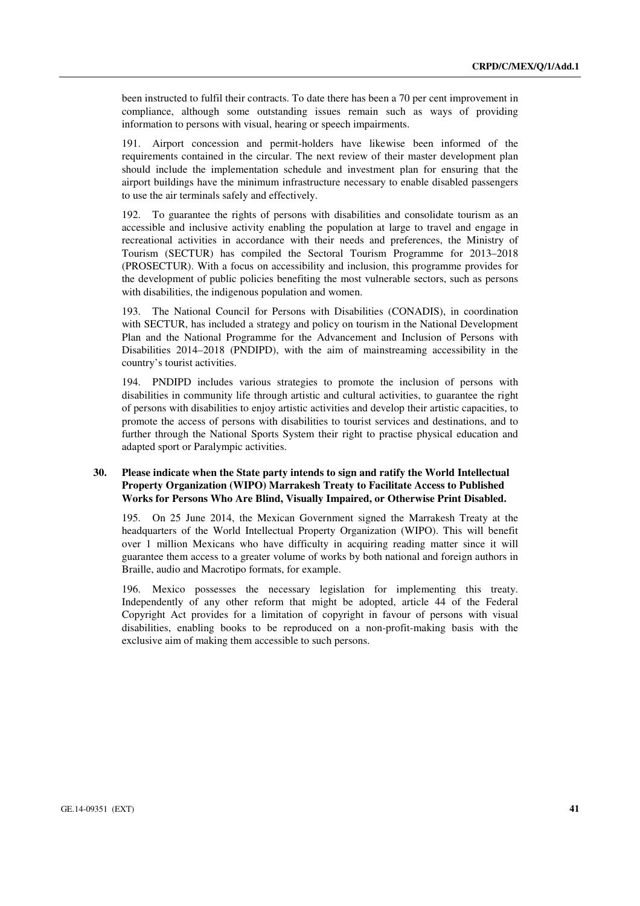been instructed to fulfil their contracts. To date there has been a 70 per cent improvement in compliance, although some outstanding issues remain such as ways of providing information to persons with visual, hearing or speech impairments.

191. Airport concession and permit-holders have likewise been informed of the requirements contained in the circular. The next review of their master development plan should include the implementation schedule and investment plan for ensuring that the airport buildings have the minimum infrastructure necessary to enable disabled passengers to use the air terminals safely and effectively.

192. To guarantee the rights of persons with disabilities and consolidate tourism as an accessible and inclusive activity enabling the population at large to travel and engage in recreational activities in accordance with their needs and preferences, the Ministry of Tourism (SECTUR) has compiled the Sectoral Tourism Programme for 2013–2018 (PROSECTUR). With a focus on accessibility and inclusion, this programme provides for the development of public policies benefiting the most vulnerable sectors, such as persons with disabilities, the indigenous population and women.

193. The National Council for Persons with Disabilities (CONADIS), in coordination with SECTUR, has included a strategy and policy on tourism in the National Development Plan and the National Programme for the Advancement and Inclusion of Persons with Disabilities 2014–2018 (PNDIPD), with the aim of mainstreaming accessibility in the country's tourist activities.

194. PNDIPD includes various strategies to promote the inclusion of persons with disabilities in community life through artistic and cultural activities, to guarantee the right of persons with disabilities to enjoy artistic activities and develop their artistic capacities, to promote the access of persons with disabilities to tourist services and destinations, and to further through the National Sports System their right to practise physical education and adapted sport or Paralympic activities.

**30. Please indicate when the State party intends to sign and ratify the World Intellectual Property Organization (WIPO) Marrakesh Treaty to Facilitate Access to Published Works for Persons Who Are Blind, Visually Impaired, or Otherwise Print Disabled.**

195. On 25 June 2014, the Mexican Government signed the Marrakesh Treaty at the headquarters of the World Intellectual Property Organization (WIPO). This will benefit over 1 million Mexicans who have difficulty in acquiring reading matter since it will guarantee them access to a greater volume of works by both national and foreign authors in Braille, audio and Macrotipo formats, for example.

196. Mexico possesses the necessary legislation for implementing this treaty. Independently of any other reform that might be adopted, article 44 of the Federal Copyright Act provides for a limitation of copyright in favour of persons with visual disabilities, enabling books to be reproduced on a non-profit-making basis with the exclusive aim of making them accessible to such persons.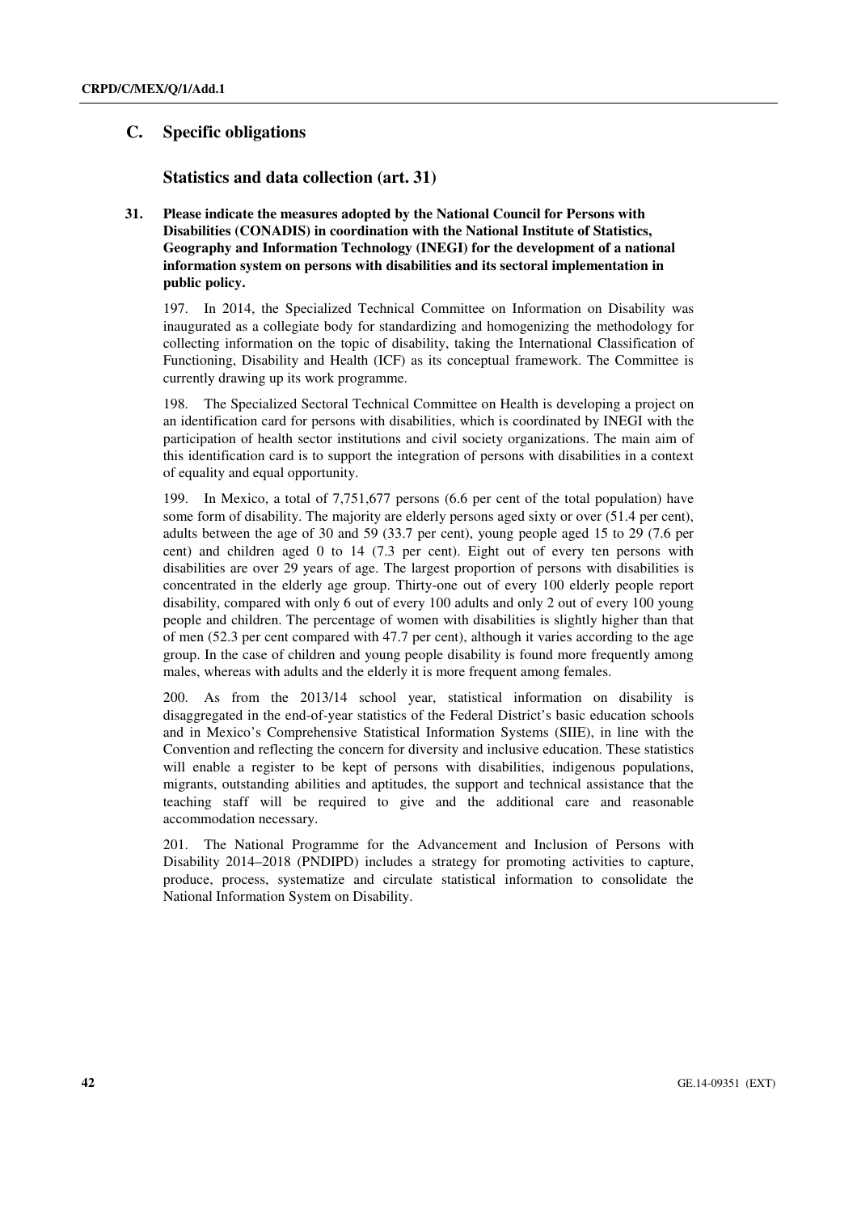## C. Specific obligations

### Statistics and data collection (art. 31)

**31. Please indicate the measures adopted by the National Council for Persons with Disabilities (CONADIS) in coordination with the National Institute of Statistics, Geography and Information Technology (INEGI) for the development of a national information system on persons with disabilities and its sectoral implementation in public policy.**

197. In 2014, the Specialized Technical Committee on Information on Disability was inaugurated as a collegiate body for standardizing and homogenizing the methodology for collecting information on the topic of disability, taking the International Classification of Functioning, Disability and Health (ICF) as its conceptual framework. The Committee is currently drawing up its work programme.

198. The Specialized Sectoral Technical Committee on Health is developing a project on an identification card for persons with disabilities, which is coordinated by INEGI with the participation of health sector institutions and civil society organizations. The main aim of this identification card is to support the integration of persons with disabilities in a context of equality and equal opportunity.

199. In Mexico, a total of 7,751,677 persons (6.6 per cent of the total population) have some form of disability. The majority are elderly persons aged sixty or over (51.4 per cent), adults between the age of 30 and 59 (33.7 per cent), young people aged 15 to 29 (7.6 per cent) and children aged 0 to 14 (7.3 per cent). Eight out of every ten persons with disabilities are over 29 years of age. The largest proportion of persons with disabilities is concentrated in the elderly age group. Thirty-one out of every 100 elderly people report disability, compared with only 6 out of every 100 adults and only 2 out of every 100 young people and children. The percentage of women with disabilities is slightly higher than that of men (52.3 per cent compared with 47.7 per cent), although it varies according to the age group. In the case of children and young people disability is found more frequently among males, whereas with adults and the elderly it is more frequent among females.

200. As from the 2013/14 school year, statistical information on disability is disaggregated in the end-of-year statistics of the Federal District's basic education schools and in Mexico's Comprehensive Statistical Information Systems (SIIE), in line with the Convention and reflecting the concern for diversity and inclusive education. These statistics will enable a register to be kept of persons with disabilities, indigenous populations, migrants, outstanding abilities and aptitudes, the support and technical assistance that the teaching staff will be required to give and the additional care and reasonable accommodation necessary.

201. The National Programme for the Advancement and Inclusion of Persons with Disability 2014–2018 (PNDIPD) includes a strategy for promoting activities to capture, produce, process, systematize and circulate statistical information to consolidate the National Information System on Disability.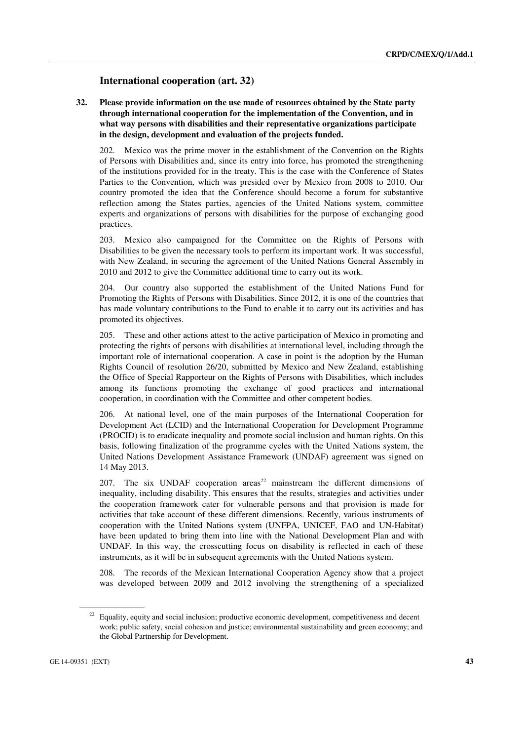## International cooperation (art. 32)

**32. Please provide information on the use made of resources obtained by the State party through international cooperation for the implementation of the Convention, and in what way persons with disabilities and their representative organizations participate in the design, development and evaluation of the projects funded.**

202. Mexico was the prime mover in the establishment of the Convention on the Rights of Persons with Disabilities and, since its entry into force, has promoted the strengthening of the institutions provided for in the treaty. This is the case with the Conference of States Parties to the Convention, which was presided over by Mexico from 2008 to 2010. Our country promoted the idea that the Conference should become a forum for substantive reflection among the States parties, agencies of the United Nations system, committee experts and organizations of persons with disabilities for the purpose of exchanging good practices.

203. Mexico also campaigned for the Committee on the Rights of Persons with Disabilities to be given the necessary tools to perform its important work. It was successful, with New Zealand, in securing the agreement of the United Nations General Assembly in 2010 and 2012 to give the Committee additional time to carry out its work.

204. Our country also supported the establishment of the United Nations Fund for Promoting the Rights of Persons with Disabilities. Since 2012, it is one of the countries that has made voluntary contributions to the Fund to enable it to carry out its activities and has promoted its objectives.

205. These and other actions attest to the active participation of Mexico in promoting and protecting the rights of persons with disabilities at international level, including through the important role of international cooperation. A case in point is the adoption by the Human Rights Council of resolution 26/20, submitted by Mexico and New Zealand, establishing the Office of Special Rapporteur on the Rights of Persons with Disabilities, which includes among its functions promoting the exchange of good practices and international cooperation, in coordination with the Committee and other competent bodies.

206. At national level, one of the main purposes of the International Cooperation for Development Act (LCID) and the International Cooperation for Development Programme (PROCID) is to eradicate inequality and promote social inclusion and human rights. On this basis, following finalization of the programme cycles with the United Nations system, the United Nations Development Assistance Framework (UNDAF) agreement was signed on 14 May 2013.

207. The six UNDAF cooperation areas[22] mainstream the different dimensions of inequality, including disability. This ensures that the results, strategies and activities under the cooperation framework cater for vulnerable persons and that provision is made for activities that take account of these different dimensions. Recently, various instruments of cooperation with the United Nations system (UNFPA, UNICEF, FAO and UN-Habitat) have been updated to bring them into line with the National Development Plan and with UNDAF. In this way, the crosscutting focus on disability is reflected in each of these instruments, as it will be in subsequent agreements with the United Nations system.

208. The records of the Mexican International Cooperation Agency show that a project was developed between 2009 and 2012 involving the strengthening of a specialized

[22] Equality, equity and social inclusion; productive economic development, competitiveness and decent work; public safety, social cohesion and justice; environmental sustainability and green economy; and the Global Partnership for Development.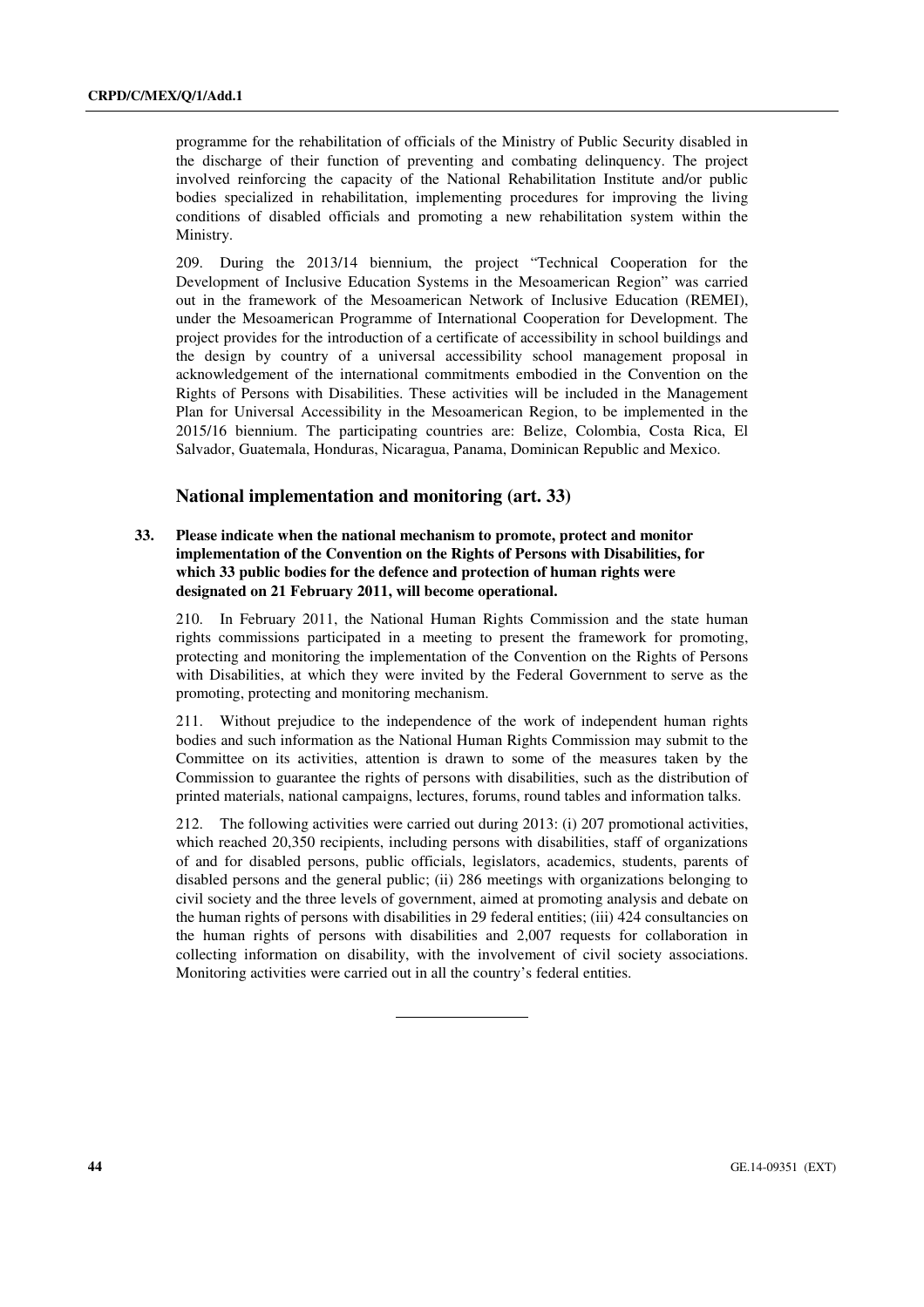programme for the rehabilitation of officials of the Ministry of Public Security disabled in the discharge of their function of preventing and combating delinquency. The project involved reinforcing the capacity of the National Rehabilitation Institute and/or public bodies specialized in rehabilitation, implementing procedures for improving the living conditions of disabled officials and promoting a new rehabilitation system within the Ministry.

209. During the 2013/14 biennium, the project "Technical Cooperation for the Development of Inclusive Education Systems in the Mesoamerican Region" was carried out in the framework of the Mesoamerican Network of Inclusive Education (REMEI), under the Mesoamerican Programme of International Cooperation for Development. The project provides for the introduction of a certificate of accessibility in school buildings and the design by country of a universal accessibility school management proposal in acknowledgement of the international commitments embodied in the Convention on the Rights of Persons with Disabilities. These activities will be included in the Management Plan for Universal Accessibility in the Mesoamerican Region, to be implemented in the 2015/16 biennium. The participating countries are: Belize, Colombia, Costa Rica, El Salvador, Guatemala, Honduras, Nicaragua, Panama, Dominican Republic and Mexico.

## National implementation and monitoring (art. 33)

**33. Please indicate when the national mechanism to promote, protect and monitor implementation of the Convention on the Rights of Persons with Disabilities, for which 33 public bodies for the defence and protection of human rights were designated on 21 February 2011, will become operational.**

210. In February 2011, the National Human Rights Commission and the state human rights commissions participated in a meeting to present the framework for promoting, protecting and monitoring the implementation of the Convention on the Rights of Persons with Disabilities, at which they were invited by the Federal Government to serve as the promoting, protecting and monitoring mechanism.

211. Without prejudice to the independence of the work of independent human rights bodies and such information as the National Human Rights Commission may submit to the Committee on its activities, attention is drawn to some of the measures taken by the Commission to guarantee the rights of persons with disabilities, such as the distribution of printed materials, national campaigns, lectures, forums, round tables and information talks.

212. The following activities were carried out during 2013: (i) 207 promotional activities, which reached 20,350 recipients, including persons with disabilities, staff of organizations of and for disabled persons, public officials, legislators, academics, students, parents of disabled persons and the general public; (ii) 286 meetings with organizations belonging to civil society and the three levels of government, aimed at promoting analysis and debate on the human rights of persons with disabilities in 29 federal entities; (iii) 424 consultancies on the human rights of persons with disabilities and 2,007 requests for collaboration in collecting information on disability, with the involvement of civil society associations. Monitoring activities were carried out in all the country's federal entities.